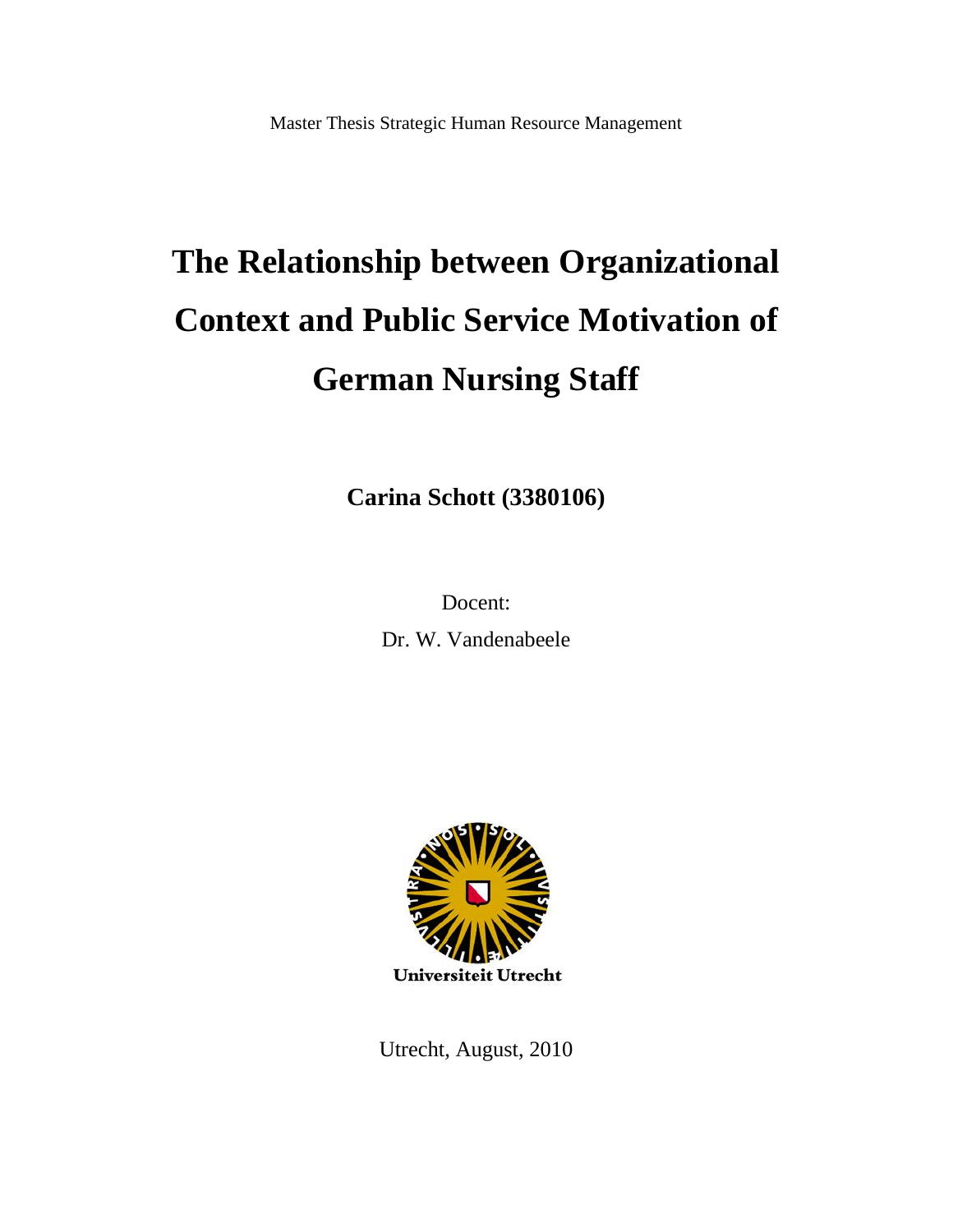Master Thesis Strategic Human Resource Management

# The Relationship between Organizational Context and Public Service Motivation of German Nursing Staff

**Carina Schott (3380106)**

Docent:

Dr. W. Vandenabeele

Universiteit Utrecht

Utrecht, August, 2010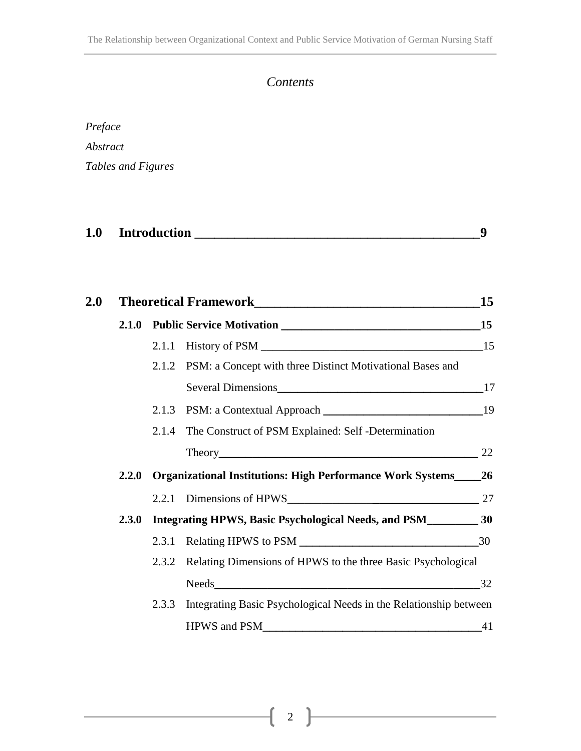*Contents*

*Preface*

*Abstract*

*Tables and Figures*

**1.0 Introduction** ____ **9**

**2.0 Theoretical Framework** ____ **15**

- **2.1.0 Public Service Motivation** ____ **15**
  - 2.1.1 History of PSM ____ 15
  - 2.1.2 PSM: a Concept with three Distinct Motivational Bases and Several Dimensions ____ 17
  - 2.1.3 PSM: a Contextual Approach ____ 19
  - 2.1.4 The Construct of PSM Explained: Self -Determination Theory ____ 22
- **2.2.0 Organizational Institutions: High Performance Work Systems** ____ **26**
  - 2.2.1 Dimensions of HPWS ____ 27
- **2.3.0 Integrating HPWS, Basic Psychological Needs, and PSM** ____ **30**
  - 2.3.1 Relating HPWS to PSM ____ 30
  - 2.3.2 Relating Dimensions of HPWS to the three Basic Psychological Needs ____ 32
  - 2.3.3 Integrating Basic Psychological Needs in the Relationship between HPWS and PSM ____ 41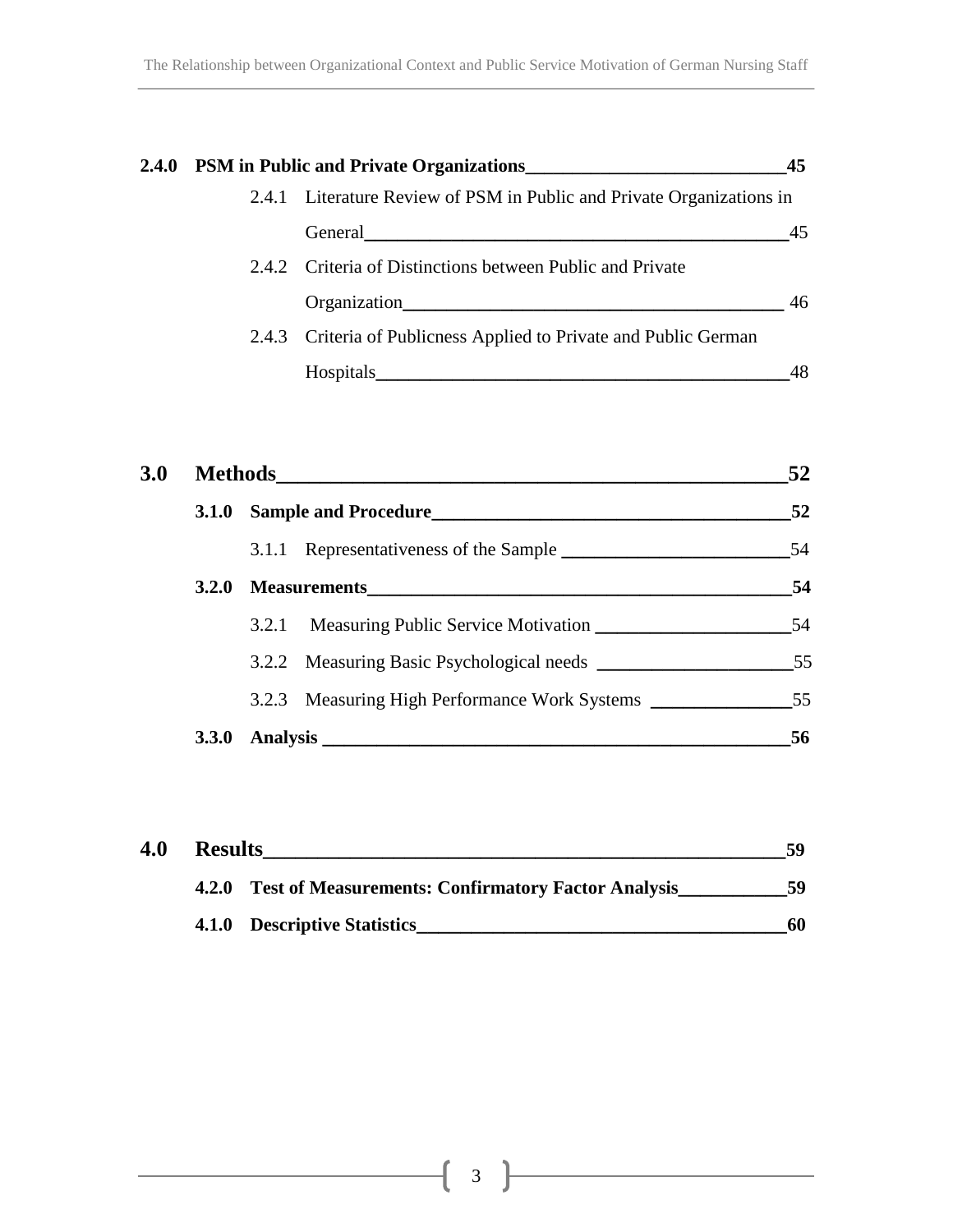**2.4.0 PSM in Public and Private Organizations 45**

- 2.4.1 Literature Review of PSM in Public and Private Organizations in General 45
- 2.4.2 Criteria of Distinctions between Public and Private Organization 46
- 2.4.3 Criteria of Publicness Applied to Private and Public German Hospitals 48

**3.0 Methods 52**

- **3.1.0 Sample and Procedure 52**
  - 3.1.1 Representativeness of the Sample 54
- **3.2.0 Measurements 54**
  - 3.2.1 Measuring Public Service Motivation 54
  - 3.2.2 Measuring Basic Psychological needs 55
  - 3.2.3 Measuring High Performance Work Systems 55
- **3.3.0 Analysis 56**

**4.0 Results 59**

- **4.2.0 Test of Measurements: Confirmatory Factor Analysis 59**
- **4.1.0 Descriptive Statistics 60**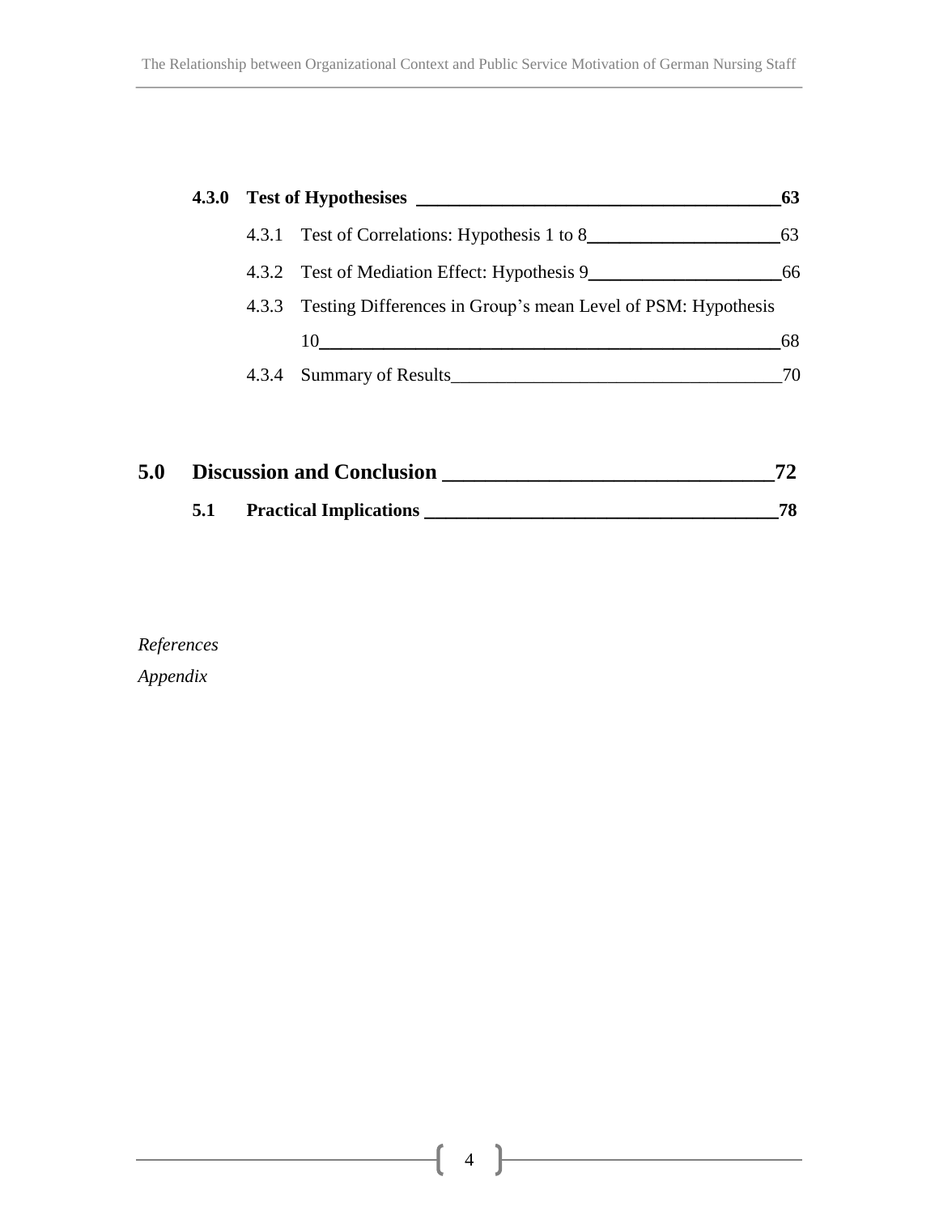**4.3.0 Test of Hypothesises** ________________________________________63

4.3.1 Test of Correlations: Hypothesis 1 to 8____________________63

4.3.2 Test of Mediation Effect: Hypothesis 9____________________66

4.3.3 Testing Differences in Group's mean Level of PSM: Hypothesis 10________________________________________________68

4.3.4 Summary of Results___________________________________70

**5.0 Discussion and Conclusion** ______________________________**72**

**5.1 Practical Implications** ___________________________________**78**

*References*

*Appendix*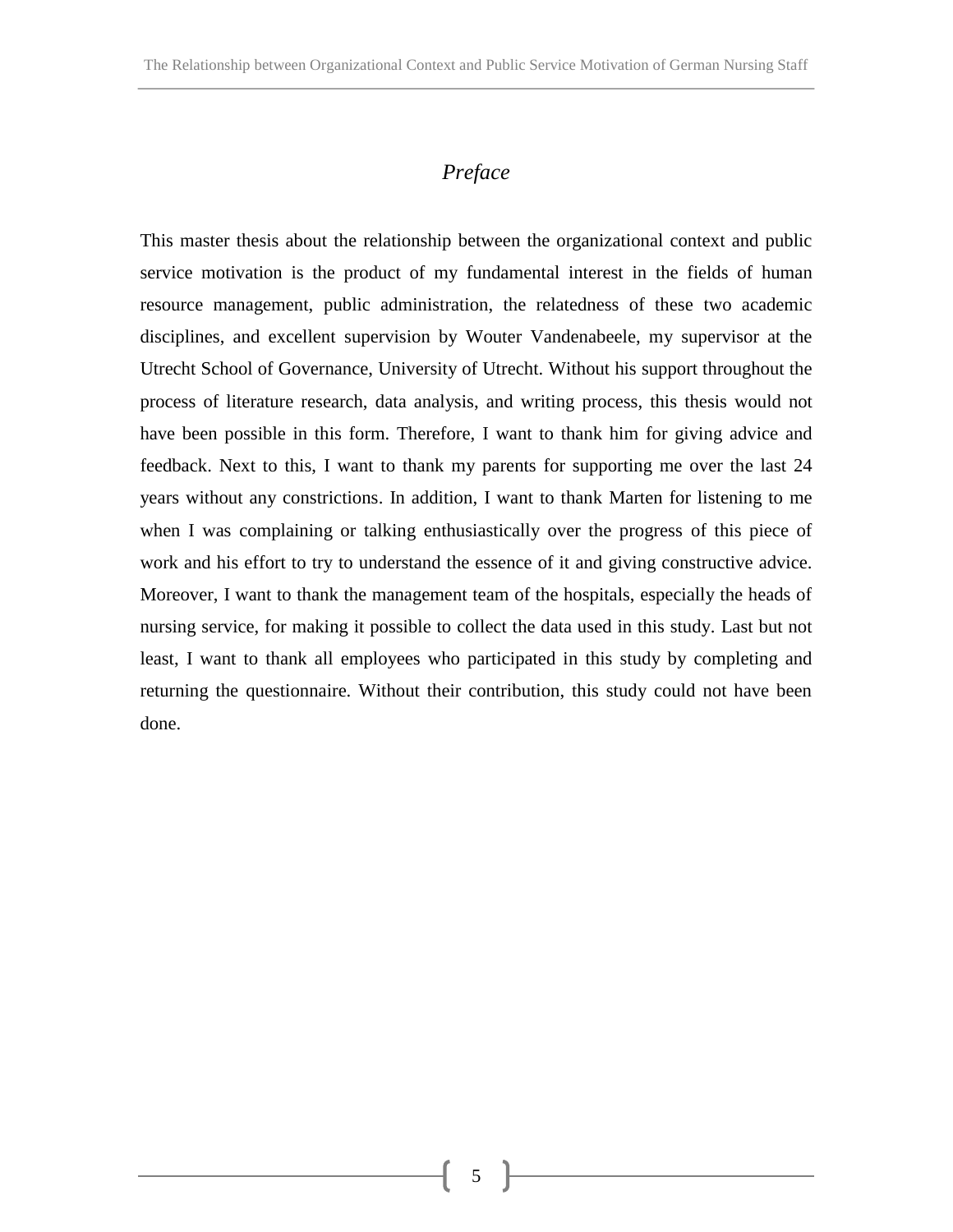# *Preface*

This master thesis about the relationship between the organizational context and public service motivation is the product of my fundamental interest in the fields of human resource management, public administration, the relatedness of these two academic disciplines, and excellent supervision by Wouter Vandenabeele, my supervisor at the Utrecht School of Governance, University of Utrecht. Without his support throughout the process of literature research, data analysis, and writing process, this thesis would not have been possible in this form. Therefore, I want to thank him for giving advice and feedback. Next to this, I want to thank my parents for supporting me over the last 24 years without any constrictions. In addition, I want to thank Marten for listening to me when I was complaining or talking enthusiastically over the progress of this piece of work and his effort to try to understand the essence of it and giving constructive advice. Moreover, I want to thank the management team of the hospitals, especially the heads of nursing service, for making it possible to collect the data used in this study. Last but not least, I want to thank all employees who participated in this study by completing and returning the questionnaire. Without their contribution, this study could not have been done.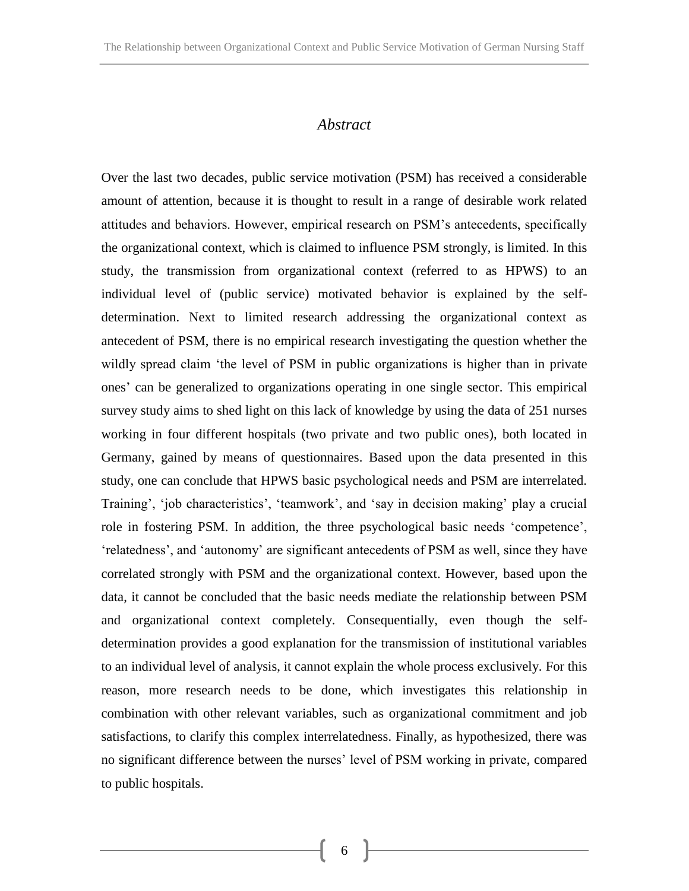# *Abstract*

Over the last two decades, public service motivation (PSM) has received a considerable amount of attention, because it is thought to result in a range of desirable work related attitudes and behaviors. However, empirical research on PSM's antecedents, specifically the organizational context, which is claimed to influence PSM strongly, is limited. In this study, the transmission from organizational context (referred to as HPWS) to an individual level of (public service) motivated behavior is explained by the self-determination. Next to limited research addressing the organizational context as antecedent of PSM, there is no empirical research investigating the question whether the wildly spread claim 'the level of PSM in public organizations is higher than in private ones' can be generalized to organizations operating in one single sector. This empirical survey study aims to shed light on this lack of knowledge by using the data of 251 nurses working in four different hospitals (two private and two public ones), both located in Germany, gained by means of questionnaires. Based upon the data presented in this study, one can conclude that HPWS basic psychological needs and PSM are interrelated. Training', 'job characteristics', 'teamwork', and 'say in decision making' play a crucial role in fostering PSM. In addition, the three psychological basic needs 'competence', 'relatedness', and 'autonomy' are significant antecedents of PSM as well, since they have correlated strongly with PSM and the organizational context. However, based upon the data, it cannot be concluded that the basic needs mediate the relationship between PSM and organizational context completely. Consequentially, even though the self-determination provides a good explanation for the transmission of institutional variables to an individual level of analysis, it cannot explain the whole process exclusively. For this reason, more research needs to be done, which investigates this relationship in combination with other relevant variables, such as organizational commitment and job satisfactions, to clarify this complex interrelatedness. Finally, as hypothesized, there was no significant difference between the nurses' level of PSM working in private, compared to public hospitals.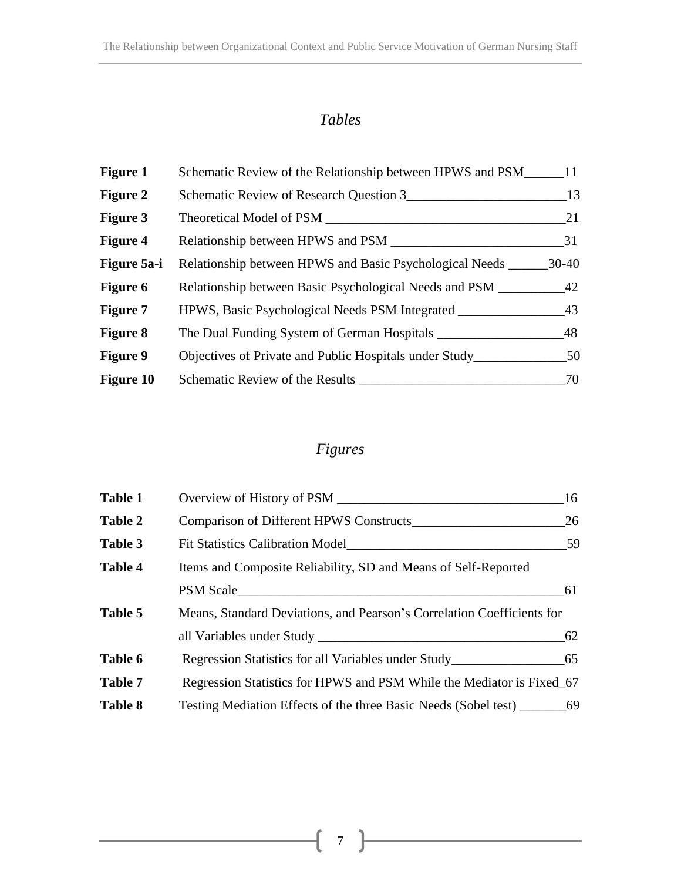## *Tables*

| | | |
|---|---|---|
| **Figure 1** | Schematic Review of the Relationship between HPWS and PSM | 11 |
| **Figure 2** | Schematic Review of Research Question 3 | 13 |
| **Figure 3** | Theoretical Model of PSM | 21 |
| **Figure 4** | Relationship between HPWS and PSM | 31 |
| **Figure 5a-i** | Relationship between HPWS and Basic Psychological Needs | 30-40 |
| **Figure 6** | Relationship between Basic Psychological Needs and PSM | 42 |
| **Figure 7** | HPWS, Basic Psychological Needs PSM Integrated | 43 |
| **Figure 8** | The Dual Funding System of German Hospitals | 48 |
| **Figure 9** | Objectives of Private and Public Hospitals under Study | 50 |
| **Figure 10** | Schematic Review of the Results | 70 |

## *Figures*

| | | |
|---|---|---|
| **Table 1** | Overview of History of PSM | 16 |
| **Table 2** | Comparison of Different HPWS Constructs | 26 |
| **Table 3** | Fit Statistics Calibration Model | 59 |
| **Table 4** | Items and Composite Reliability, SD and Means of Self-Reported PSM Scale | 61 |
| **Table 5** | Means, Standard Deviations, and Pearson's Correlation Coefficients for all Variables under Study | 62 |
| **Table 6** | Regression Statistics for all Variables under Study | 65 |
| **Table 7** | Regression Statistics for HPWS and PSM While the Mediator is Fixed | 67 |
| **Table 8** | Testing Mediation Effects of the three Basic Needs (Sobel test) | 69 |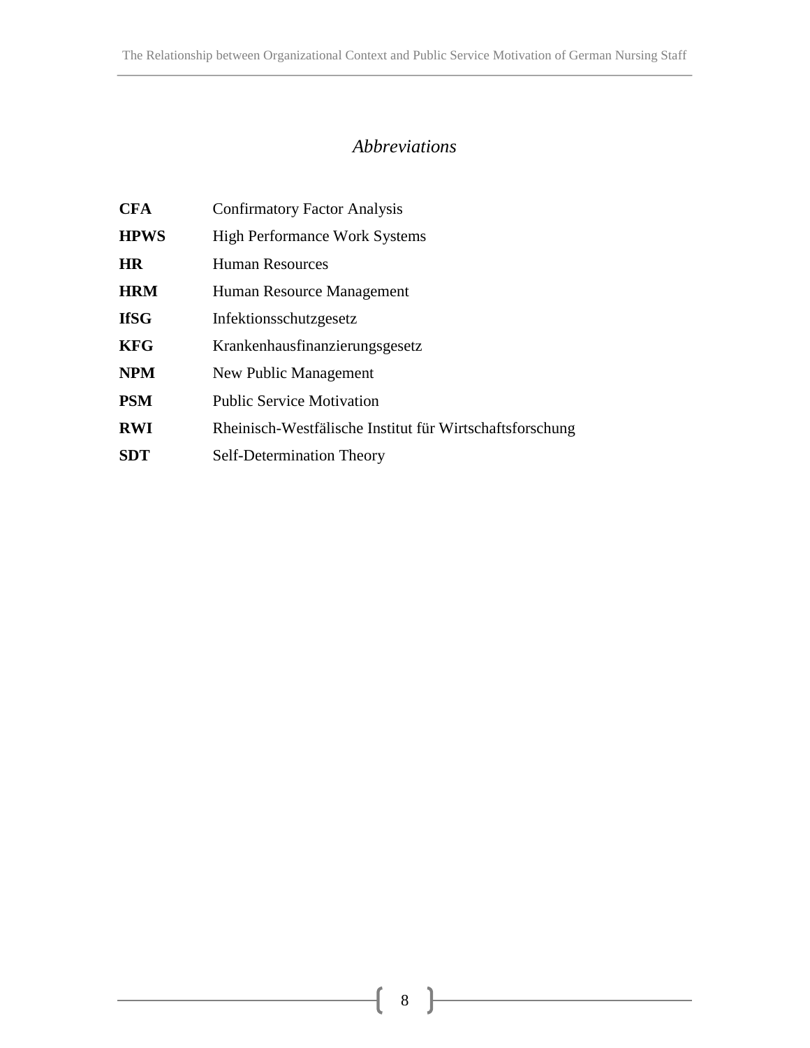# *Abbreviations*

| | |
|---|---|
| **CFA** | Confirmatory Factor Analysis |
| **HPWS** | High Performance Work Systems |
| **HR** | Human Resources |
| **HRM** | Human Resource Management |
| **IfSG** | Infektionsschutzgesetz |
| **KFG** | Krankenhausfinanzierungsgesetz |
| **NPM** | New Public Management |
| **PSM** | Public Service Motivation |
| **RWI** | Rheinisch-Westfälische Institut für Wirtschaftsforschung |
| **SDT** | Self-Determination Theory |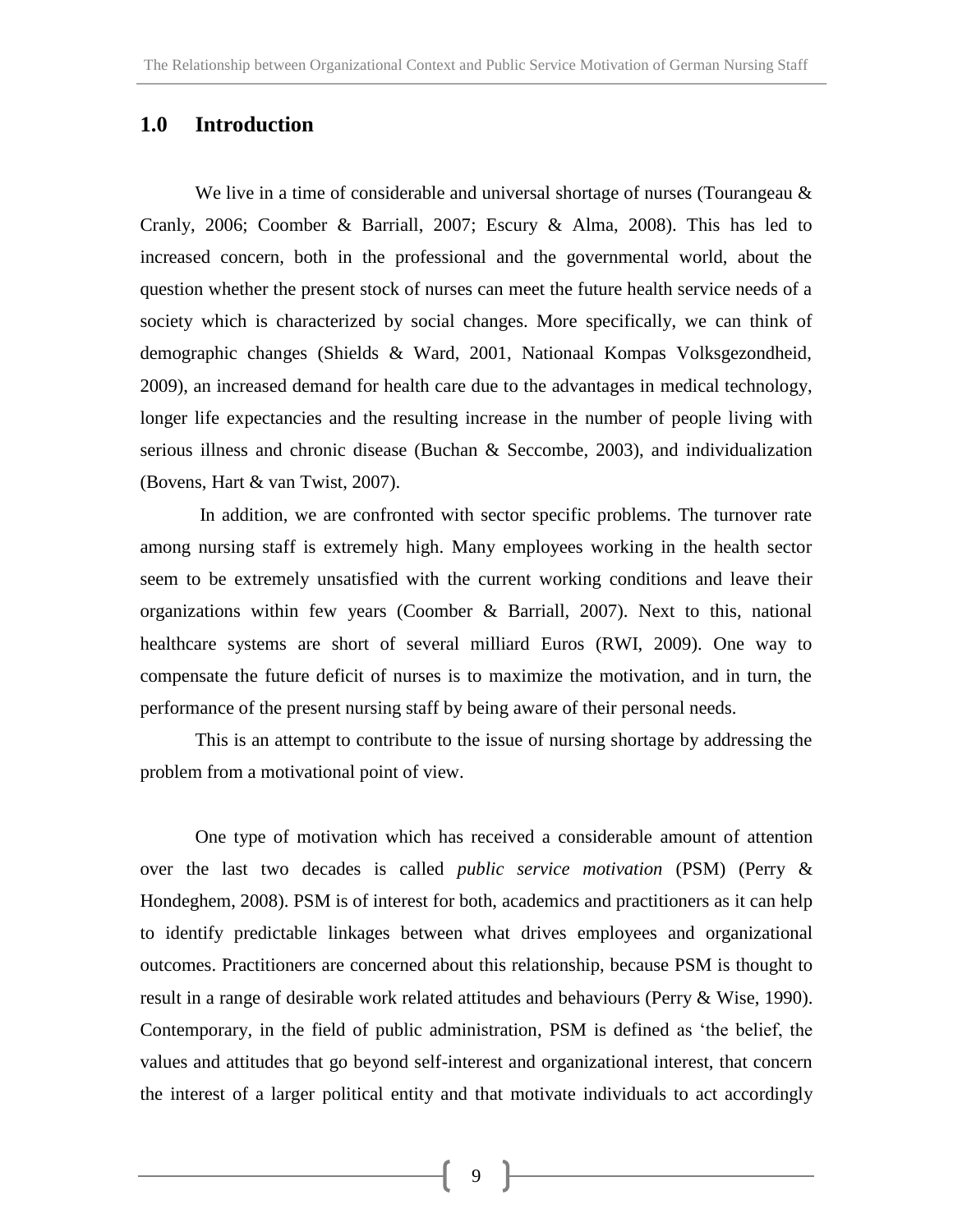# 1.0 Introduction

We live in a time of considerable and universal shortage of nurses (Tourangeau & Cranly, 2006; Coomber & Barriall, 2007; Escury & Alma, 2008). This has led to increased concern, both in the professional and the governmental world, about the question whether the present stock of nurses can meet the future health service needs of a society which is characterized by social changes. More specifically, we can think of demographic changes (Shields & Ward, 2001, Nationaal Kompas Volksgezondheid, 2009), an increased demand for health care due to the advantages in medical technology, longer life expectancies and the resulting increase in the number of people living with serious illness and chronic disease (Buchan & Seccombe, 2003), and individualization (Bovens, Hart & van Twist, 2007).

In addition, we are confronted with sector specific problems. The turnover rate among nursing staff is extremely high. Many employees working in the health sector seem to be extremely unsatisfied with the current working conditions and leave their organizations within few years (Coomber & Barriall, 2007). Next to this, national healthcare systems are short of several milliard Euros (RWI, 2009). One way to compensate the future deficit of nurses is to maximize the motivation, and in turn, the performance of the present nursing staff by being aware of their personal needs.

This is an attempt to contribute to the issue of nursing shortage by addressing the problem from a motivational point of view.

One type of motivation which has received a considerable amount of attention over the last two decades is called *public service motivation* (PSM) (Perry & Hondeghem, 2008). PSM is of interest for both, academics and practitioners as it can help to identify predictable linkages between what drives employees and organizational outcomes. Practitioners are concerned about this relationship, because PSM is thought to result in a range of desirable work related attitudes and behaviours (Perry & Wise, 1990). Contemporary, in the field of public administration, PSM is defined as 'the belief, the values and attitudes that go beyond self-interest and organizational interest, that concern the interest of a larger political entity and that motivate individuals to act accordingly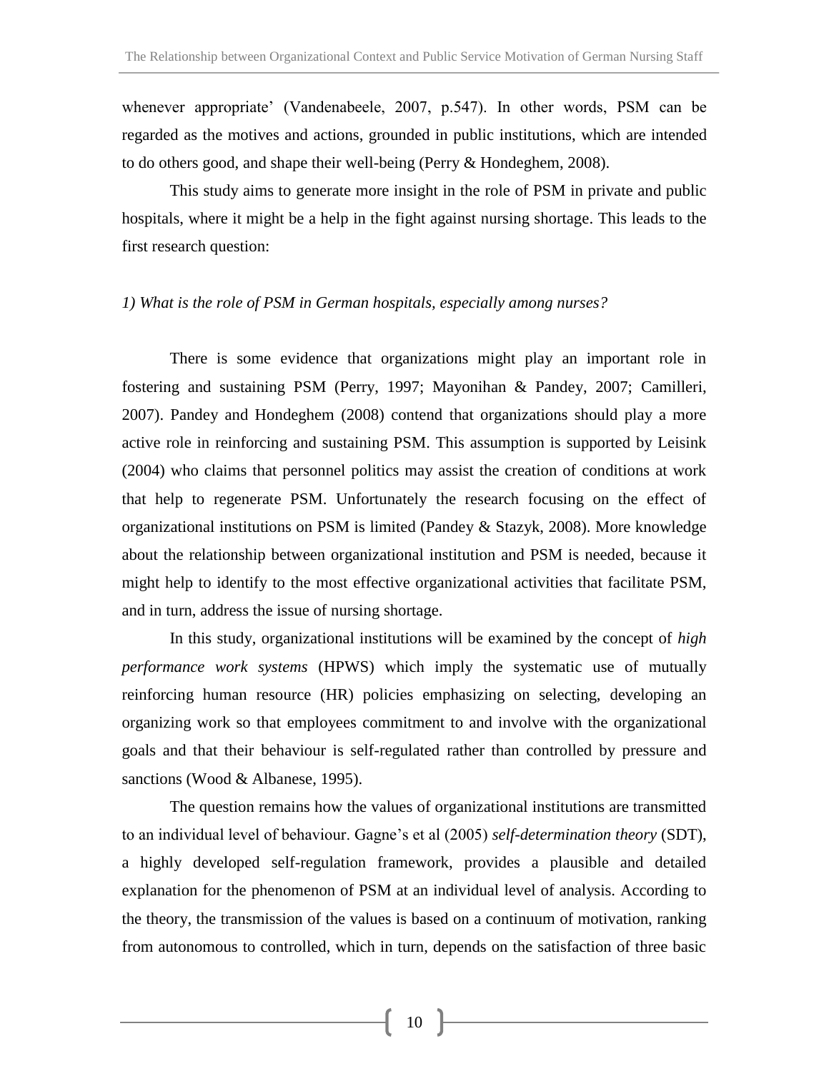whenever appropriate' (Vandenabeele, 2007, p.547). In other words, PSM can be regarded as the motives and actions, grounded in public institutions, which are intended to do others good, and shape their well-being (Perry & Hondeghem, 2008).

This study aims to generate more insight in the role of PSM in private and public hospitals, where it might be a help in the fight against nursing shortage. This leads to the first research question:

*1) What is the role of PSM in German hospitals, especially among nurses?*

There is some evidence that organizations might play an important role in fostering and sustaining PSM (Perry, 1997; Mayonihan & Pandey, 2007; Camilleri, 2007). Pandey and Hondeghem (2008) contend that organizations should play a more active role in reinforcing and sustaining PSM. This assumption is supported by Leisink (2004) who claims that personnel politics may assist the creation of conditions at work that help to regenerate PSM. Unfortunately the research focusing on the effect of organizational institutions on PSM is limited (Pandey & Stazyk, 2008). More knowledge about the relationship between organizational institution and PSM is needed, because it might help to identify to the most effective organizational activities that facilitate PSM, and in turn, address the issue of nursing shortage.

In this study, organizational institutions will be examined by the concept of *high performance work systems* (HPWS) which imply the systematic use of mutually reinforcing human resource (HR) policies emphasizing on selecting, developing an organizing work so that employees commitment to and involve with the organizational goals and that their behaviour is self-regulated rather than controlled by pressure and sanctions (Wood & Albanese, 1995).

The question remains how the values of organizational institutions are transmitted to an individual level of behaviour. Gagne's et al (2005) *self-determination theory* (SDT), a highly developed self-regulation framework, provides a plausible and detailed explanation for the phenomenon of PSM at an individual level of analysis. According to the theory, the transmission of the values is based on a continuum of motivation, ranking from autonomous to controlled, which in turn, depends on the satisfaction of three basic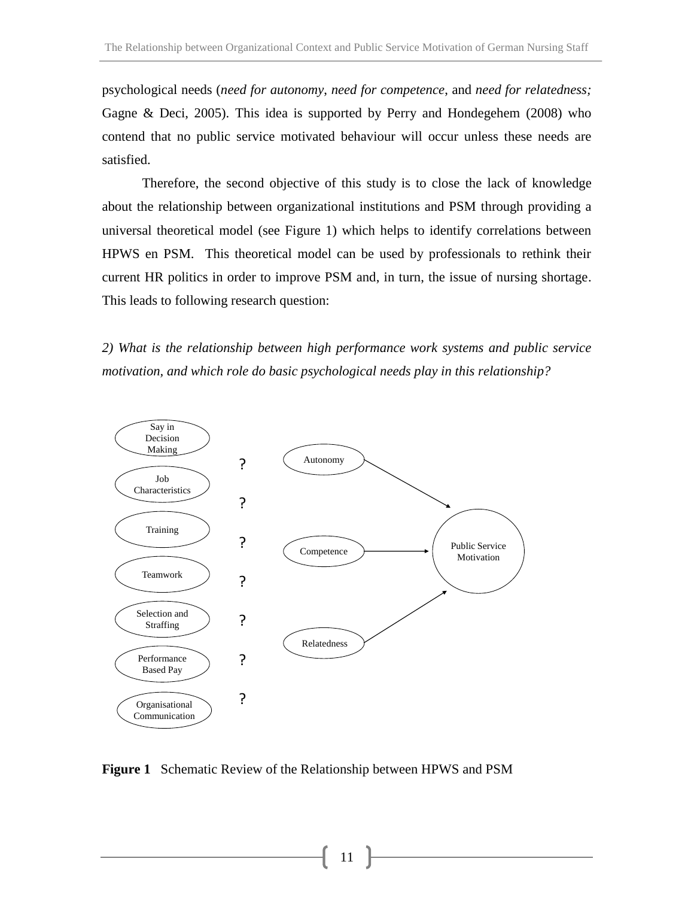psychological needs (*need for autonomy*, *need for competence*, and *need for relatedness;* Gagne & Deci, 2005). This idea is supported by Perry and Hondegehem (2008) who contend that no public service motivated behaviour will occur unless these needs are satisfied.

Therefore, the second objective of this study is to close the lack of knowledge about the relationship between organizational institutions and PSM through providing a universal theoretical model (see Figure 1) which helps to identify correlations between HPWS en PSM. This theoretical model can be used by professionals to rethink their current HR politics in order to improve PSM and, in turn, the issue of nursing shortage. This leads to following research question:

*2) What is the relationship between high performance work systems and public service motivation, and which role do basic psychological needs play in this relationship?*

**Figure 1** Schematic Review of the Relationship between HPWS and PSM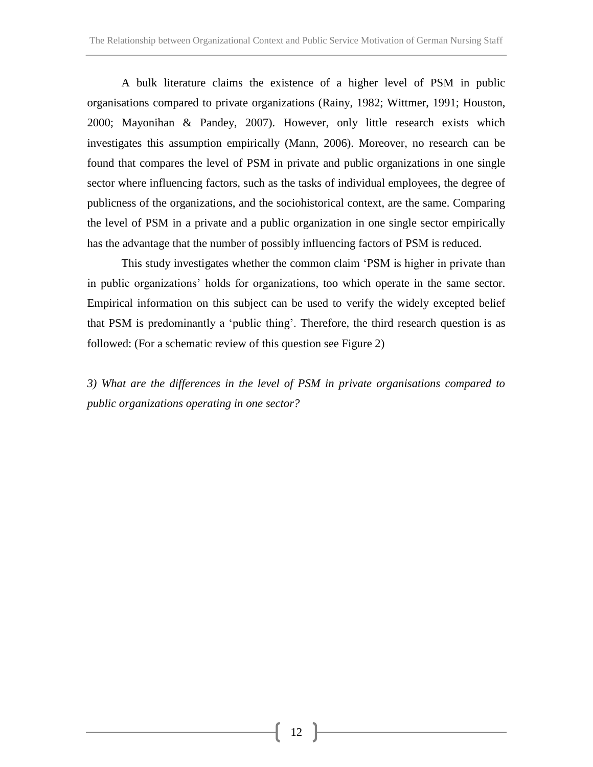A bulk literature claims the existence of a higher level of PSM in public organisations compared to private organizations (Rainy, 1982; Wittmer, 1991; Houston, 2000; Mayonihan & Pandey, 2007). However, only little research exists which investigates this assumption empirically (Mann, 2006). Moreover, no research can be found that compares the level of PSM in private and public organizations in one single sector where influencing factors, such as the tasks of individual employees, the degree of publicness of the organizations, and the sociohistorical context, are the same. Comparing the level of PSM in a private and a public organization in one single sector empirically has the advantage that the number of possibly influencing factors of PSM is reduced.

This study investigates whether the common claim 'PSM is higher in private than in public organizations' holds for organizations, too which operate in the same sector. Empirical information on this subject can be used to verify the widely excepted belief that PSM is predominantly a 'public thing'. Therefore, the third research question is as followed: (For a schematic review of this question see Figure 2)

*3) What are the differences in the level of PSM in private organisations compared to public organizations operating in one sector?*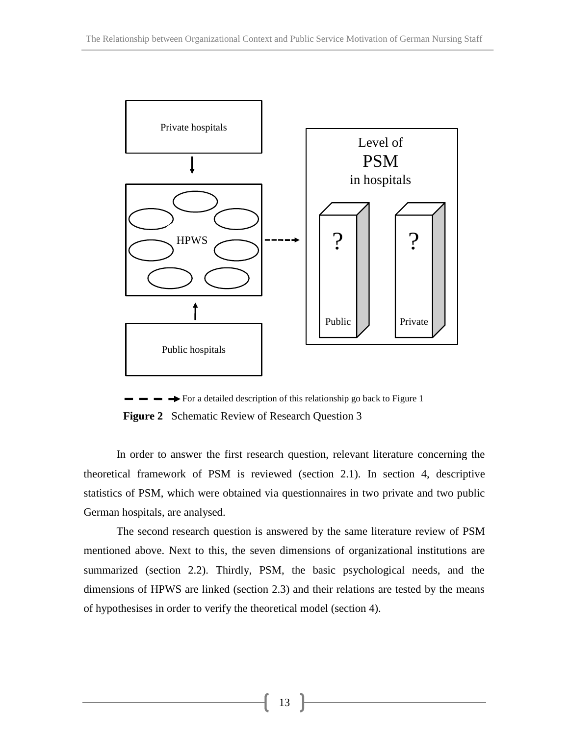**Figure 2** Schematic Review of Research Question 3

In order to answer the first research question, relevant literature concerning the theoretical framework of PSM is reviewed (section 2.1). In section 4, descriptive statistics of PSM, which were obtained via questionnaires in two private and two public German hospitals, are analysed.

The second research question is answered by the same literature review of PSM mentioned above. Next to this, the seven dimensions of organizational institutions are summarized (section 2.2). Thirdly, PSM, the basic psychological needs, and the dimensions of HPWS are linked (section 2.3) and their relations are tested by the means of hypothesises in order to verify the theoretical model (section 4).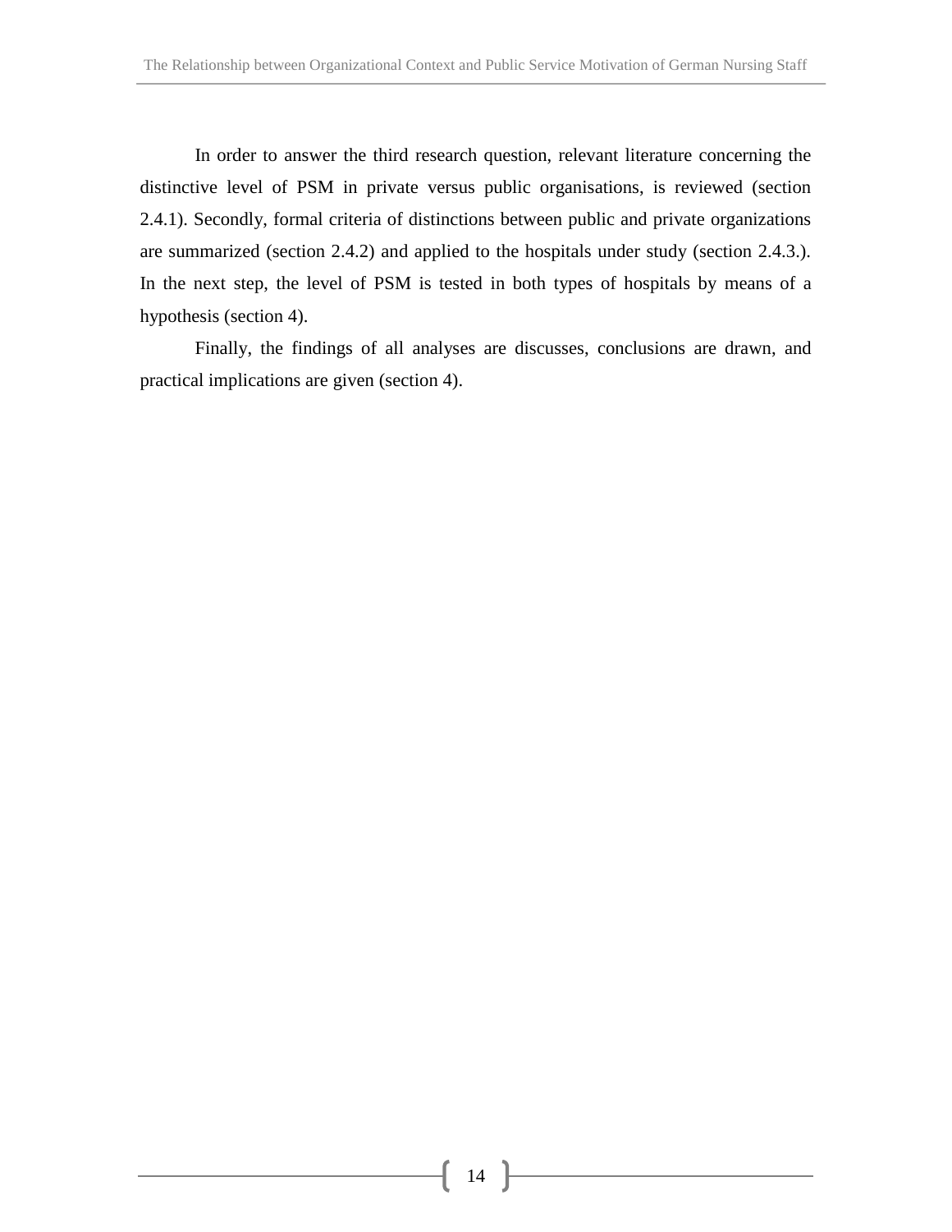In order to answer the third research question, relevant literature concerning the distinctive level of PSM in private versus public organisations, is reviewed (section 2.4.1). Secondly, formal criteria of distinctions between public and private organizations are summarized (section 2.4.2) and applied to the hospitals under study (section 2.4.3.). In the next step, the level of PSM is tested in both types of hospitals by means of a hypothesis (section 4).

Finally, the findings of all analyses are discusses, conclusions are drawn, and practical implications are given (section 4).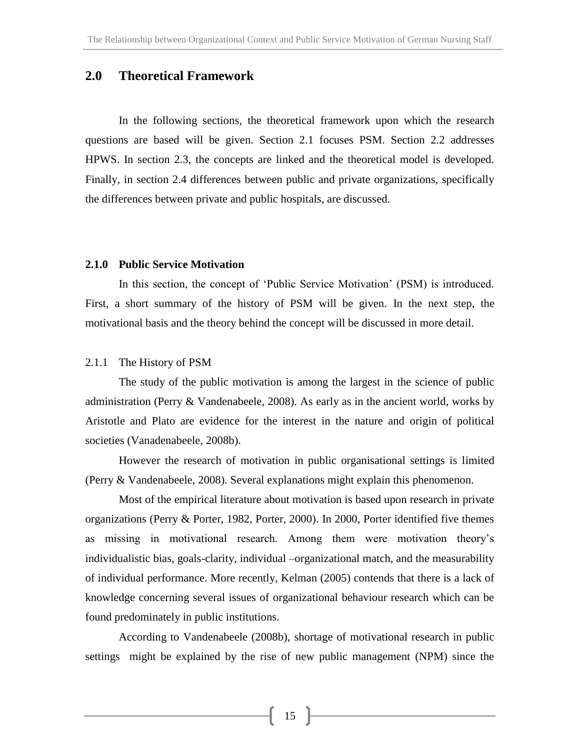## 2.0 Theoretical Framework

In the following sections, the theoretical framework upon which the research questions are based will be given. Section 2.1 focuses PSM. Section 2.2 addresses HPWS. In section 2.3, the concepts are linked and the theoretical model is developed. Finally, in section 2.4 differences between public and private organizations, specifically the differences between private and public hospitals, are discussed.

### 2.1.0 Public Service Motivation

In this section, the concept of 'Public Service Motivation' (PSM) is introduced. First, a short summary of the history of PSM will be given. In the next step, the motivational basis and the theory behind the concept will be discussed in more detail.

#### 2.1.1 The History of PSM

The study of the public motivation is among the largest in the science of public administration (Perry & Vandenabeele, 2008). As early as in the ancient world, works by Aristotle and Plato are evidence for the interest in the nature and origin of political societies (Vanadenabeele, 2008b).

However the research of motivation in public organisational settings is limited (Perry & Vandenabeele, 2008). Several explanations might explain this phenomenon.

Most of the empirical literature about motivation is based upon research in private organizations (Perry & Porter, 1982, Porter, 2000). In 2000, Porter identified five themes as missing in motivational research. Among them were motivation theory's individualistic bias, goals-clarity, individual –organizational match, and the measurability of individual performance. More recently, Kelman (2005) contends that there is a lack of knowledge concerning several issues of organizational behaviour research which can be found predominately in public institutions.

According to Vandenabeele (2008b), shortage of motivational research in public settings might be explained by the rise of new public management (NPM) since the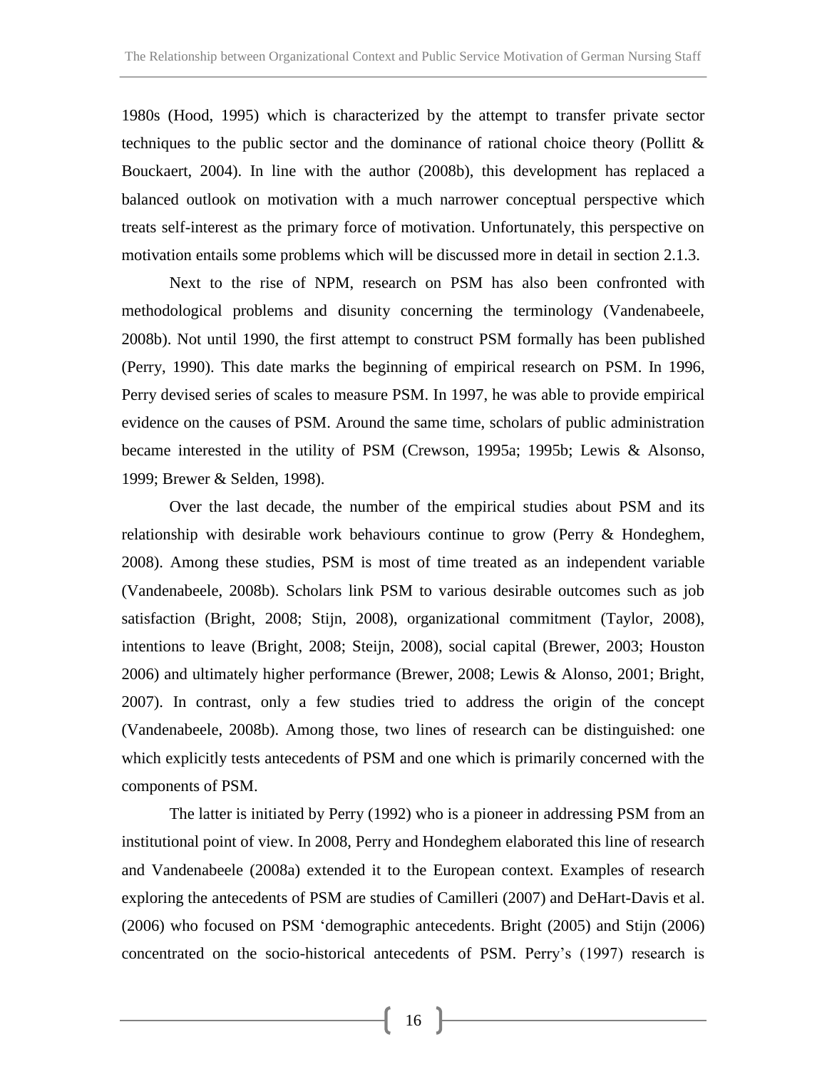1980s (Hood, 1995) which is characterized by the attempt to transfer private sector techniques to the public sector and the dominance of rational choice theory (Pollitt & Bouckaert, 2004). In line with the author (2008b), this development has replaced a balanced outlook on motivation with a much narrower conceptual perspective which treats self-interest as the primary force of motivation. Unfortunately, this perspective on motivation entails some problems which will be discussed more in detail in section 2.1.3.

Next to the rise of NPM, research on PSM has also been confronted with methodological problems and disunity concerning the terminology (Vandenabeele, 2008b). Not until 1990, the first attempt to construct PSM formally has been published (Perry, 1990). This date marks the beginning of empirical research on PSM. In 1996, Perry devised series of scales to measure PSM. In 1997, he was able to provide empirical evidence on the causes of PSM. Around the same time, scholars of public administration became interested in the utility of PSM (Crewson, 1995a; 1995b; Lewis & Alsonso, 1999; Brewer & Selden, 1998).

Over the last decade, the number of the empirical studies about PSM and its relationship with desirable work behaviours continue to grow (Perry & Hondeghem, 2008). Among these studies, PSM is most of time treated as an independent variable (Vandenabeele, 2008b). Scholars link PSM to various desirable outcomes such as job satisfaction (Bright, 2008; Stijn, 2008), organizational commitment (Taylor, 2008), intentions to leave (Bright, 2008; Steijn, 2008), social capital (Brewer, 2003; Houston 2006) and ultimately higher performance (Brewer, 2008; Lewis & Alonso, 2001; Bright, 2007). In contrast, only a few studies tried to address the origin of the concept (Vandenabeele, 2008b). Among those, two lines of research can be distinguished: one which explicitly tests antecedents of PSM and one which is primarily concerned with the components of PSM.

The latter is initiated by Perry (1992) who is a pioneer in addressing PSM from an institutional point of view. In 2008, Perry and Hondeghem elaborated this line of research and Vandenabeele (2008a) extended it to the European context. Examples of research exploring the antecedents of PSM are studies of Camilleri (2007) and DeHart-Davis et al. (2006) who focused on PSM 'demographic antecedents. Bright (2005) and Stijn (2006) concentrated on the socio-historical antecedents of PSM. Perry's (1997) research is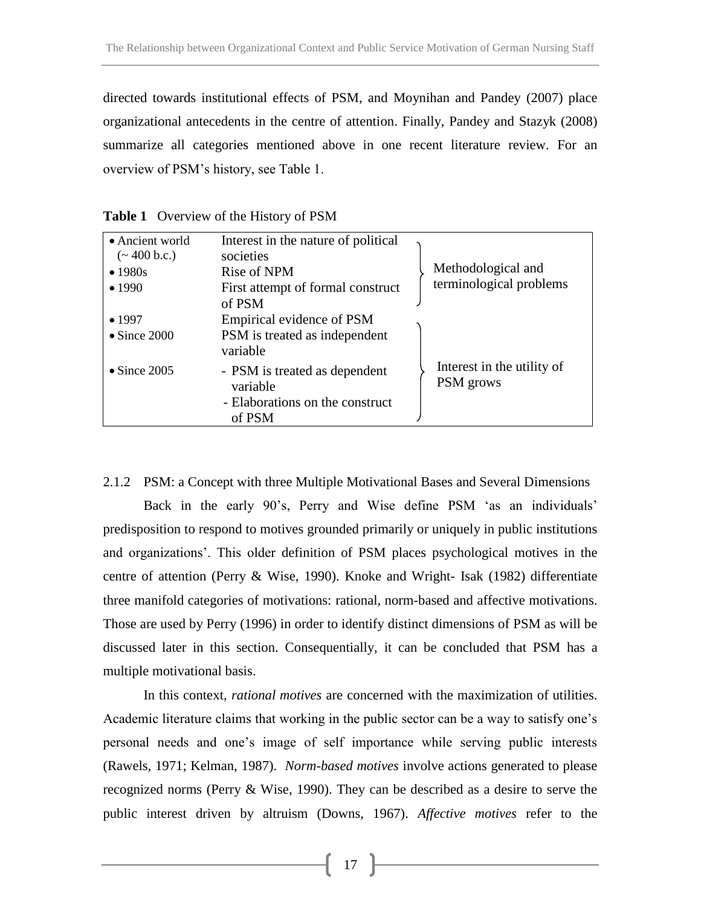directed towards institutional effects of PSM, and Moynihan and Pandey (2007) place organizational antecedents in the centre of attention. Finally, Pandey and Stazyk (2008) summarize all categories mentioned above in one recent literature review. For an overview of PSM's history, see Table 1.

**Table 1** Overview of the History of PSM

| | | |
|---|---|---|
| • Ancient world (~ 400 b.c.) | Interest in the nature of political societies | Methodological and terminological problems |
| • 1980s | Rise of NPM | |
| • 1990 | First attempt of formal construct of PSM | |
| • 1997 | Empirical evidence of PSM | Interest in the utility of PSM grows |
| • Since 2000 | PSM is treated as independent variable | |
| • Since 2005 | - PSM is treated as dependent variable<br>- Elaborations on the construct of PSM | |

2.1.2 PSM: a Concept with three Multiple Motivational Bases and Several Dimensions

Back in the early 90's, Perry and Wise define PSM 'as an individuals' predisposition to respond to motives grounded primarily or uniquely in public institutions and organizations'. This older definition of PSM places psychological motives in the centre of attention (Perry & Wise, 1990). Knoke and Wright- Isak (1982) differentiate three manifold categories of motivations: rational, norm-based and affective motivations. Those are used by Perry (1996) in order to identify distinct dimensions of PSM as will be discussed later in this section. Consequentially, it can be concluded that PSM has a multiple motivational basis.

In this context, *rational motives* are concerned with the maximization of utilities. Academic literature claims that working in the public sector can be a way to satisfy one's personal needs and one's image of self importance while serving public interests (Rawels, 1971; Kelman, 1987). *Norm-based motives* involve actions generated to please recognized norms (Perry & Wise, 1990). They can be described as a desire to serve the public interest driven by altruism (Downs, 1967). *Affective motives* refer to the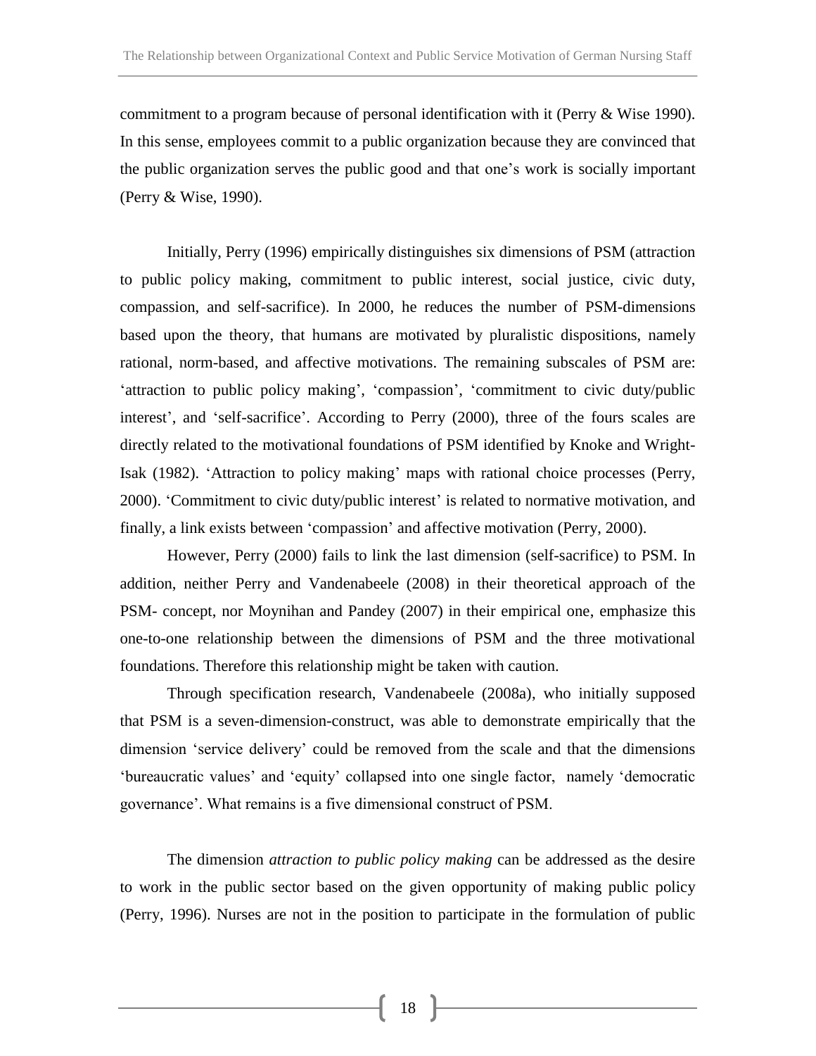commitment to a program because of personal identification with it (Perry & Wise 1990). In this sense, employees commit to a public organization because they are convinced that the public organization serves the public good and that one's work is socially important (Perry & Wise, 1990).

Initially, Perry (1996) empirically distinguishes six dimensions of PSM (attraction to public policy making, commitment to public interest, social justice, civic duty, compassion, and self-sacrifice). In 2000, he reduces the number of PSM-dimensions based upon the theory, that humans are motivated by pluralistic dispositions, namely rational, norm-based, and affective motivations. The remaining subscales of PSM are: 'attraction to public policy making', 'compassion', 'commitment to civic duty/public interest', and 'self-sacrifice'. According to Perry (2000), three of the fours scales are directly related to the motivational foundations of PSM identified by Knoke and Wright-Isak (1982). 'Attraction to policy making' maps with rational choice processes (Perry, 2000). 'Commitment to civic duty/public interest' is related to normative motivation, and finally, a link exists between 'compassion' and affective motivation (Perry, 2000).

However, Perry (2000) fails to link the last dimension (self-sacrifice) to PSM. In addition, neither Perry and Vandenabeele (2008) in their theoretical approach of the PSM- concept, nor Moynihan and Pandey (2007) in their empirical one, emphasize this one-to-one relationship between the dimensions of PSM and the three motivational foundations. Therefore this relationship might be taken with caution.

Through specification research, Vandenabeele (2008a), who initially supposed that PSM is a seven-dimension-construct, was able to demonstrate empirically that the dimension 'service delivery' could be removed from the scale and that the dimensions 'bureaucratic values' and 'equity' collapsed into one single factor, namely 'democratic governance'. What remains is a five dimensional construct of PSM.

The dimension *attraction to public policy making* can be addressed as the desire to work in the public sector based on the given opportunity of making public policy (Perry, 1996). Nurses are not in the position to participate in the formulation of public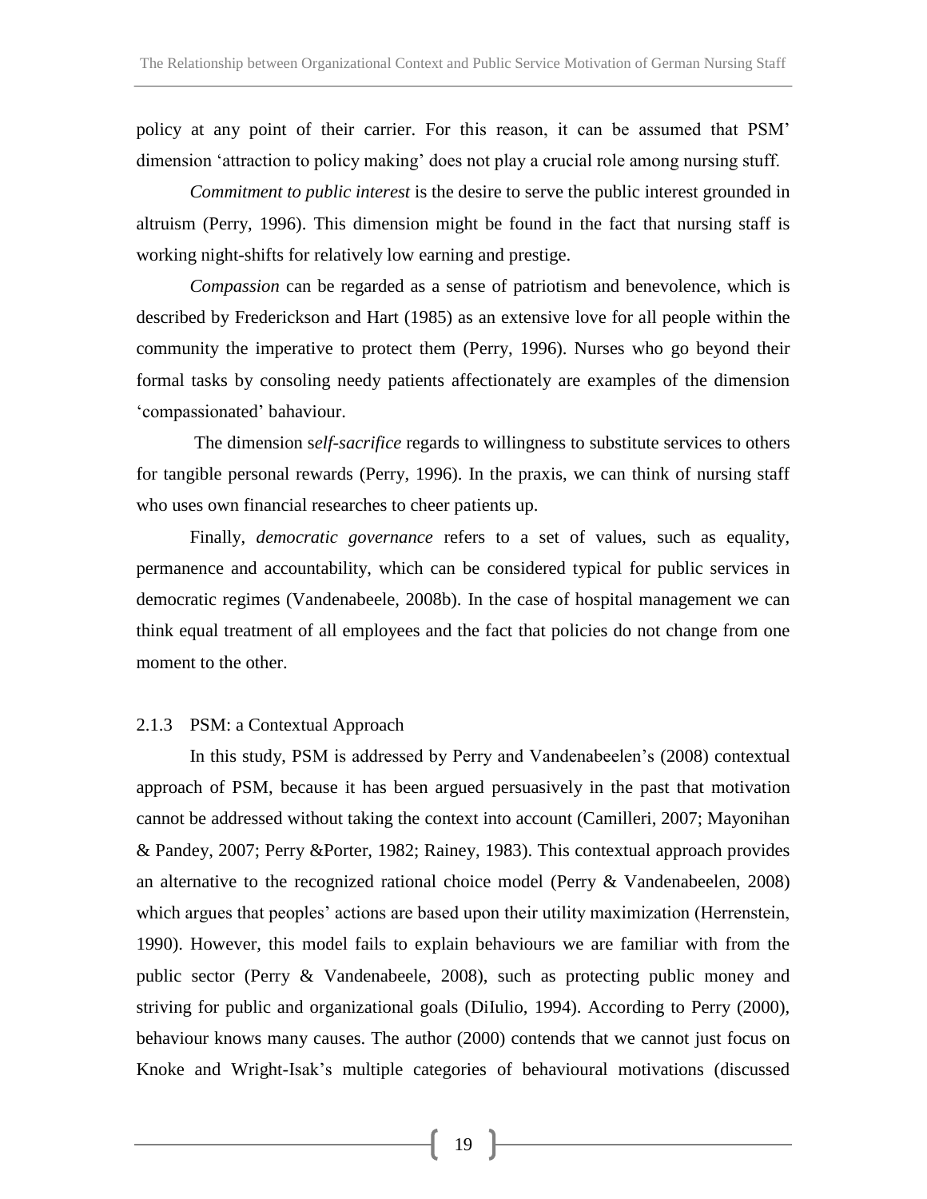policy at any point of their carrier. For this reason, it can be assumed that PSM' dimension 'attraction to policy making' does not play a crucial role among nursing stuff.

*Commitment to public interest* is the desire to serve the public interest grounded in altruism (Perry, 1996). This dimension might be found in the fact that nursing staff is working night-shifts for relatively low earning and prestige.

*Compassion* can be regarded as a sense of patriotism and benevolence, which is described by Frederickson and Hart (1985) as an extensive love for all people within the community the imperative to protect them (Perry, 1996). Nurses who go beyond their formal tasks by consoling needy patients affectionately are examples of the dimension 'compassionated' bahaviour.

The dimension s*elf-sacrifice* regards to willingness to substitute services to others for tangible personal rewards (Perry, 1996). In the praxis, we can think of nursing staff who uses own financial researches to cheer patients up.

Finally, *democratic governance* refers to a set of values, such as equality, permanence and accountability, which can be considered typical for public services in democratic regimes (Vandenabeele, 2008b). In the case of hospital management we can think equal treatment of all employees and the fact that policies do not change from one moment to the other.

### 2.1.3 PSM: a Contextual Approach

In this study, PSM is addressed by Perry and Vandenabeelen's (2008) contextual approach of PSM, because it has been argued persuasively in the past that motivation cannot be addressed without taking the context into account (Camilleri, 2007; Mayonihan & Pandey, 2007; Perry &Porter, 1982; Rainey, 1983). This contextual approach provides an alternative to the recognized rational choice model (Perry & Vandenabeelen, 2008) which argues that peoples' actions are based upon their utility maximization (Herrenstein, 1990). However, this model fails to explain behaviours we are familiar with from the public sector (Perry & Vandenabeele, 2008), such as protecting public money and striving for public and organizational goals (DiIulio, 1994). According to Perry (2000), behaviour knows many causes. The author (2000) contends that we cannot just focus on Knoke and Wright-Isak's multiple categories of behavioural motivations (discussed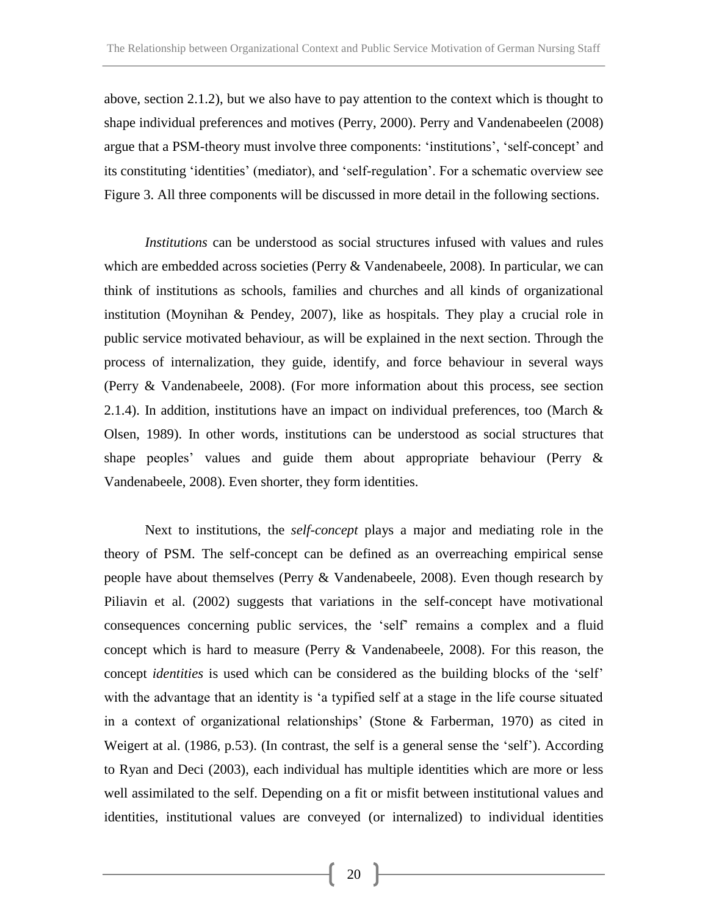above, section 2.1.2), but we also have to pay attention to the context which is thought to shape individual preferences and motives (Perry, 2000). Perry and Vandenabeelen (2008) argue that a PSM-theory must involve three components: 'institutions', 'self-concept' and its constituting 'identities' (mediator), and 'self-regulation'. For a schematic overview see Figure 3. All three components will be discussed in more detail in the following sections.

*Institutions* can be understood as social structures infused with values and rules which are embedded across societies (Perry & Vandenabeele, 2008). In particular, we can think of institutions as schools, families and churches and all kinds of organizational institution (Moynihan & Pendey, 2007), like as hospitals. They play a crucial role in public service motivated behaviour, as will be explained in the next section. Through the process of internalization, they guide, identify, and force behaviour in several ways (Perry & Vandenabeele, 2008). (For more information about this process, see section 2.1.4). In addition, institutions have an impact on individual preferences, too (March & Olsen, 1989). In other words, institutions can be understood as social structures that shape peoples' values and guide them about appropriate behaviour (Perry & Vandenabeele, 2008). Even shorter, they form identities.

Next to institutions, the *self-concept* plays a major and mediating role in the theory of PSM. The self-concept can be defined as an overreaching empirical sense people have about themselves (Perry & Vandenabeele, 2008). Even though research by Piliavin et al. (2002) suggests that variations in the self-concept have motivational consequences concerning public services, the 'self' remains a complex and a fluid concept which is hard to measure (Perry & Vandenabeele, 2008). For this reason, the concept *identities* is used which can be considered as the building blocks of the 'self' with the advantage that an identity is 'a typified self at a stage in the life course situated in a context of organizational relationships' (Stone & Farberman, 1970) as cited in Weigert at al. (1986, p.53). (In contrast, the self is a general sense the 'self'). According to Ryan and Deci (2003), each individual has multiple identities which are more or less well assimilated to the self. Depending on a fit or misfit between institutional values and identities, institutional values are conveyed (or internalized) to individual identities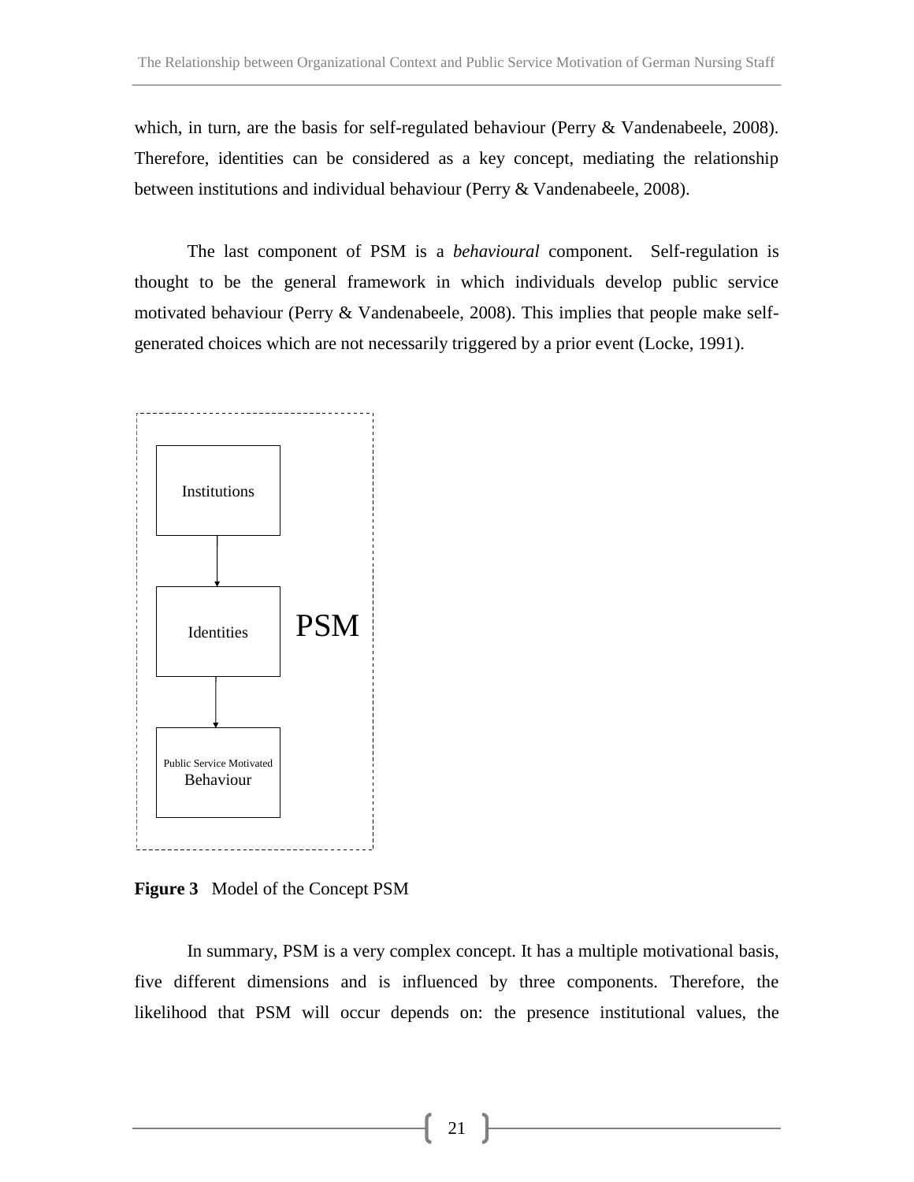which, in turn, are the basis for self-regulated behaviour (Perry & Vandenabeele, 2008). Therefore, identities can be considered as a key concept, mediating the relationship between institutions and individual behaviour (Perry & Vandenabeele, 2008).

The last component of PSM is a *behavioural* component. Self-regulation is thought to be the general framework in which individuals develop public service motivated behaviour (Perry & Vandenabeele, 2008). This implies that people make self-generated choices which are not necessarily triggered by a prior event (Locke, 1991).

Institutions

Identities

PSM

Public Service Motivated Behaviour

**Figure 3** Model of the Concept PSM

In summary, PSM is a very complex concept. It has a multiple motivational basis, five different dimensions and is influenced by three components. Therefore, the likelihood that PSM will occur depends on: the presence institutional values, the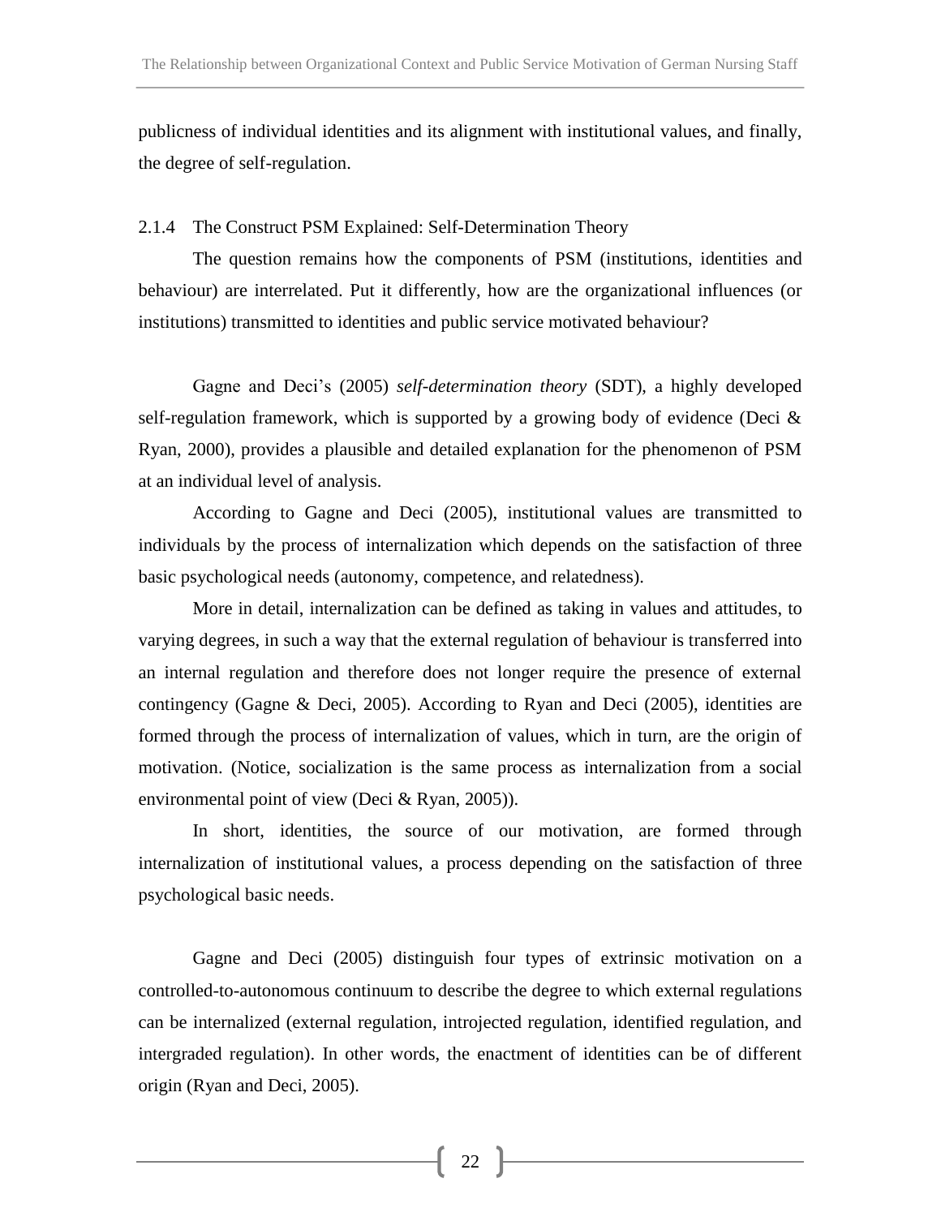publicness of individual identities and its alignment with institutional values, and finally, the degree of self-regulation.

### 2.1.4 The Construct PSM Explained: Self-Determination Theory

The question remains how the components of PSM (institutions, identities and behaviour) are interrelated. Put it differently, how are the organizational influences (or institutions) transmitted to identities and public service motivated behaviour?

Gagne and Deci's (2005) *self-determination theory* (SDT), a highly developed self-regulation framework, which is supported by a growing body of evidence (Deci & Ryan, 2000), provides a plausible and detailed explanation for the phenomenon of PSM at an individual level of analysis.

According to Gagne and Deci (2005), institutional values are transmitted to individuals by the process of internalization which depends on the satisfaction of three basic psychological needs (autonomy, competence, and relatedness).

More in detail, internalization can be defined as taking in values and attitudes, to varying degrees, in such a way that the external regulation of behaviour is transferred into an internal regulation and therefore does not longer require the presence of external contingency (Gagne & Deci, 2005). According to Ryan and Deci (2005), identities are formed through the process of internalization of values, which in turn, are the origin of motivation. (Notice, socialization is the same process as internalization from a social environmental point of view (Deci & Ryan, 2005)).

In short, identities, the source of our motivation, are formed through internalization of institutional values, a process depending on the satisfaction of three psychological basic needs.

Gagne and Deci (2005) distinguish four types of extrinsic motivation on a controlled-to-autonomous continuum to describe the degree to which external regulations can be internalized (external regulation, introjected regulation, identified regulation, and intergraded regulation). In other words, the enactment of identities can be of different origin (Ryan and Deci, 2005).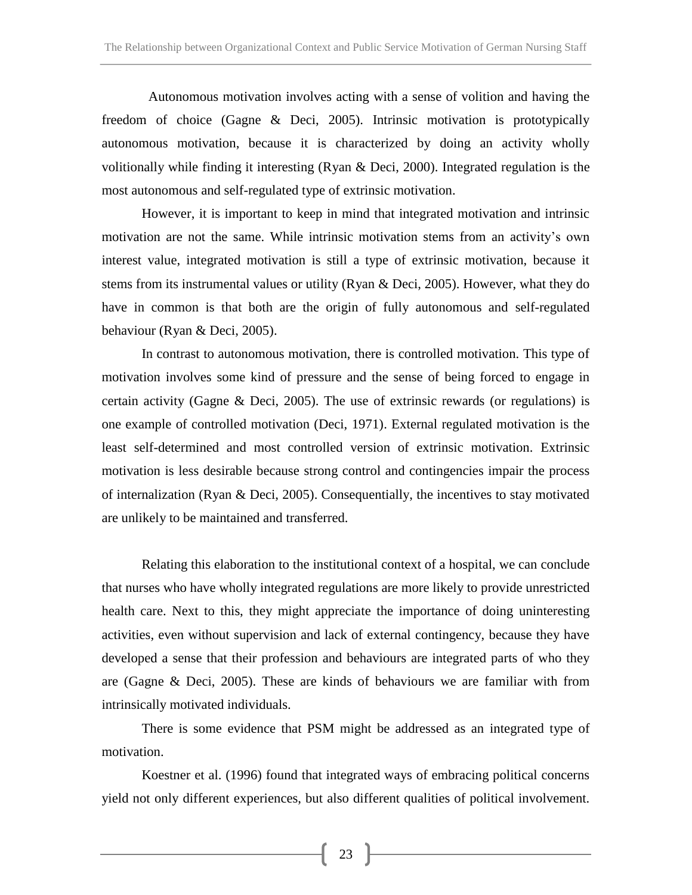Autonomous motivation involves acting with a sense of volition and having the freedom of choice (Gagne & Deci, 2005). Intrinsic motivation is prototypically autonomous motivation, because it is characterized by doing an activity wholly volitionally while finding it interesting (Ryan & Deci, 2000). Integrated regulation is the most autonomous and self-regulated type of extrinsic motivation.

However, it is important to keep in mind that integrated motivation and intrinsic motivation are not the same. While intrinsic motivation stems from an activity's own interest value, integrated motivation is still a type of extrinsic motivation, because it stems from its instrumental values or utility (Ryan & Deci, 2005). However, what they do have in common is that both are the origin of fully autonomous and self-regulated behaviour (Ryan & Deci, 2005).

In contrast to autonomous motivation, there is controlled motivation. This type of motivation involves some kind of pressure and the sense of being forced to engage in certain activity (Gagne & Deci, 2005). The use of extrinsic rewards (or regulations) is one example of controlled motivation (Deci, 1971). External regulated motivation is the least self-determined and most controlled version of extrinsic motivation. Extrinsic motivation is less desirable because strong control and contingencies impair the process of internalization (Ryan & Deci, 2005). Consequentially, the incentives to stay motivated are unlikely to be maintained and transferred.

Relating this elaboration to the institutional context of a hospital, we can conclude that nurses who have wholly integrated regulations are more likely to provide unrestricted health care. Next to this, they might appreciate the importance of doing uninteresting activities, even without supervision and lack of external contingency, because they have developed a sense that their profession and behaviours are integrated parts of who they are (Gagne & Deci, 2005). These are kinds of behaviours we are familiar with from intrinsically motivated individuals.

There is some evidence that PSM might be addressed as an integrated type of motivation.

Koestner et al. (1996) found that integrated ways of embracing political concerns yield not only different experiences, but also different qualities of political involvement.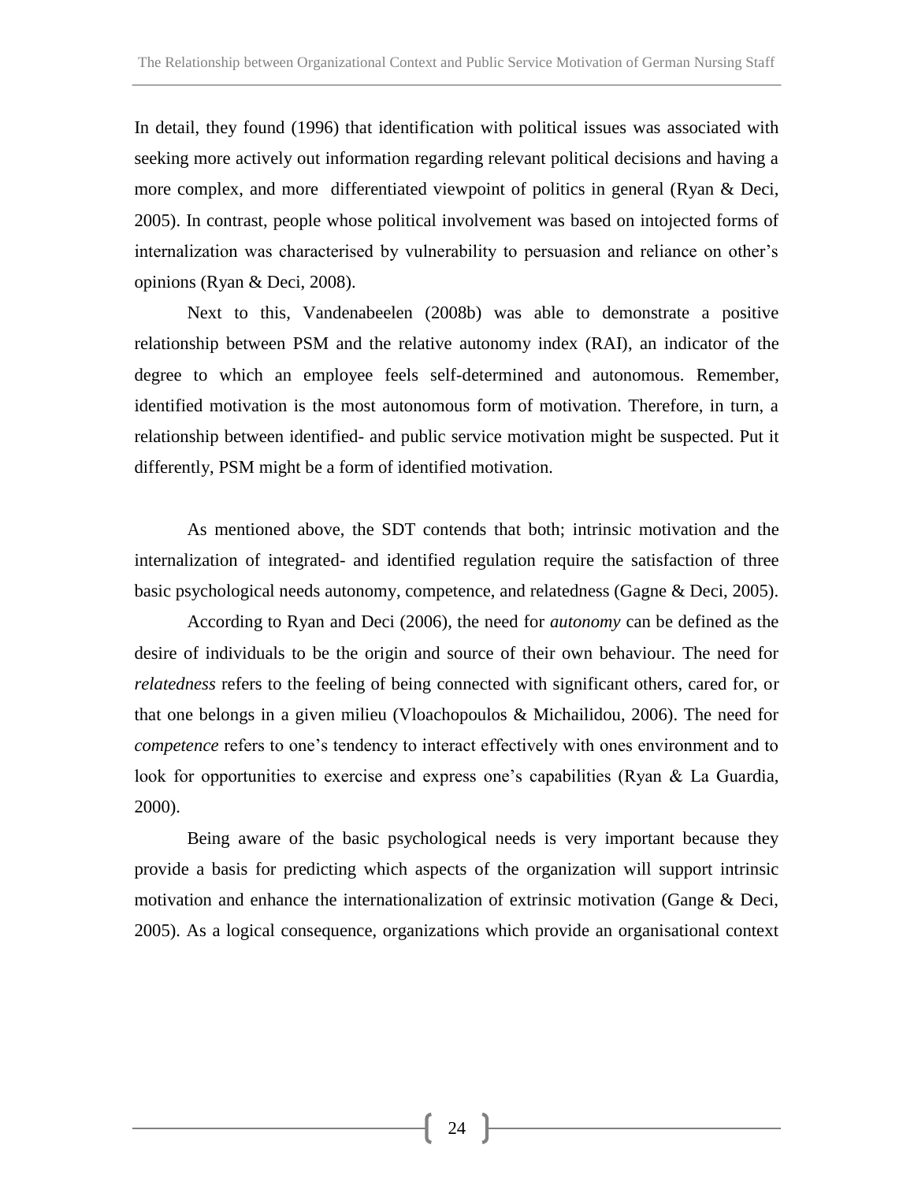In detail, they found (1996) that identification with political issues was associated with seeking more actively out information regarding relevant political decisions and having a more complex, and more differentiated viewpoint of politics in general (Ryan & Deci, 2005). In contrast, people whose political involvement was based on intojected forms of internalization was characterised by vulnerability to persuasion and reliance on other's opinions (Ryan & Deci, 2008).

Next to this, Vandenabeelen (2008b) was able to demonstrate a positive relationship between PSM and the relative autonomy index (RAI), an indicator of the degree to which an employee feels self-determined and autonomous. Remember, identified motivation is the most autonomous form of motivation. Therefore, in turn, a relationship between identified- and public service motivation might be suspected. Put it differently, PSM might be a form of identified motivation.

As mentioned above, the SDT contends that both; intrinsic motivation and the internalization of integrated- and identified regulation require the satisfaction of three basic psychological needs autonomy, competence, and relatedness (Gagne & Deci, 2005).

According to Ryan and Deci (2006), the need for *autonomy* can be defined as the desire of individuals to be the origin and source of their own behaviour. The need for *relatedness* refers to the feeling of being connected with significant others, cared for, or that one belongs in a given milieu (Vloachopoulos & Michailidou, 2006). The need for *competence* refers to one's tendency to interact effectively with ones environment and to look for opportunities to exercise and express one's capabilities (Ryan & La Guardia, 2000).

Being aware of the basic psychological needs is very important because they provide a basis for predicting which aspects of the organization will support intrinsic motivation and enhance the internationalization of extrinsic motivation (Gange & Deci, 2005). As a logical consequence, organizations which provide an organisational context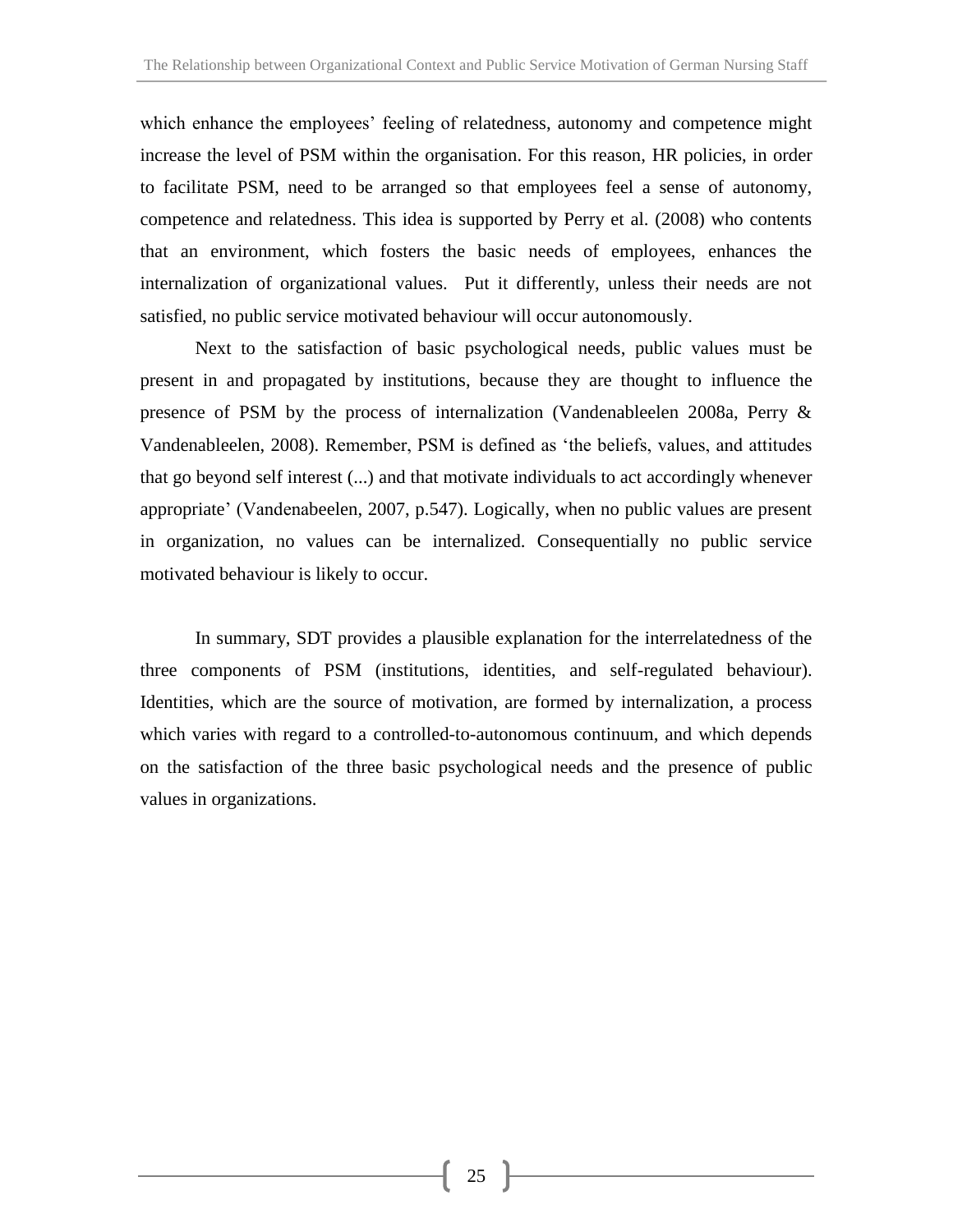which enhance the employees' feeling of relatedness, autonomy and competence might increase the level of PSM within the organisation. For this reason, HR policies, in order to facilitate PSM, need to be arranged so that employees feel a sense of autonomy, competence and relatedness. This idea is supported by Perry et al. (2008) who contents that an environment, which fosters the basic needs of employees, enhances the internalization of organizational values. Put it differently, unless their needs are not satisfied, no public service motivated behaviour will occur autonomously.

Next to the satisfaction of basic psychological needs, public values must be present in and propagated by institutions, because they are thought to influence the presence of PSM by the process of internalization (Vandenableelen 2008a, Perry & Vandenableelen, 2008). Remember, PSM is defined as 'the beliefs, values, and attitudes that go beyond self interest (...) and that motivate individuals to act accordingly whenever appropriate' (Vandenabeelen, 2007, p.547). Logically, when no public values are present in organization, no values can be internalized. Consequentially no public service motivated behaviour is likely to occur.

In summary, SDT provides a plausible explanation for the interrelatedness of the three components of PSM (institutions, identities, and self-regulated behaviour). Identities, which are the source of motivation, are formed by internalization, a process which varies with regard to a controlled-to-autonomous continuum, and which depends on the satisfaction of the three basic psychological needs and the presence of public values in organizations.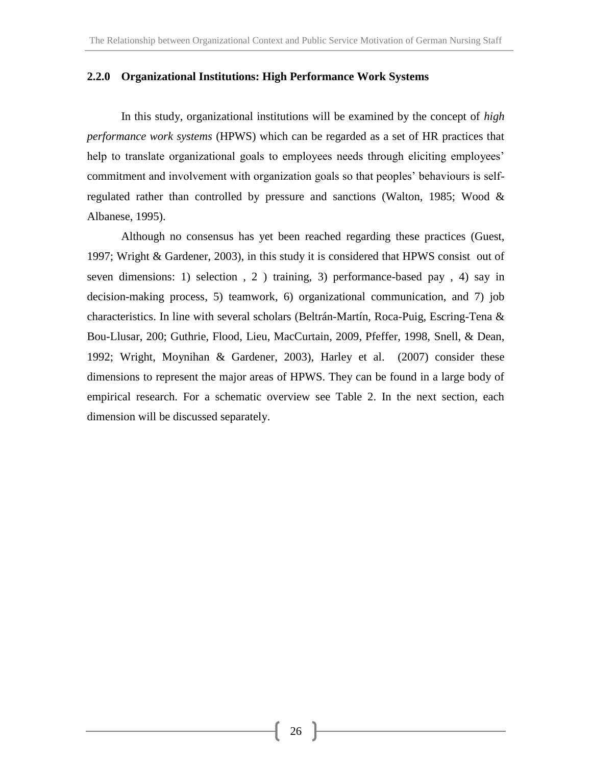### 2.2.0 Organizational Institutions: High Performance Work Systems

In this study, organizational institutions will be examined by the concept of *high performance work systems* (HPWS) which can be regarded as a set of HR practices that help to translate organizational goals to employees needs through eliciting employees' commitment and involvement with organization goals so that peoples' behaviours is self-regulated rather than controlled by pressure and sanctions (Walton, 1985; Wood & Albanese, 1995).

Although no consensus has yet been reached regarding these practices (Guest, 1997; Wright & Gardener, 2003), in this study it is considered that HPWS consist out of seven dimensions: 1) selection , 2 ) training, 3) performance-based pay , 4) say in decision-making process, 5) teamwork, 6) organizational communication, and 7) job characteristics. In line with several scholars (Beltrán-Martín, Roca-Puig, Escring-Tena & Bou-Llusar, 200; Guthrie, Flood, Lieu, MacCurtain, 2009, Pfeffer, 1998, Snell, & Dean, 1992; Wright, Moynihan & Gardener, 2003), Harley et al. (2007) consider these dimensions to represent the major areas of HPWS. They can be found in a large body of empirical research. For a schematic overview see Table 2. In the next section, each dimension will be discussed separately.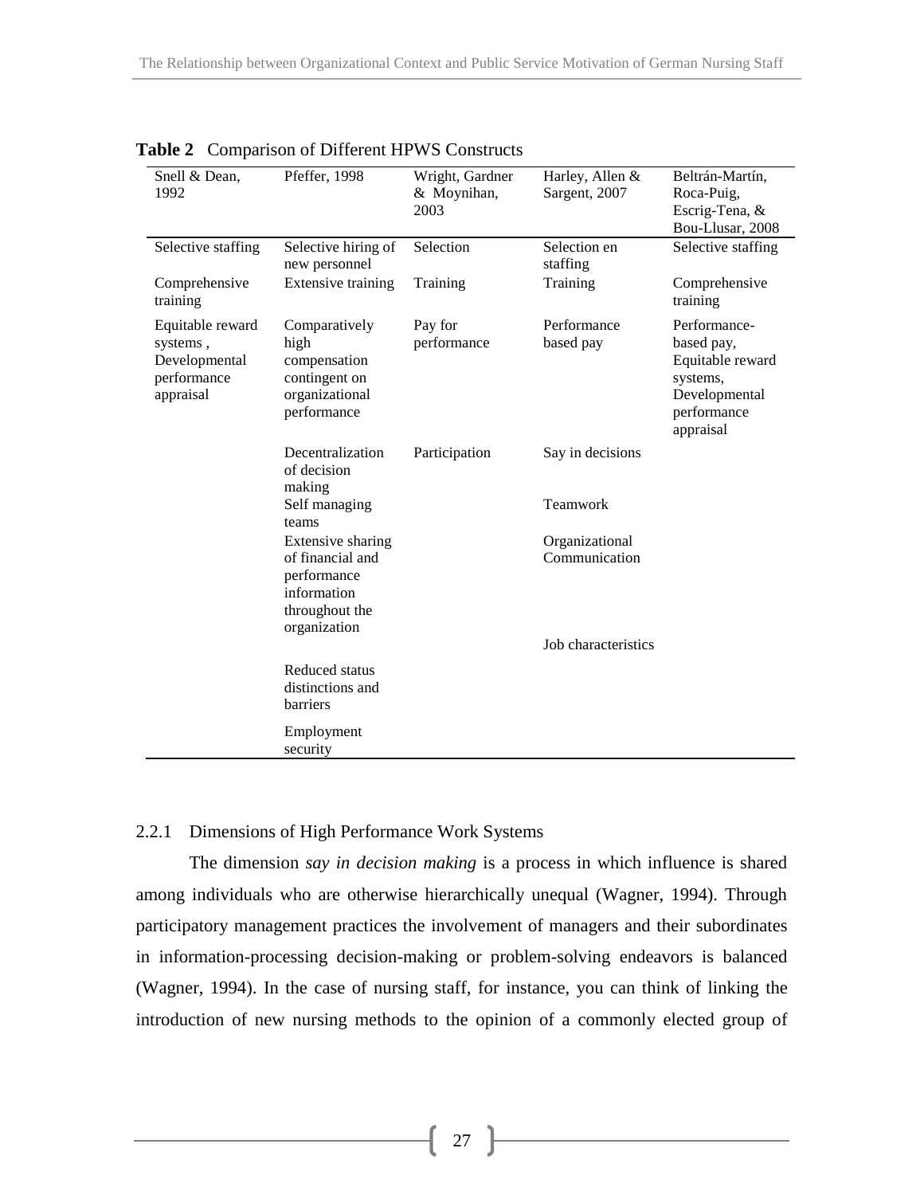**Table 2** Comparison of Different HPWS Constructs

| Snell & Dean, 1992 | Pfeffer, 1998 | Wright, Gardner & Moynihan, 2003 | Harley, Allen & Sargent, 2007 | Beltrán-Martín, Roca-Puig, Escrig-Tena, & Bou-Llusar, 2008 |
|---|---|---|---|---|
| Selective staffing | Selective hiring of new personnel | Selection | Selection en staffing | Selective staffing |
| Comprehensive training | Extensive training | Training | Training | Comprehensive training |
| Equitable reward systems , Developmental performance appraisal | Comparatively high compensation contingent on organizational performance | Pay for performance | Performance based pay | Performance-based pay, Equitable reward systems, Developmental performance appraisal |
| | Decentralization of decision making | Participation | Say in decisions | |
| | Self managing teams | | Teamwork | |
| | Extensive sharing of financial and performance information throughout the organization | | Organizational Communication | |
| | | | Job characteristics | |
| | Reduced status distinctions and barriers | | | |
| | Employment security | | | |

### 2.2.1 Dimensions of High Performance Work Systems

The dimension *say in decision making* is a process in which influence is shared among individuals who are otherwise hierarchically unequal (Wagner, 1994). Through participatory management practices the involvement of managers and their subordinates in information-processing decision-making or problem-solving endeavors is balanced (Wagner, 1994). In the case of nursing staff, for instance, you can think of linking the introduction of new nursing methods to the opinion of a commonly elected group of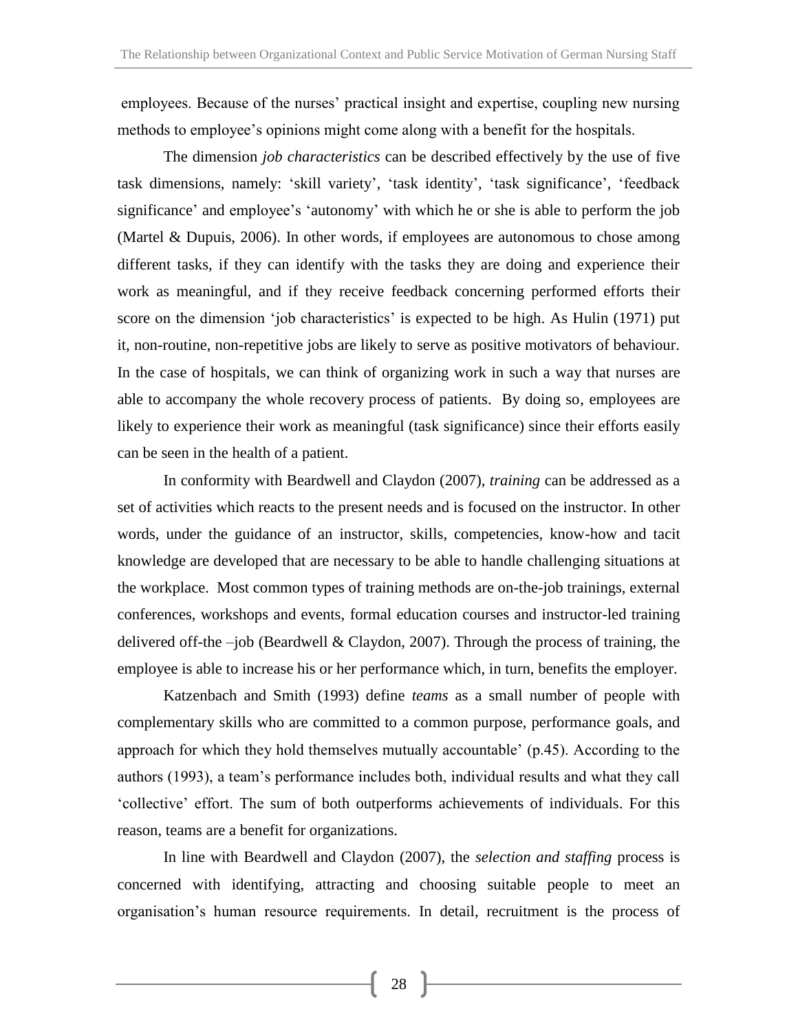employees. Because of the nurses' practical insight and expertise, coupling new nursing methods to employee's opinions might come along with a benefit for the hospitals.

The dimension *job characteristics* can be described effectively by the use of five task dimensions, namely: 'skill variety', 'task identity', 'task significance', 'feedback significance' and employee's 'autonomy' with which he or she is able to perform the job (Martel & Dupuis, 2006). In other words, if employees are autonomous to chose among different tasks, if they can identify with the tasks they are doing and experience their work as meaningful, and if they receive feedback concerning performed efforts their score on the dimension 'job characteristics' is expected to be high. As Hulin (1971) put it, non-routine, non-repetitive jobs are likely to serve as positive motivators of behaviour. In the case of hospitals, we can think of organizing work in such a way that nurses are able to accompany the whole recovery process of patients. By doing so, employees are likely to experience their work as meaningful (task significance) since their efforts easily can be seen in the health of a patient.

In conformity with Beardwell and Claydon (2007), *training* can be addressed as a set of activities which reacts to the present needs and is focused on the instructor. In other words, under the guidance of an instructor, skills, competencies, know-how and tacit knowledge are developed that are necessary to be able to handle challenging situations at the workplace. Most common types of training methods are on-the-job trainings, external conferences, workshops and events, formal education courses and instructor-led training delivered off-the –job (Beardwell & Claydon, 2007). Through the process of training, the employee is able to increase his or her performance which, in turn, benefits the employer.

Katzenbach and Smith (1993) define *teams* as a small number of people with complementary skills who are committed to a common purpose, performance goals, and approach for which they hold themselves mutually accountable' (p.45). According to the authors (1993), a team's performance includes both, individual results and what they call 'collective' effort. The sum of both outperforms achievements of individuals. For this reason, teams are a benefit for organizations.

In line with Beardwell and Claydon (2007), the *selection and staffing* process is concerned with identifying, attracting and choosing suitable people to meet an organisation's human resource requirements. In detail, recruitment is the process of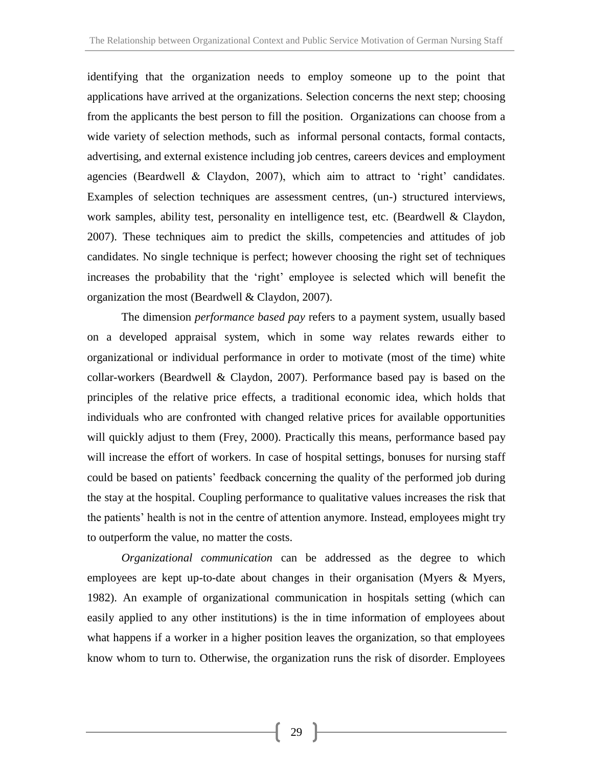identifying that the organization needs to employ someone up to the point that applications have arrived at the organizations. Selection concerns the next step; choosing from the applicants the best person to fill the position. Organizations can choose from a wide variety of selection methods, such as informal personal contacts, formal contacts, advertising, and external existence including job centres, careers devices and employment agencies (Beardwell & Claydon, 2007), which aim to attract to 'right' candidates. Examples of selection techniques are assessment centres, (un-) structured interviews, work samples, ability test, personality en intelligence test, etc. (Beardwell & Claydon, 2007). These techniques aim to predict the skills, competencies and attitudes of job candidates. No single technique is perfect; however choosing the right set of techniques increases the probability that the 'right' employee is selected which will benefit the organization the most (Beardwell & Claydon, 2007).

The dimension *performance based pay* refers to a payment system, usually based on a developed appraisal system, which in some way relates rewards either to organizational or individual performance in order to motivate (most of the time) white collar-workers (Beardwell & Claydon, 2007). Performance based pay is based on the principles of the relative price effects, a traditional economic idea, which holds that individuals who are confronted with changed relative prices for available opportunities will quickly adjust to them (Frey, 2000). Practically this means, performance based pay will increase the effort of workers. In case of hospital settings, bonuses for nursing staff could be based on patients' feedback concerning the quality of the performed job during the stay at the hospital. Coupling performance to qualitative values increases the risk that the patients' health is not in the centre of attention anymore. Instead, employees might try to outperform the value, no matter the costs.

*Organizational communication* can be addressed as the degree to which employees are kept up-to-date about changes in their organisation (Myers & Myers, 1982). An example of organizational communication in hospitals setting (which can easily applied to any other institutions) is the in time information of employees about what happens if a worker in a higher position leaves the organization, so that employees know whom to turn to. Otherwise, the organization runs the risk of disorder. Employees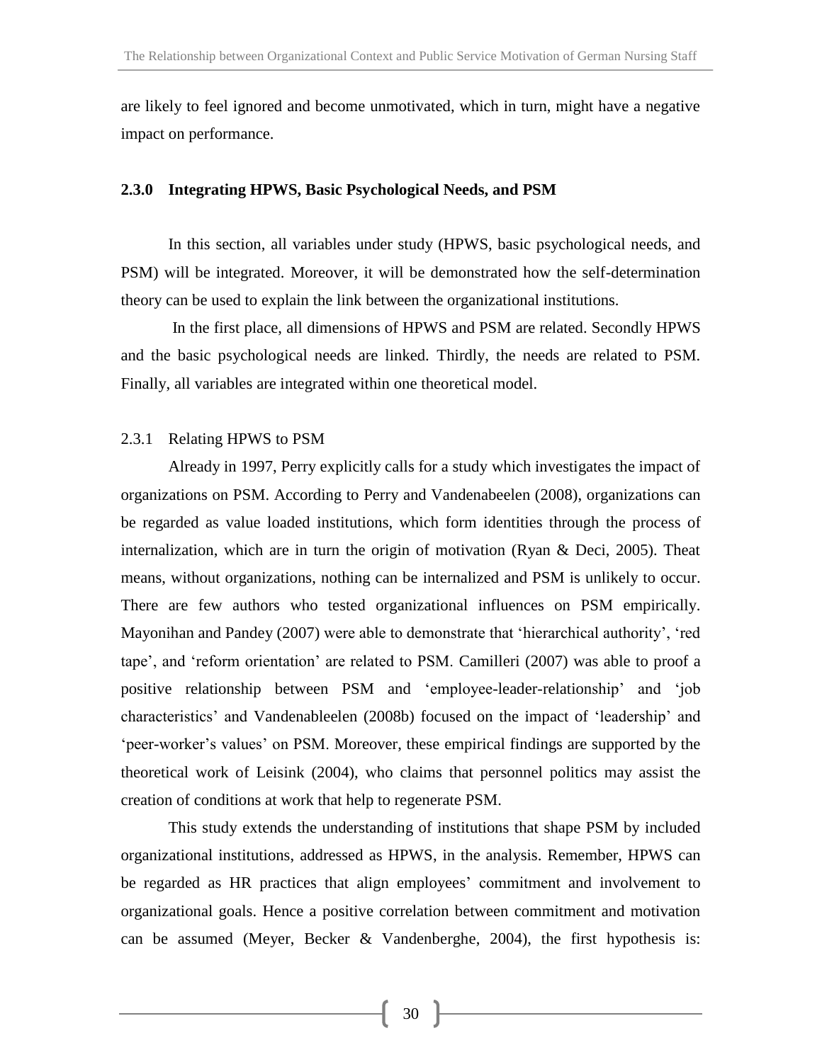are likely to feel ignored and become unmotivated, which in turn, might have a negative impact on performance.

### 2.3.0 Integrating HPWS, Basic Psychological Needs, and PSM

In this section, all variables under study (HPWS, basic psychological needs, and PSM) will be integrated. Moreover, it will be demonstrated how the self-determination theory can be used to explain the link between the organizational institutions.

In the first place, all dimensions of HPWS and PSM are related. Secondly HPWS and the basic psychological needs are linked. Thirdly, the needs are related to PSM. Finally, all variables are integrated within one theoretical model.

#### 2.3.1 Relating HPWS to PSM

Already in 1997, Perry explicitly calls for a study which investigates the impact of organizations on PSM. According to Perry and Vandenabeelen (2008), organizations can be regarded as value loaded institutions, which form identities through the process of internalization, which are in turn the origin of motivation (Ryan & Deci, 2005). Theat means, without organizations, nothing can be internalized and PSM is unlikely to occur. There are few authors who tested organizational influences on PSM empirically. Mayonihan and Pandey (2007) were able to demonstrate that 'hierarchical authority', 'red tape', and 'reform orientation' are related to PSM. Camilleri (2007) was able to proof a positive relationship between PSM and 'employee-leader-relationship' and 'job characteristics' and Vandenableelen (2008b) focused on the impact of 'leadership' and 'peer-worker's values' on PSM. Moreover, these empirical findings are supported by the theoretical work of Leisink (2004), who claims that personnel politics may assist the creation of conditions at work that help to regenerate PSM.

This study extends the understanding of institutions that shape PSM by included organizational institutions, addressed as HPWS, in the analysis. Remember, HPWS can be regarded as HR practices that align employees' commitment and involvement to organizational goals. Hence a positive correlation between commitment and motivation can be assumed (Meyer, Becker & Vandenberghe, 2004), the first hypothesis is: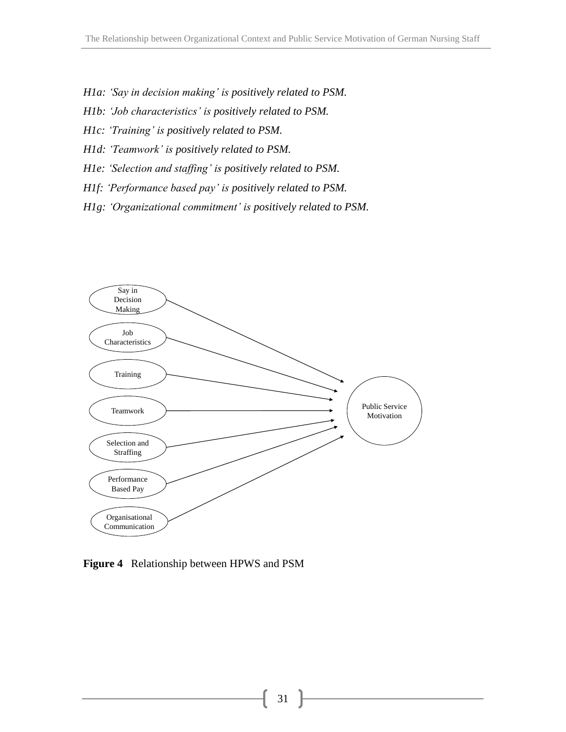*H1a: 'Say in decision making' is positively related to PSM.*

*H1b: 'Job characteristics' is positively related to PSM.*

*H1c: 'Training' is positively related to PSM.*

*H1d: 'Teamwork' is positively related to PSM.*

*H1e: 'Selection and staffing' is positively related to PSM.*

*H1f: 'Performance based pay' is positively related to PSM.*

*H1g: 'Organizational commitment' is positively related to PSM.*

Say in Decision Making

Job Characteristics

Training

Teamwork

Selection and Straffing

Performance Based Pay

Organisational Communication

Public Service Motivation

**Figure 4** Relationship between HPWS and PSM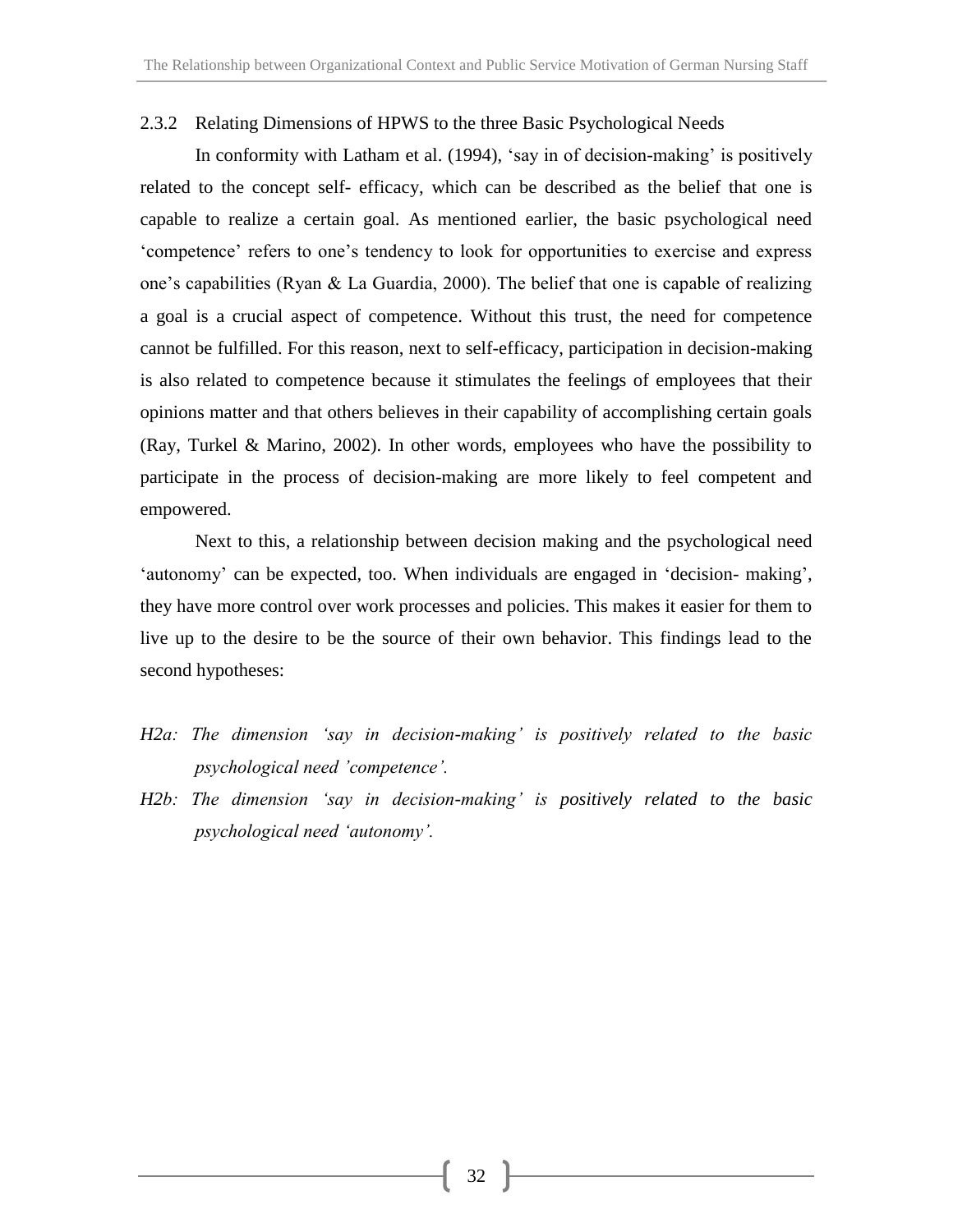### 2.3.2 Relating Dimensions of HPWS to the three Basic Psychological Needs

In conformity with Latham et al. (1994), 'say in of decision-making' is positively related to the concept self- efficacy, which can be described as the belief that one is capable to realize a certain goal. As mentioned earlier, the basic psychological need 'competence' refers to one's tendency to look for opportunities to exercise and express one's capabilities (Ryan & La Guardia, 2000). The belief that one is capable of realizing a goal is a crucial aspect of competence. Without this trust, the need for competence cannot be fulfilled. For this reason, next to self-efficacy, participation in decision-making is also related to competence because it stimulates the feelings of employees that their opinions matter and that others believes in their capability of accomplishing certain goals (Ray, Turkel & Marino, 2002). In other words, employees who have the possibility to participate in the process of decision-making are more likely to feel competent and empowered.

Next to this, a relationship between decision making and the psychological need 'autonomy' can be expected, too. When individuals are engaged in 'decision- making', they have more control over work processes and policies. This makes it easier for them to live up to the desire to be the source of their own behavior. This findings lead to the second hypotheses:

*H2a: The dimension 'say in decision-making' is positively related to the basic psychological need 'competence'.*

*H2b: The dimension 'say in decision-making' is positively related to the basic psychological need 'autonomy'.*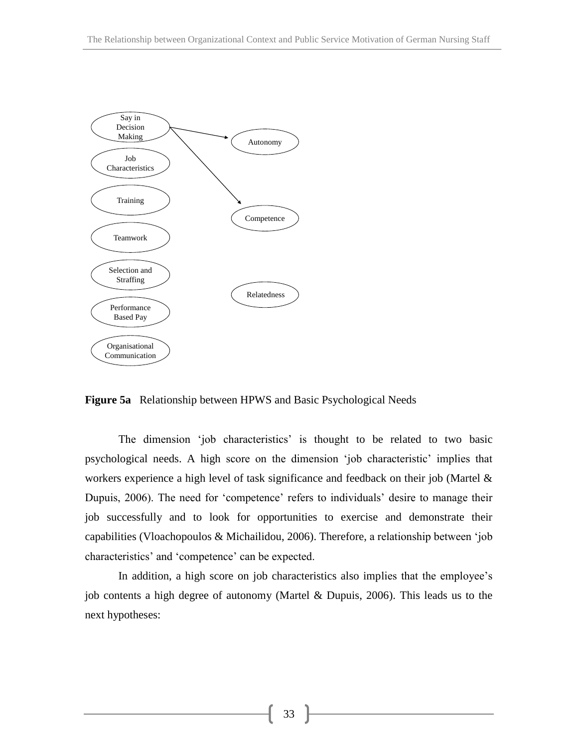Say in Decision Making

Job Characteristics

Training

Teamwork

Selection and Straffing

Performance Based Pay

Organisational Communication

Autonomy

Competence

Relatedness

**Figure 5a** Relationship between HPWS and Basic Psychological Needs

The dimension 'job characteristics' is thought to be related to two basic psychological needs. A high score on the dimension 'job characteristic' implies that workers experience a high level of task significance and feedback on their job (Martel & Dupuis, 2006). The need for 'competence' refers to individuals' desire to manage their job successfully and to look for opportunities to exercise and demonstrate their capabilities (Vloachopoulos & Michailidou, 2006). Therefore, a relationship between 'job characteristics' and 'competence' can be expected.

In addition, a high score on job characteristics also implies that the employee's job contents a high degree of autonomy (Martel & Dupuis, 2006). This leads us to the next hypotheses: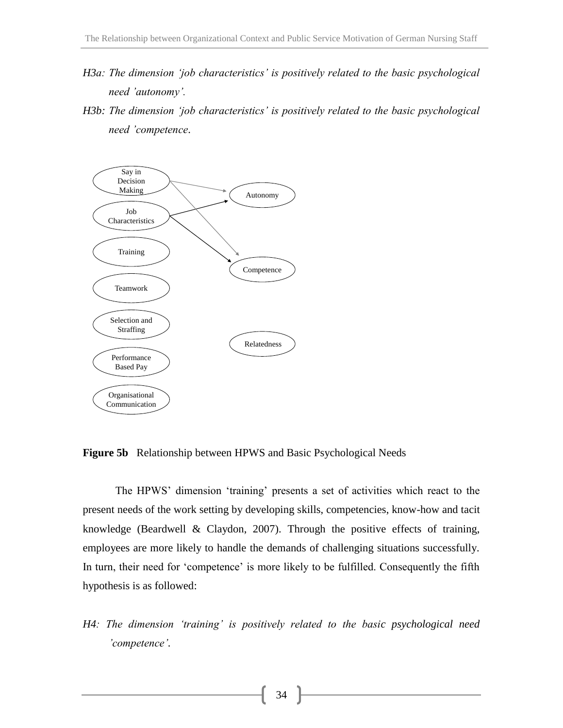*H3a: The dimension 'job characteristics' is positively related to the basic psychological need 'autonomy'.*

*H3b: The dimension 'job characteristics' is positively related to the basic psychological need 'competence*.

**Figure 5b** Relationship between HPWS and Basic Psychological Needs

The HPWS' dimension 'training' presents a set of activities which react to the present needs of the work setting by developing skills, competencies, know-how and tacit knowledge (Beardwell & Claydon, 2007). Through the positive effects of training, employees are more likely to handle the demands of challenging situations successfully. In turn, their need for 'competence' is more likely to be fulfilled. Consequently the fifth hypothesis is as followed:

*H4: The dimension 'training' is positively related to the basic psychological need 'competence'.*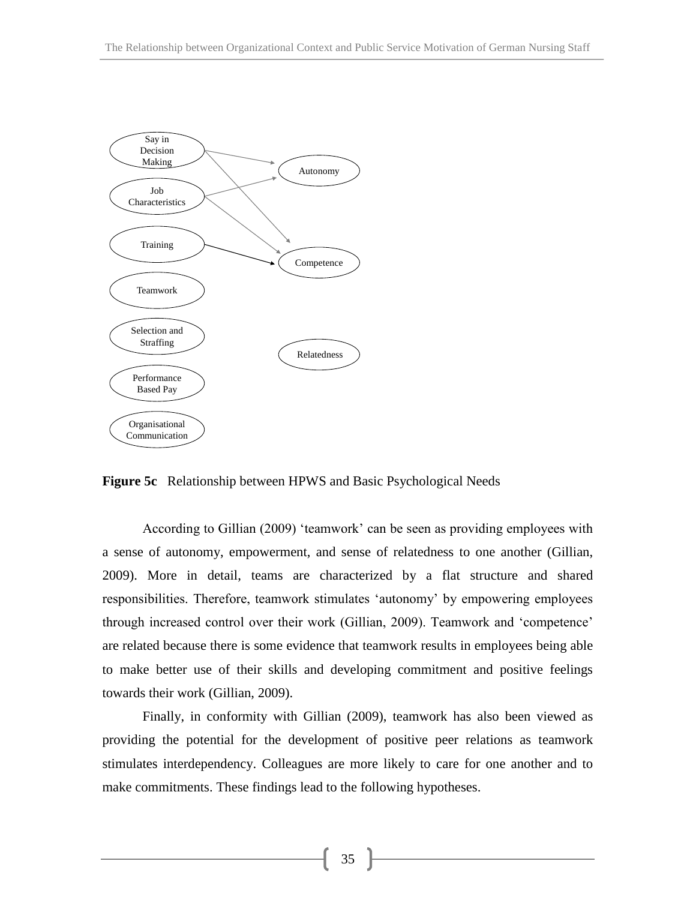Say in Decision Making

Job Characteristics

Training

Teamwork

Selection and Straffing

Performance Based Pay

Organisational Communication

Autonomy

Competence

Relatedness

**Figure 5c** Relationship between HPWS and Basic Psychological Needs

According to Gillian (2009) 'teamwork' can be seen as providing employees with a sense of autonomy, empowerment, and sense of relatedness to one another (Gillian, 2009). More in detail, teams are characterized by a flat structure and shared responsibilities. Therefore, teamwork stimulates 'autonomy' by empowering employees through increased control over their work (Gillian, 2009). Teamwork and 'competence' are related because there is some evidence that teamwork results in employees being able to make better use of their skills and developing commitment and positive feelings towards their work (Gillian, 2009).

Finally, in conformity with Gillian (2009), teamwork has also been viewed as providing the potential for the development of positive peer relations as teamwork stimulates interdependency. Colleagues are more likely to care for one another and to make commitments. These findings lead to the following hypotheses.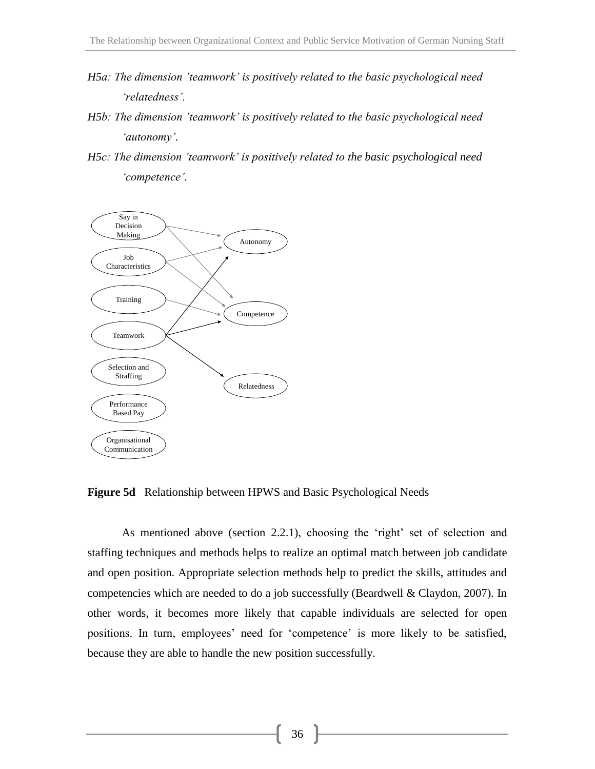*H5a: The dimension 'teamwork' is positively related to the basic psychological need 'relatedness'.*

*H5b: The dimension 'teamwork' is positively related to the basic psychological need 'autonomy'.*

*H5c: The dimension 'teamwork' is positively related to the basic psychological need 'competence'.*

**Figure 5d** Relationship between HPWS and Basic Psychological Needs

As mentioned above (section 2.2.1), choosing the 'right' set of selection and staffing techniques and methods helps to realize an optimal match between job candidate and open position. Appropriate selection methods help to predict the skills, attitudes and competencies which are needed to do a job successfully (Beardwell & Claydon, 2007). In other words, it becomes more likely that capable individuals are selected for open positions. In turn, employees' need for 'competence' is more likely to be satisfied, because they are able to handle the new position successfully.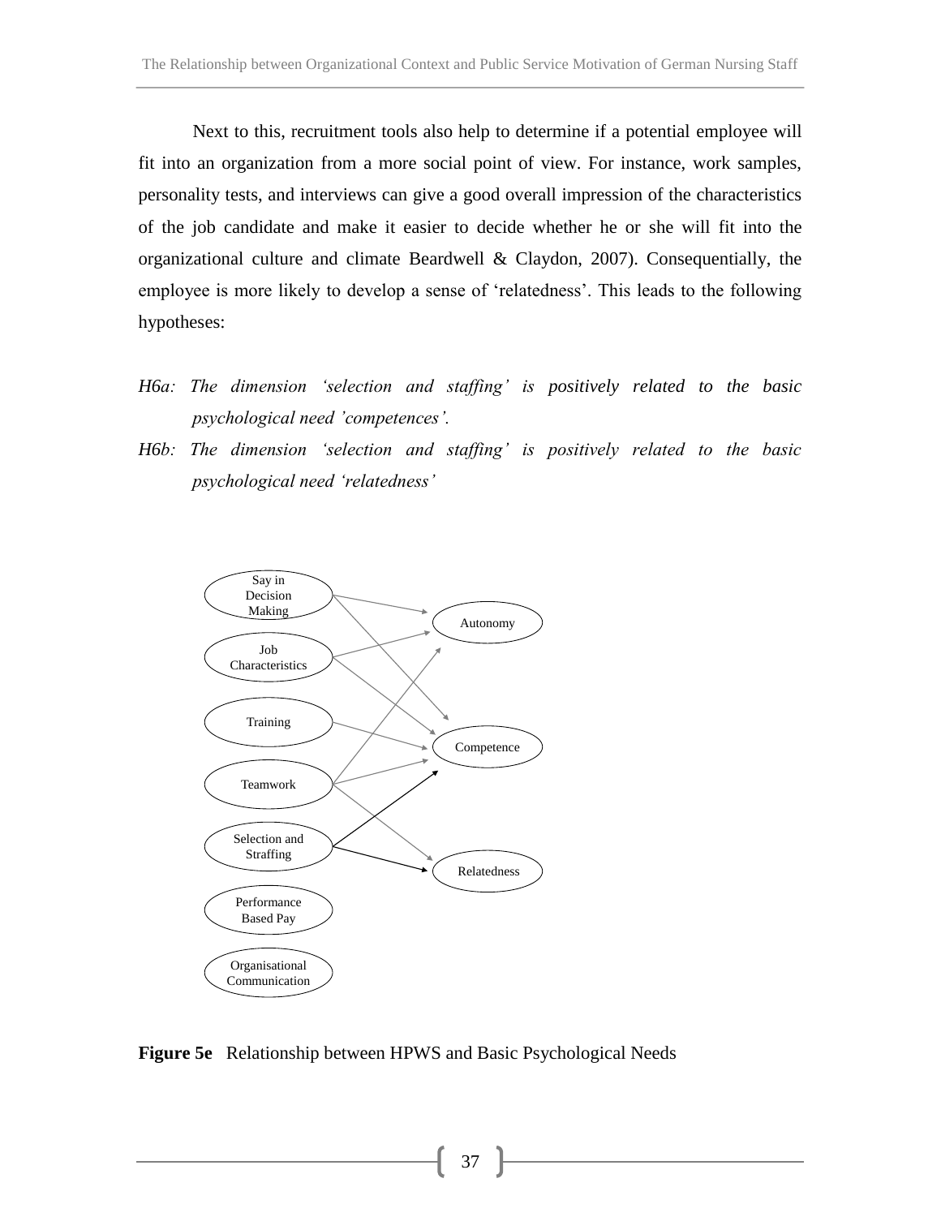Next to this, recruitment tools also help to determine if a potential employee will fit into an organization from a more social point of view. For instance, work samples, personality tests, and interviews can give a good overall impression of the characteristics of the job candidate and make it easier to decide whether he or she will fit into the organizational culture and climate Beardwell & Claydon, 2007). Consequentially, the employee is more likely to develop a sense of 'relatedness'. This leads to the following hypotheses:

*H6a: The dimension 'selection and staffing' is positively related to the basic psychological need 'competences'.*

*H6b: The dimension 'selection and staffing' is positively related to the basic psychological need 'relatedness'*

Say in Decision Making

Job Characteristics

Training

Teamwork

Selection and Straffing

Performance Based Pay

Organisational Communication

Autonomy

Competence

Relatedness

**Figure 5e** Relationship between HPWS and Basic Psychological Needs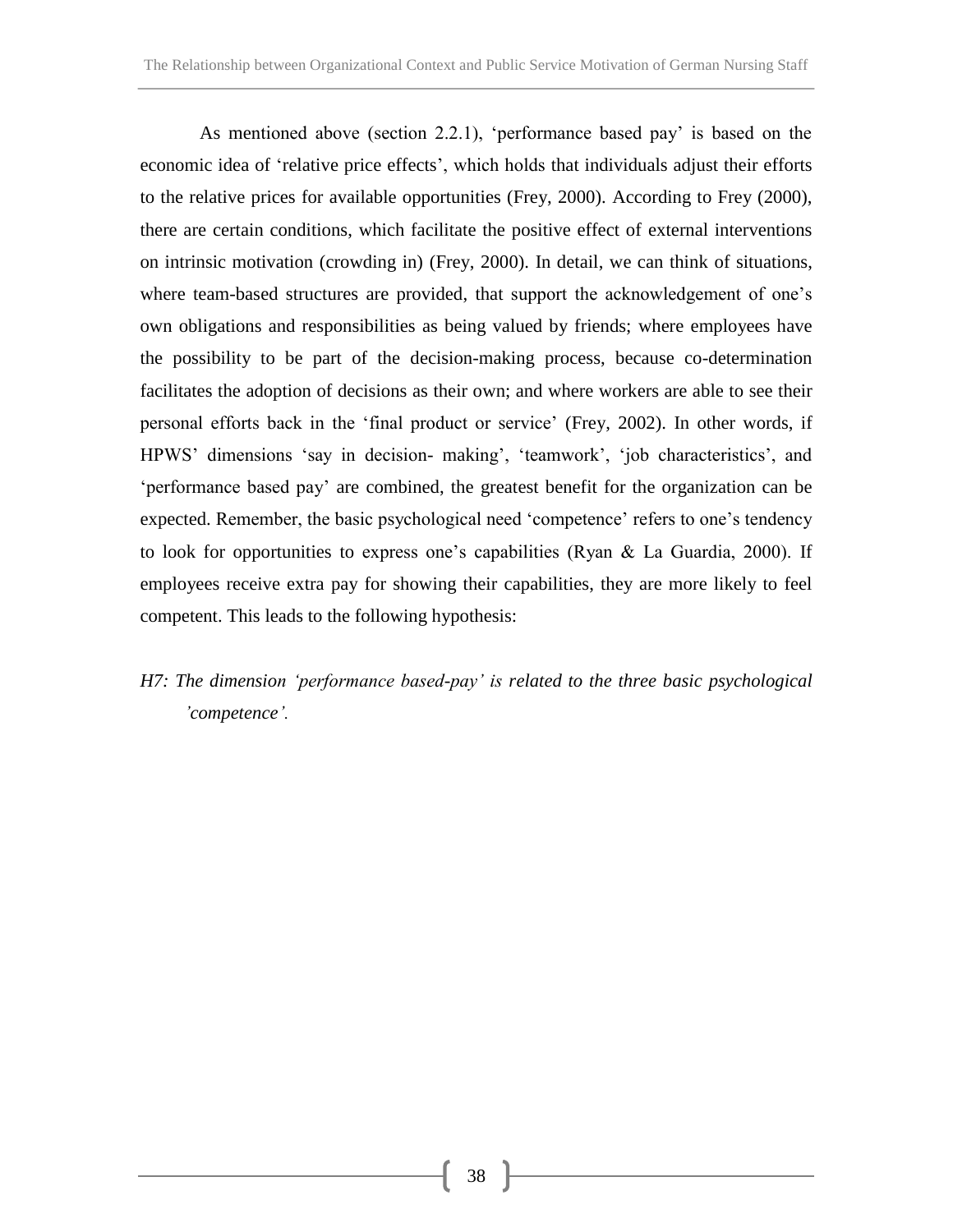As mentioned above (section 2.2.1), 'performance based pay' is based on the economic idea of 'relative price effects', which holds that individuals adjust their efforts to the relative prices for available opportunities (Frey, 2000). According to Frey (2000), there are certain conditions, which facilitate the positive effect of external interventions on intrinsic motivation (crowding in) (Frey, 2000). In detail, we can think of situations, where team-based structures are provided, that support the acknowledgement of one's own obligations and responsibilities as being valued by friends; where employees have the possibility to be part of the decision-making process, because co-determination facilitates the adoption of decisions as their own; and where workers are able to see their personal efforts back in the 'final product or service' (Frey, 2002). In other words, if HPWS' dimensions 'say in decision- making', 'teamwork', 'job characteristics', and 'performance based pay' are combined, the greatest benefit for the organization can be expected. Remember, the basic psychological need 'competence' refers to one's tendency to look for opportunities to express one's capabilities (Ryan & La Guardia, 2000). If employees receive extra pay for showing their capabilities, they are more likely to feel competent. This leads to the following hypothesis:

*H7: The dimension 'performance based-pay' is related to the three basic psychological 'competence'.*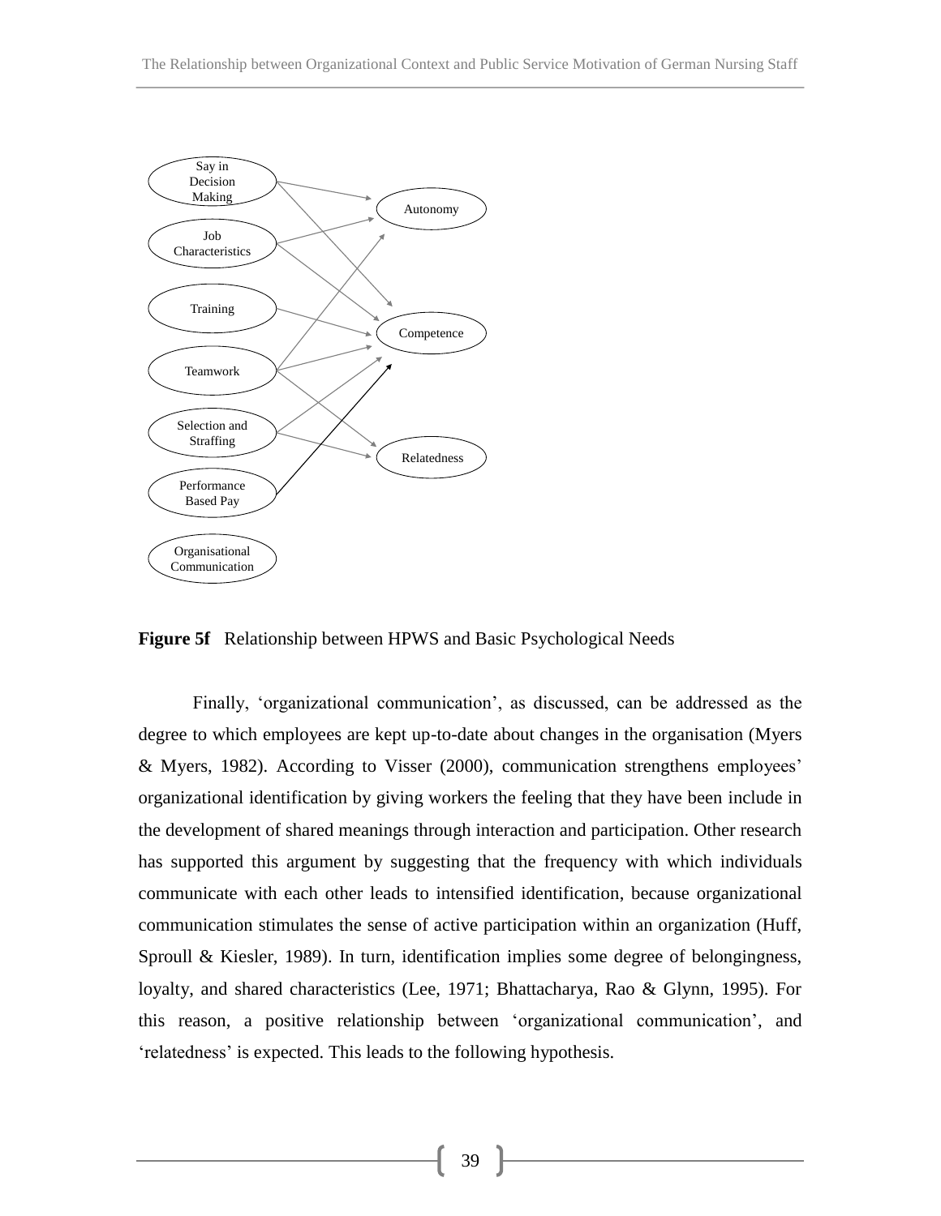Say in Decision Making

Job Characteristics

Training

Teamwork

Selection and Straffing

Performance Based Pay

Organisational Communication

Autonomy

Competence

Relatedness

**Figure 5f** Relationship between HPWS and Basic Psychological Needs

Finally, 'organizational communication', as discussed, can be addressed as the degree to which employees are kept up-to-date about changes in the organisation (Myers & Myers, 1982). According to Visser (2000), communication strengthens employees' organizational identification by giving workers the feeling that they have been include in the development of shared meanings through interaction and participation. Other research has supported this argument by suggesting that the frequency with which individuals communicate with each other leads to intensified identification, because organizational communication stimulates the sense of active participation within an organization (Huff, Sproull & Kiesler, 1989). In turn, identification implies some degree of belongingness, loyalty, and shared characteristics (Lee, 1971; Bhattacharya, Rao & Glynn, 1995). For this reason, a positive relationship between 'organizational communication', and 'relatedness' is expected. This leads to the following hypothesis.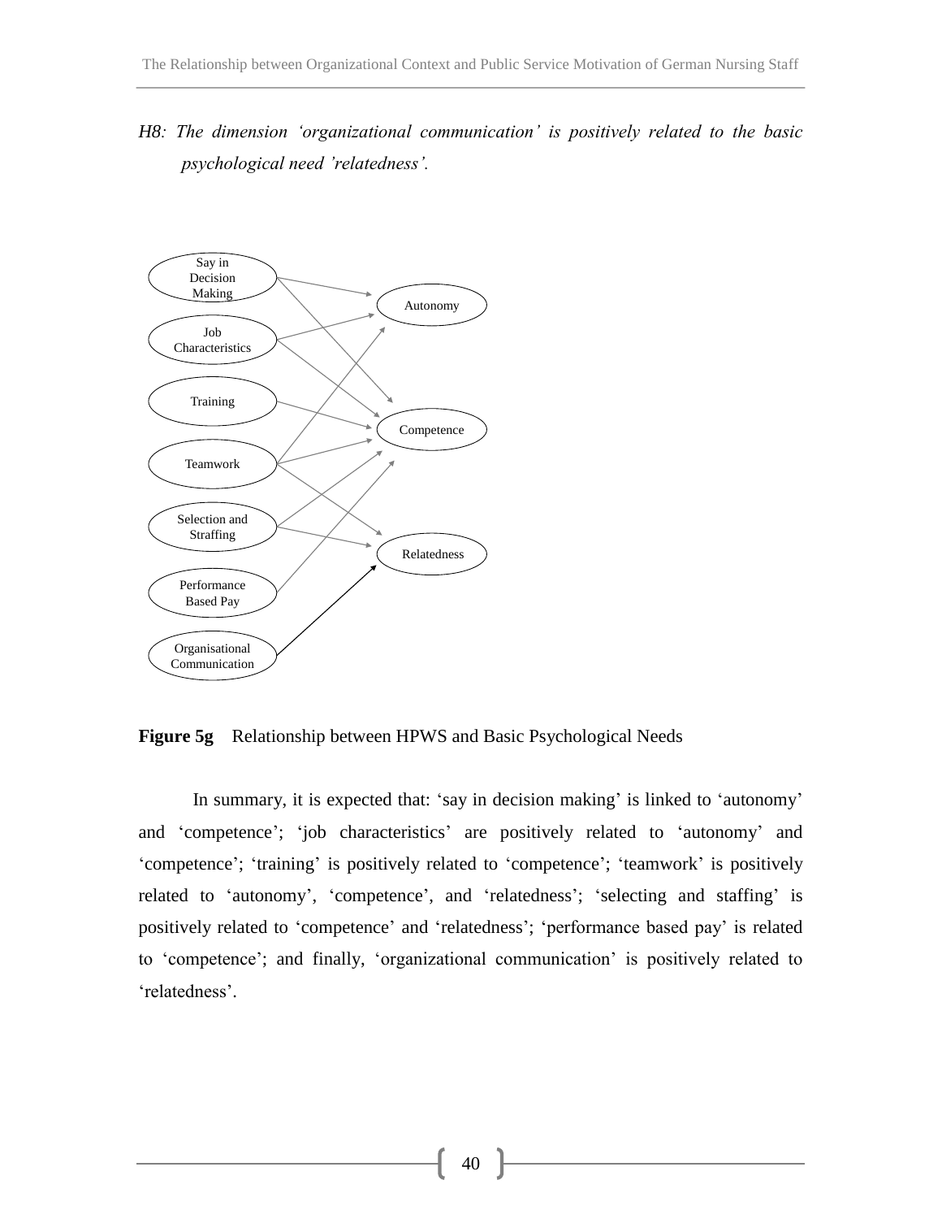*H8: The dimension 'organizational communication' is positively related to the basic psychological need 'relatedness'.*

**Figure 5g** Relationship between HPWS and Basic Psychological Needs

In summary, it is expected that: 'say in decision making' is linked to 'autonomy' and 'competence'; 'job characteristics' are positively related to 'autonomy' and 'competence'; 'training' is positively related to 'competence'; 'teamwork' is positively related to 'autonomy', 'competence', and 'relatedness'; 'selecting and staffing' is positively related to 'competence' and 'relatedness'; 'performance based pay' is related to 'competence'; and finally, 'organizational communication' is positively related to 'relatedness'.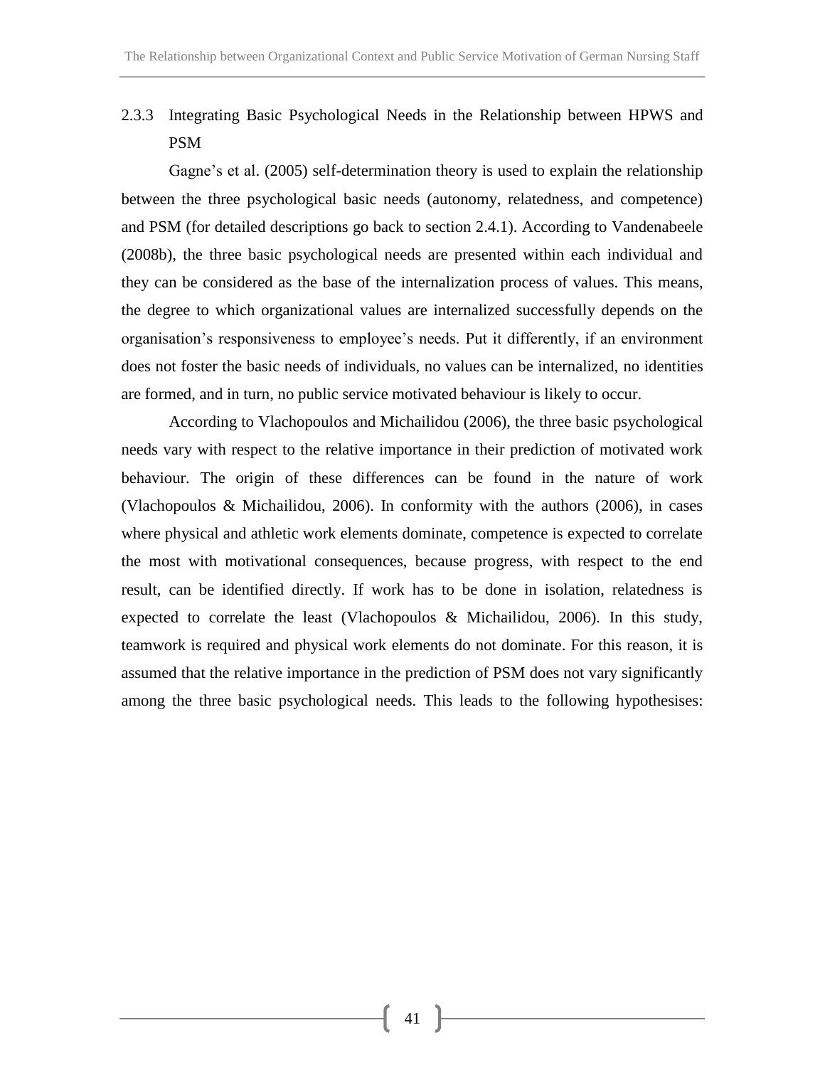### 2.3.3 Integrating Basic Psychological Needs in the Relationship between HPWS and PSM

Gagne's et al. (2005) self-determination theory is used to explain the relationship between the three psychological basic needs (autonomy, relatedness, and competence) and PSM (for detailed descriptions go back to section 2.4.1). According to Vandenabeele (2008b), the three basic psychological needs are presented within each individual and they can be considered as the base of the internalization process of values. This means, the degree to which organizational values are internalized successfully depends on the organisation's responsiveness to employee's needs. Put it differently, if an environment does not foster the basic needs of individuals, no values can be internalized, no identities are formed, and in turn, no public service motivated behaviour is likely to occur.

According to Vlachopoulos and Michailidou (2006), the three basic psychological needs vary with respect to the relative importance in their prediction of motivated work behaviour. The origin of these differences can be found in the nature of work (Vlachopoulos & Michailidou, 2006). In conformity with the authors (2006), in cases where physical and athletic work elements dominate, competence is expected to correlate the most with motivational consequences, because progress, with respect to the end result, can be identified directly. If work has to be done in isolation, relatedness is expected to correlate the least (Vlachopoulos & Michailidou, 2006). In this study, teamwork is required and physical work elements do not dominate. For this reason, it is assumed that the relative importance in the prediction of PSM does not vary significantly among the three basic psychological needs. This leads to the following hypothesises: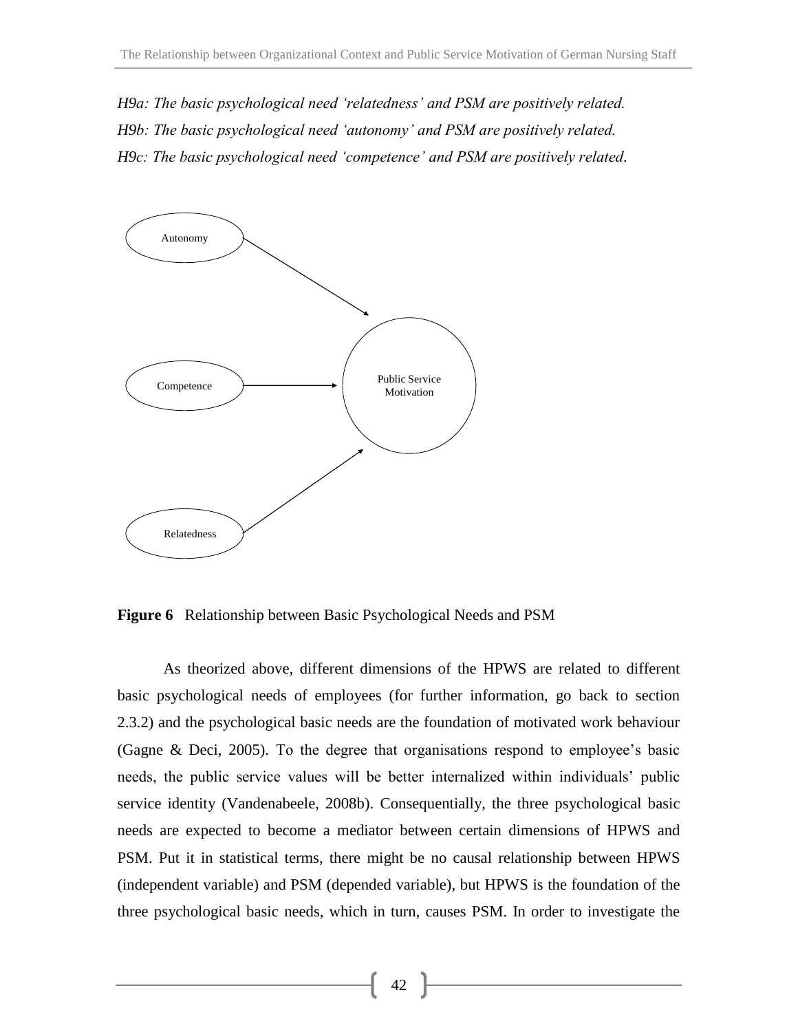*H9a: The basic psychological need 'relatedness' and PSM are positively related.*

*H9b: The basic psychological need 'autonomy' and PSM are positively related.*

*H9c: The basic psychological need 'competence' and PSM are positively related.*

Autonomy

Competence

Public Service Motivation

Relatedness

**Figure 6** Relationship between Basic Psychological Needs and PSM

As theorized above, different dimensions of the HPWS are related to different basic psychological needs of employees (for further information, go back to section 2.3.2) and the psychological basic needs are the foundation of motivated work behaviour (Gagne & Deci, 2005). To the degree that organisations respond to employee's basic needs, the public service values will be better internalized within individuals' public service identity (Vandenabeele, 2008b). Consequentially, the three psychological basic needs are expected to become a mediator between certain dimensions of HPWS and PSM. Put it in statistical terms, there might be no causal relationship between HPWS (independent variable) and PSM (depended variable), but HPWS is the foundation of the three psychological basic needs, which in turn, causes PSM. In order to investigate the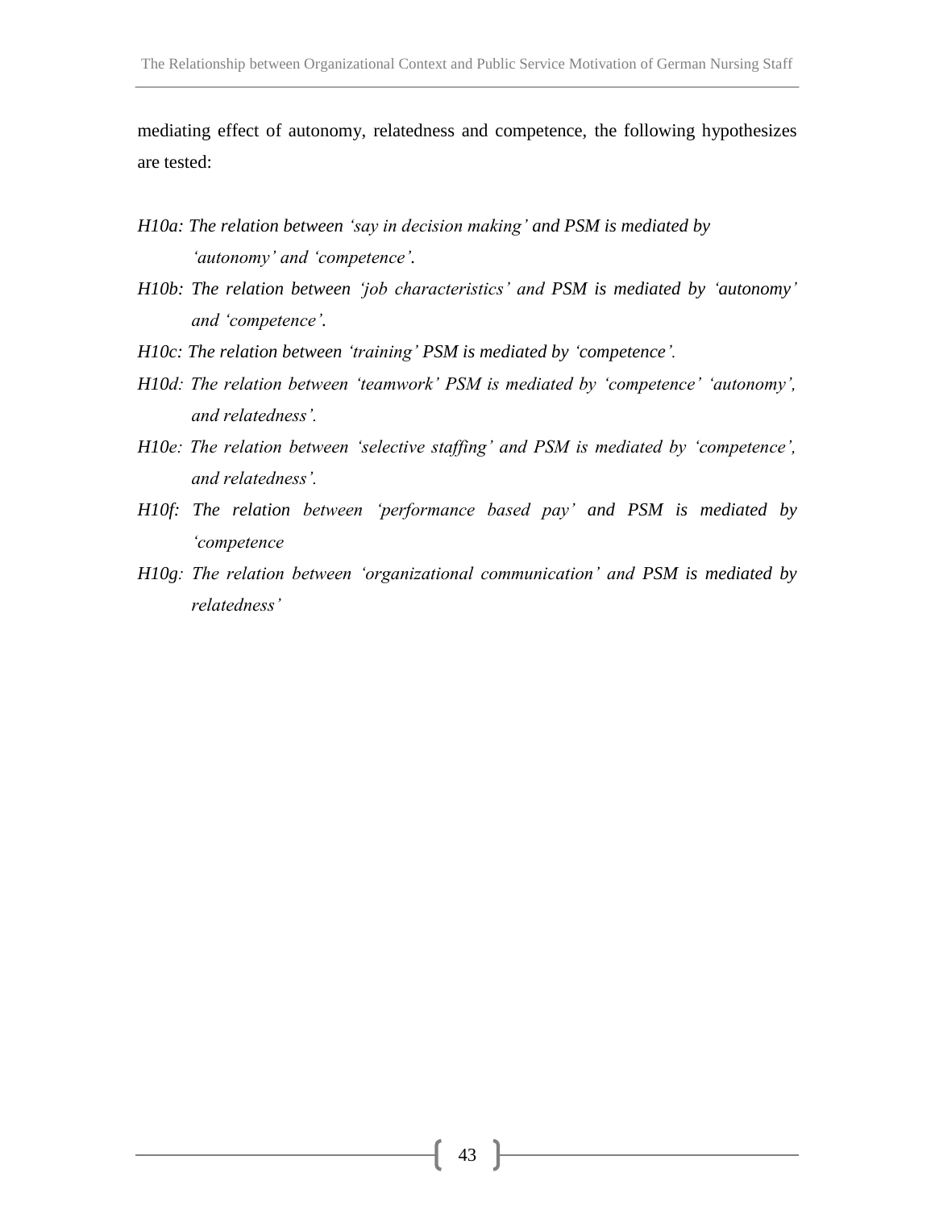mediating effect of autonomy, relatedness and competence, the following hypothesizes are tested:

*H10a: The relation between 'say in decision making' and PSM is mediated by 'autonomy' and 'competence'.*

*H10b: The relation between 'job characteristics' and PSM is mediated by 'autonomy' and 'competence'.*

*H10c: The relation between 'training' PSM is mediated by 'competence'.*

*H10d: The relation between 'teamwork' PSM is mediated by 'competence' 'autonomy', and relatedness'.*

*H10e: The relation between 'selective staffing' and PSM is mediated by 'competence', and relatedness'.*

*H10f: The relation between 'performance based pay' and PSM is mediated by 'competence*

*H10g: The relation between 'organizational communication' and PSM is mediated by relatedness'*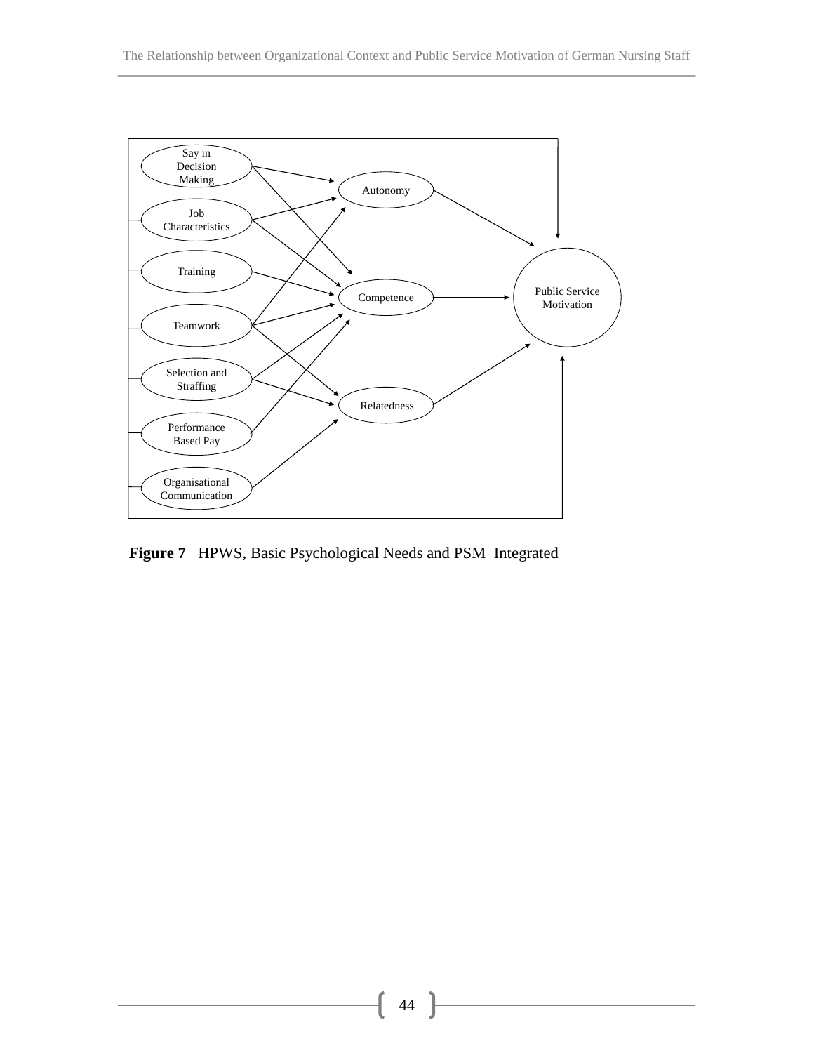Say in Decision Making

Job Characteristics

Training

Teamwork

Selection and Straffing

Performance Based Pay

Organisational Communication

Autonomy

Competence

Relatedness

Public Service Motivation

**Figure 7** HPWS, Basic Psychological Needs and PSM Integrated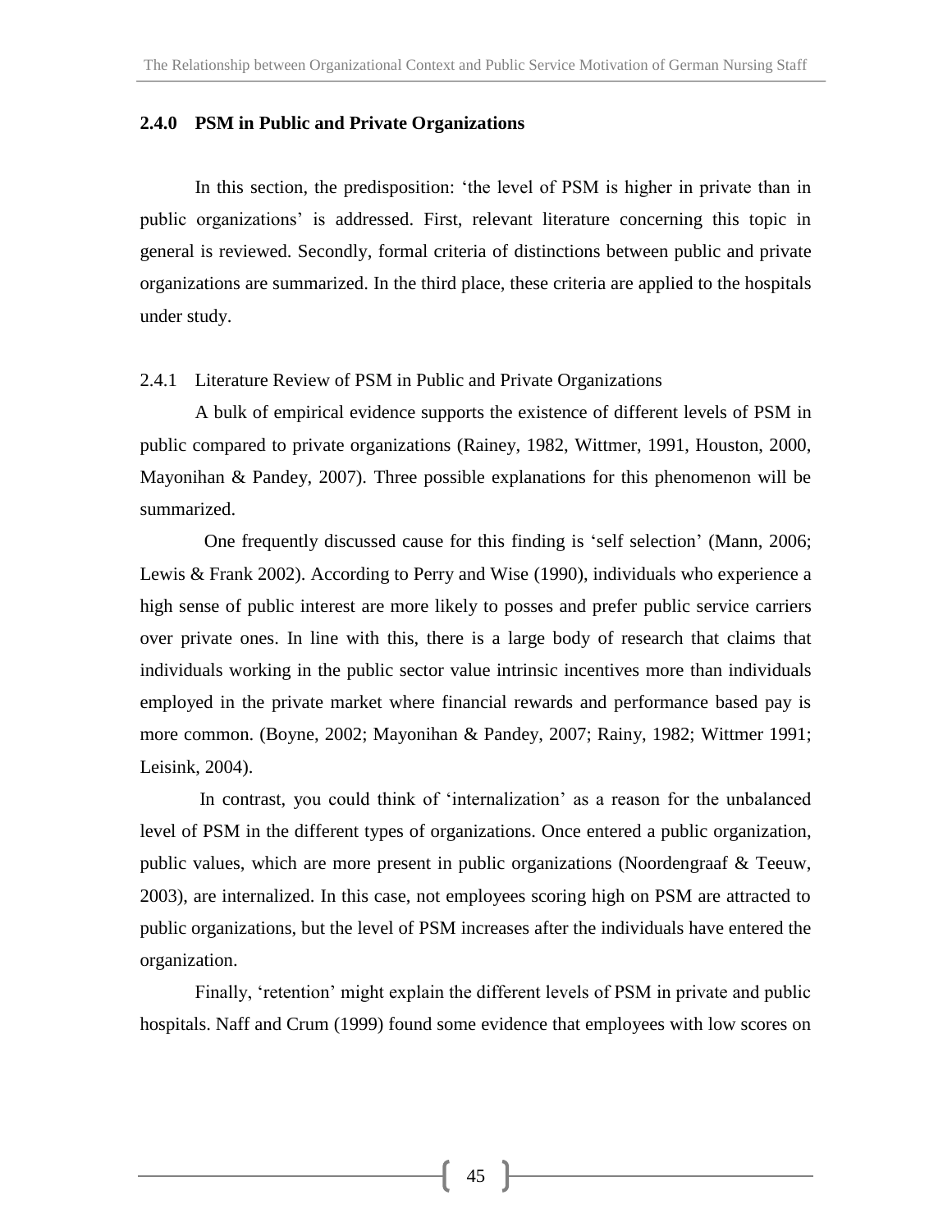### 2.4.0 PSM in Public and Private Organizations

In this section, the predisposition: ‘the level of PSM is higher in private than in public organizations’ is addressed. First, relevant literature concerning this topic in general is reviewed. Secondly, formal criteria of distinctions between public and private organizations are summarized. In the third place, these criteria are applied to the hospitals under study.

2.4.1 Literature Review of PSM in Public and Private Organizations

A bulk of empirical evidence supports the existence of different levels of PSM in public compared to private organizations (Rainey, 1982, Wittmer, 1991, Houston, 2000, Mayonihan & Pandey, 2007). Three possible explanations for this phenomenon will be summarized.

One frequently discussed cause for this finding is ‘self selection’ (Mann, 2006; Lewis & Frank 2002). According to Perry and Wise (1990), individuals who experience a high sense of public interest are more likely to posses and prefer public service carriers over private ones. In line with this, there is a large body of research that claims that individuals working in the public sector value intrinsic incentives more than individuals employed in the private market where financial rewards and performance based pay is more common. (Boyne, 2002; Mayonihan & Pandey, 2007; Rainy, 1982; Wittmer 1991; Leisink, 2004).

In contrast, you could think of ‘internalization’ as a reason for the unbalanced level of PSM in the different types of organizations. Once entered a public organization, public values, which are more present in public organizations (Noordengraaf & Teeuw, 2003), are internalized. In this case, not employees scoring high on PSM are attracted to public organizations, but the level of PSM increases after the individuals have entered the organization.

Finally, ‘retention’ might explain the different levels of PSM in private and public hospitals. Naff and Crum (1999) found some evidence that employees with low scores on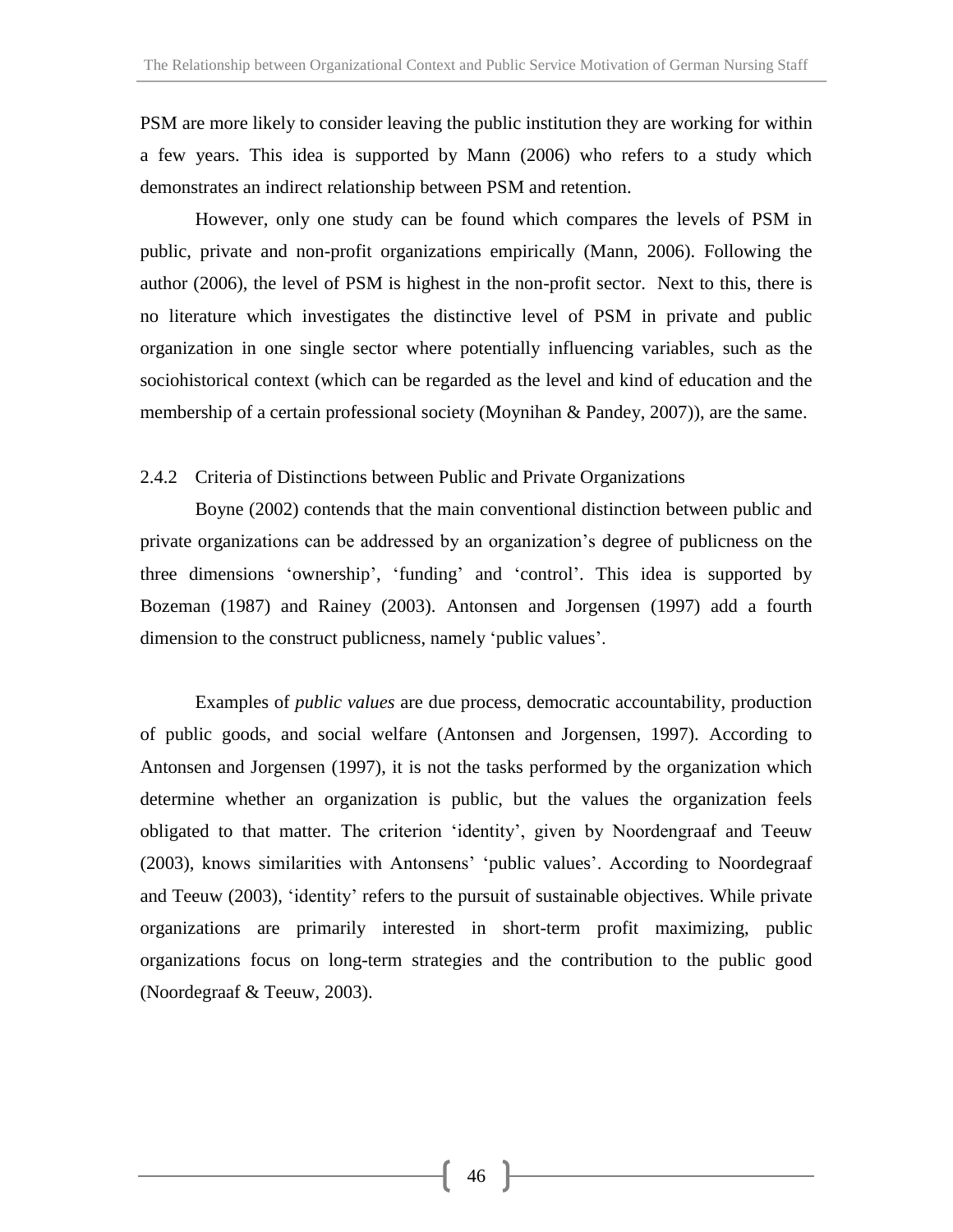PSM are more likely to consider leaving the public institution they are working for within a few years. This idea is supported by Mann (2006) who refers to a study which demonstrates an indirect relationship between PSM and retention.

However, only one study can be found which compares the levels of PSM in public, private and non-profit organizations empirically (Mann, 2006). Following the author (2006), the level of PSM is highest in the non-profit sector. Next to this, there is no literature which investigates the distinctive level of PSM in private and public organization in one single sector where potentially influencing variables, such as the sociohistorical context (which can be regarded as the level and kind of education and the membership of a certain professional society (Moynihan & Pandey, 2007)), are the same.

### 2.4.2 Criteria of Distinctions between Public and Private Organizations

Boyne (2002) contends that the main conventional distinction between public and private organizations can be addressed by an organization's degree of publicness on the three dimensions 'ownership', 'funding' and 'control'. This idea is supported by Bozeman (1987) and Rainey (2003). Antonsen and Jorgensen (1997) add a fourth dimension to the construct publicness, namely 'public values'.

Examples of *public values* are due process, democratic accountability, production of public goods, and social welfare (Antonsen and Jorgensen, 1997). According to Antonsen and Jorgensen (1997), it is not the tasks performed by the organization which determine whether an organization is public, but the values the organization feels obligated to that matter. The criterion 'identity', given by Noordengraaf and Teeuw (2003), knows similarities with Antonsens' 'public values'. According to Noordegraaf and Teeuw (2003), 'identity' refers to the pursuit of sustainable objectives. While private organizations are primarily interested in short-term profit maximizing, public organizations focus on long-term strategies and the contribution to the public good (Noordegraaf & Teeuw, 2003).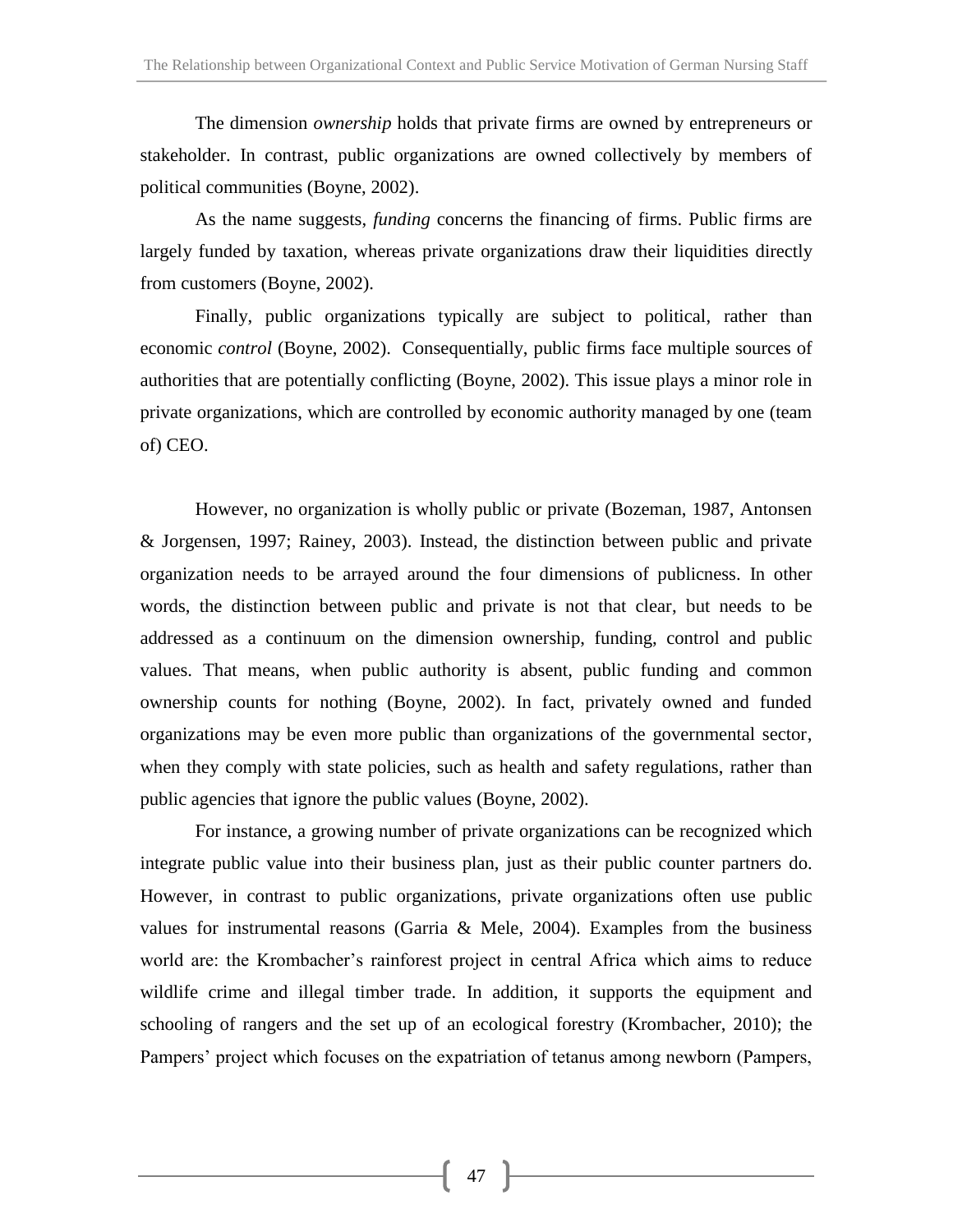The dimension *ownership* holds that private firms are owned by entrepreneurs or stakeholder. In contrast, public organizations are owned collectively by members of political communities (Boyne, 2002).

As the name suggests, *funding* concerns the financing of firms. Public firms are largely funded by taxation, whereas private organizations draw their liquidities directly from customers (Boyne, 2002).

Finally, public organizations typically are subject to political, rather than economic *control* (Boyne, 2002). Consequentially, public firms face multiple sources of authorities that are potentially conflicting (Boyne, 2002). This issue plays a minor role in private organizations, which are controlled by economic authority managed by one (team of) CEO.

However, no organization is wholly public or private (Bozeman, 1987, Antonsen & Jorgensen, 1997; Rainey, 2003). Instead, the distinction between public and private organization needs to be arrayed around the four dimensions of publicness. In other words, the distinction between public and private is not that clear, but needs to be addressed as a continuum on the dimension ownership, funding, control and public values. That means, when public authority is absent, public funding and common ownership counts for nothing (Boyne, 2002). In fact, privately owned and funded organizations may be even more public than organizations of the governmental sector, when they comply with state policies, such as health and safety regulations, rather than public agencies that ignore the public values (Boyne, 2002).

For instance, a growing number of private organizations can be recognized which integrate public value into their business plan, just as their public counter partners do. However, in contrast to public organizations, private organizations often use public values for instrumental reasons (Garria & Mele, 2004). Examples from the business world are: the Krombacher's rainforest project in central Africa which aims to reduce wildlife crime and illegal timber trade. In addition, it supports the equipment and schooling of rangers and the set up of an ecological forestry (Krombacher, 2010); the Pampers' project which focuses on the expatriation of tetanus among newborn (Pampers,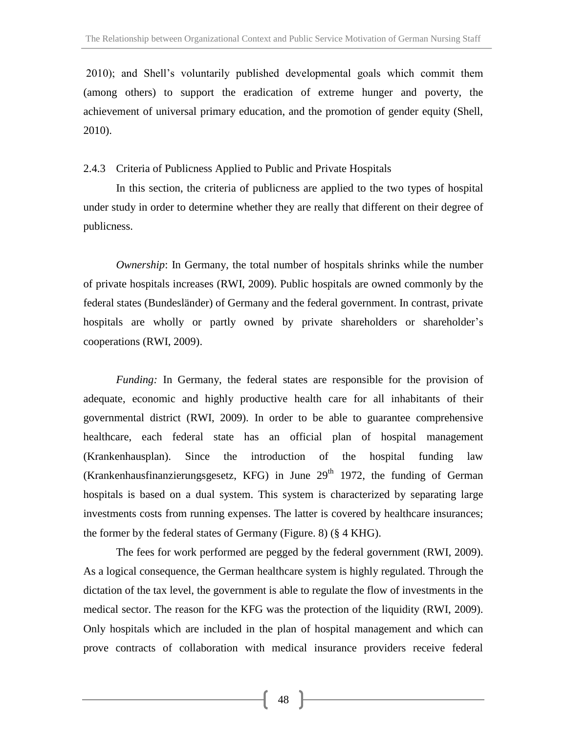2010); and Shell's voluntarily published developmental goals which commit them (among others) to support the eradication of extreme hunger and poverty, the achievement of universal primary education, and the promotion of gender equity (Shell, 2010).

### 2.4.3 Criteria of Publicness Applied to Public and Private Hospitals

In this section, the criteria of publicness are applied to the two types of hospital under study in order to determine whether they are really that different on their degree of publicness.

*Ownership*: In Germany, the total number of hospitals shrinks while the number of private hospitals increases (RWI, 2009). Public hospitals are owned commonly by the federal states (Bundesländer) of Germany and the federal government. In contrast, private hospitals are wholly or partly owned by private shareholders or shareholder's cooperations (RWI, 2009).

*Funding:* In Germany, the federal states are responsible for the provision of adequate, economic and highly productive health care for all inhabitants of their governmental district (RWI, 2009). In order to be able to guarantee comprehensive healthcare, each federal state has an official plan of hospital management (Krankenhausplan). Since the introduction of the hospital funding law (Krankenhausfinanzierungsgesetz, KFG) in June 29th 1972, the funding of German hospitals is based on a dual system. This system is characterized by separating large investments costs from running expenses. The latter is covered by healthcare insurances; the former by the federal states of Germany (Figure. 8) (§ 4 KHG).

The fees for work performed are pegged by the federal government (RWI, 2009). As a logical consequence, the German healthcare system is highly regulated. Through the dictation of the tax level, the government is able to regulate the flow of investments in the medical sector. The reason for the KFG was the protection of the liquidity (RWI, 2009). Only hospitals which are included in the plan of hospital management and which can prove contracts of collaboration with medical insurance providers receive federal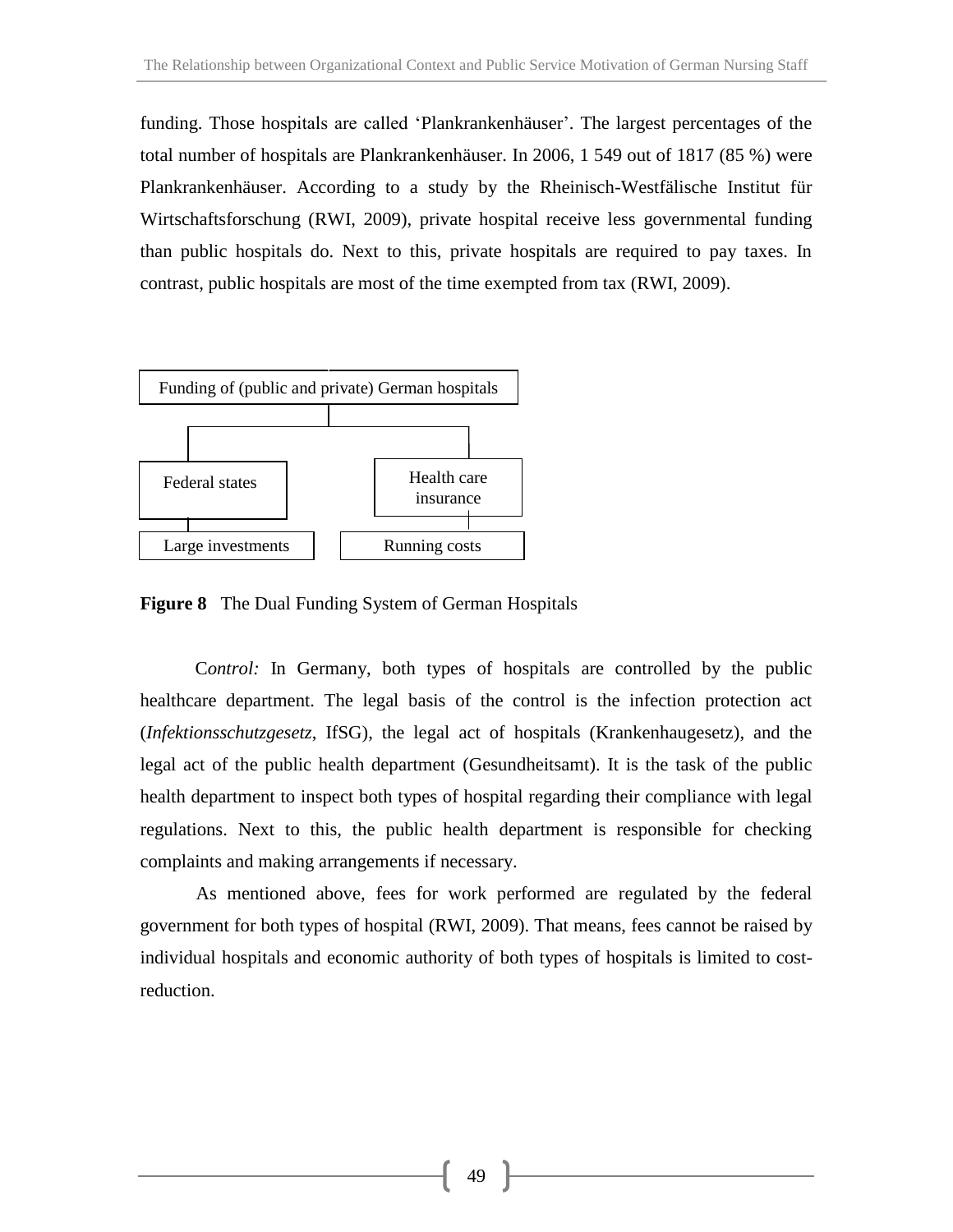funding. Those hospitals are called 'Plankrankenhäuser'. The largest percentages of the total number of hospitals are Plankrankenhäuser. In 2006, 1 549 out of 1817 (85 %) were Plankrankenhäuser. According to a study by the Rheinisch-Westfälische Institut für Wirtschaftsforschung (RWI, 2009), private hospital receive less governmental funding than public hospitals do. Next to this, private hospitals are required to pay taxes. In contrast, public hospitals are most of the time exempted from tax (RWI, 2009).

Funding of (public and private) German hospitals

Federal states

Health care insurance

Large investments

Running costs

**Figure 8** The Dual Funding System of German Hospitals

C*ontrol:* In Germany, both types of hospitals are controlled by the public healthcare department. The legal basis of the control is the infection protection act (*Infektionsschutzgesetz*, IfSG), the legal act of hospitals (Krankenhaugesetz), and the legal act of the public health department (Gesundheitsamt). It is the task of the public health department to inspect both types of hospital regarding their compliance with legal regulations. Next to this, the public health department is responsible for checking complaints and making arrangements if necessary.

As mentioned above, fees for work performed are regulated by the federal government for both types of hospital (RWI, 2009). That means, fees cannot be raised by individual hospitals and economic authority of both types of hospitals is limited to cost-reduction.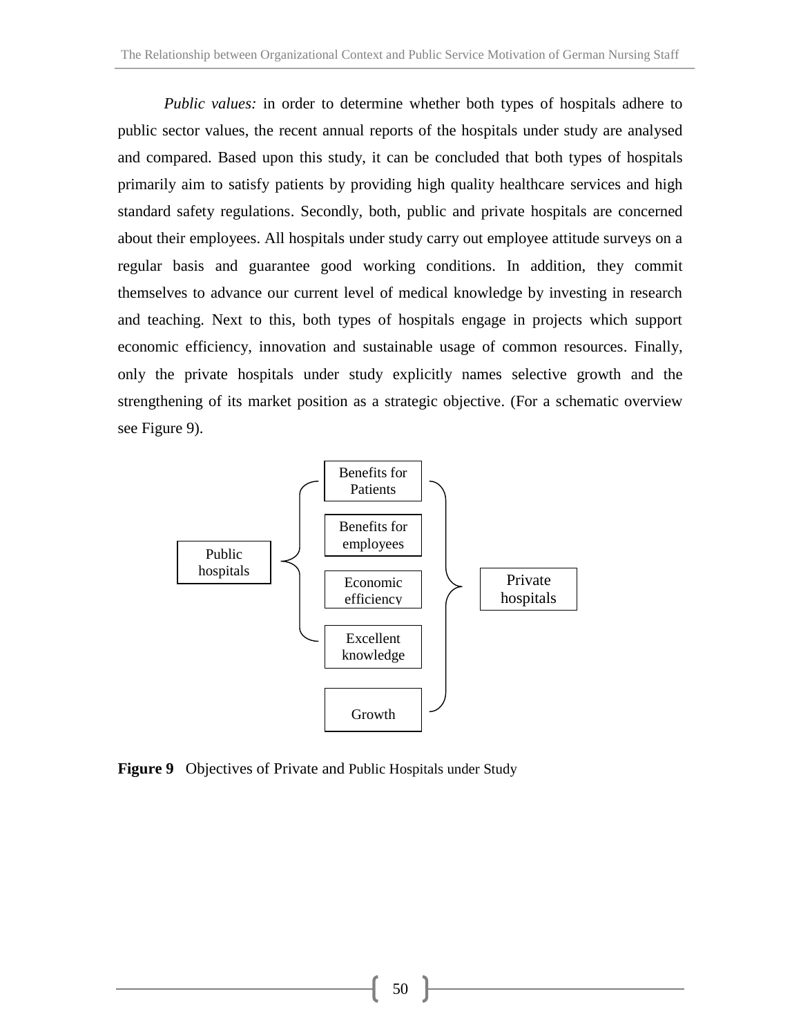*Public values:* in order to determine whether both types of hospitals adhere to public sector values, the recent annual reports of the hospitals under study are analysed and compared. Based upon this study, it can be concluded that both types of hospitals primarily aim to satisfy patients by providing high quality healthcare services and high standard safety regulations. Secondly, both, public and private hospitals are concerned about their employees. All hospitals under study carry out employee attitude surveys on a regular basis and guarantee good working conditions. In addition, they commit themselves to advance our current level of medical knowledge by investing in research and teaching. Next to this, both types of hospitals engage in projects which support economic efficiency, innovation and sustainable usage of common resources. Finally, only the private hospitals under study explicitly names selective growth and the strengthening of its market position as a strategic objective. (For a schematic overview see Figure 9).

Public hospitals

Benefits for Patients

Benefits for employees

Economic efficiency

Excellent knowledge

Growth

Private hospitals

**Figure 9** Objectives of Private and Public Hospitals under Study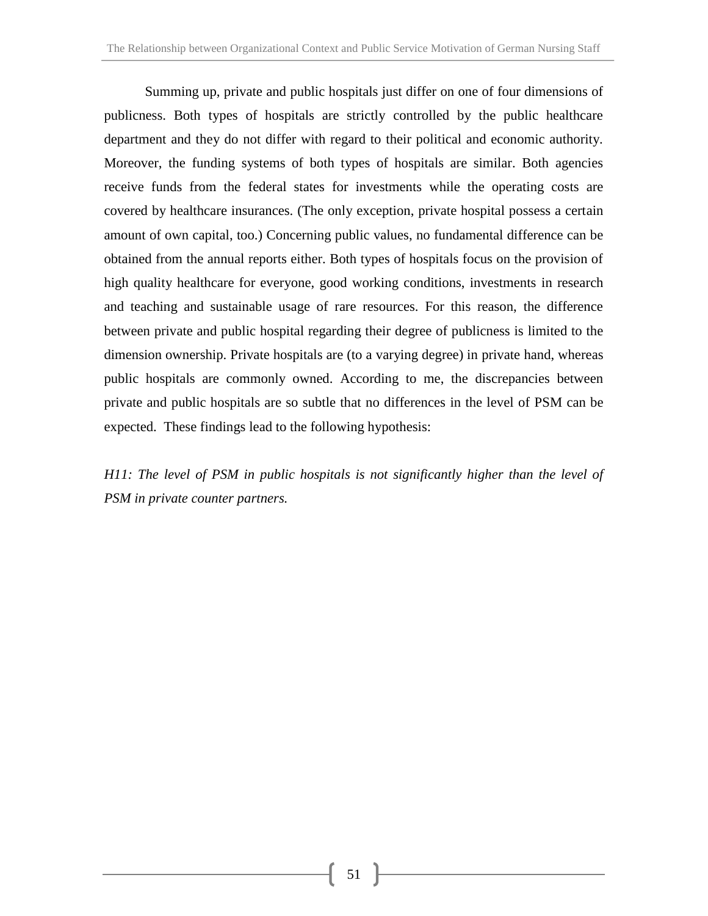Summing up, private and public hospitals just differ on one of four dimensions of publicness. Both types of hospitals are strictly controlled by the public healthcare department and they do not differ with regard to their political and economic authority. Moreover, the funding systems of both types of hospitals are similar. Both agencies receive funds from the federal states for investments while the operating costs are covered by healthcare insurances. (The only exception, private hospital possess a certain amount of own capital, too.) Concerning public values, no fundamental difference can be obtained from the annual reports either. Both types of hospitals focus on the provision of high quality healthcare for everyone, good working conditions, investments in research and teaching and sustainable usage of rare resources. For this reason, the difference between private and public hospital regarding their degree of publicness is limited to the dimension ownership. Private hospitals are (to a varying degree) in private hand, whereas public hospitals are commonly owned. According to me, the discrepancies between private and public hospitals are so subtle that no differences in the level of PSM can be expected. These findings lead to the following hypothesis:

*H11: The level of PSM in public hospitals is not significantly higher than the level of PSM in private counter partners.*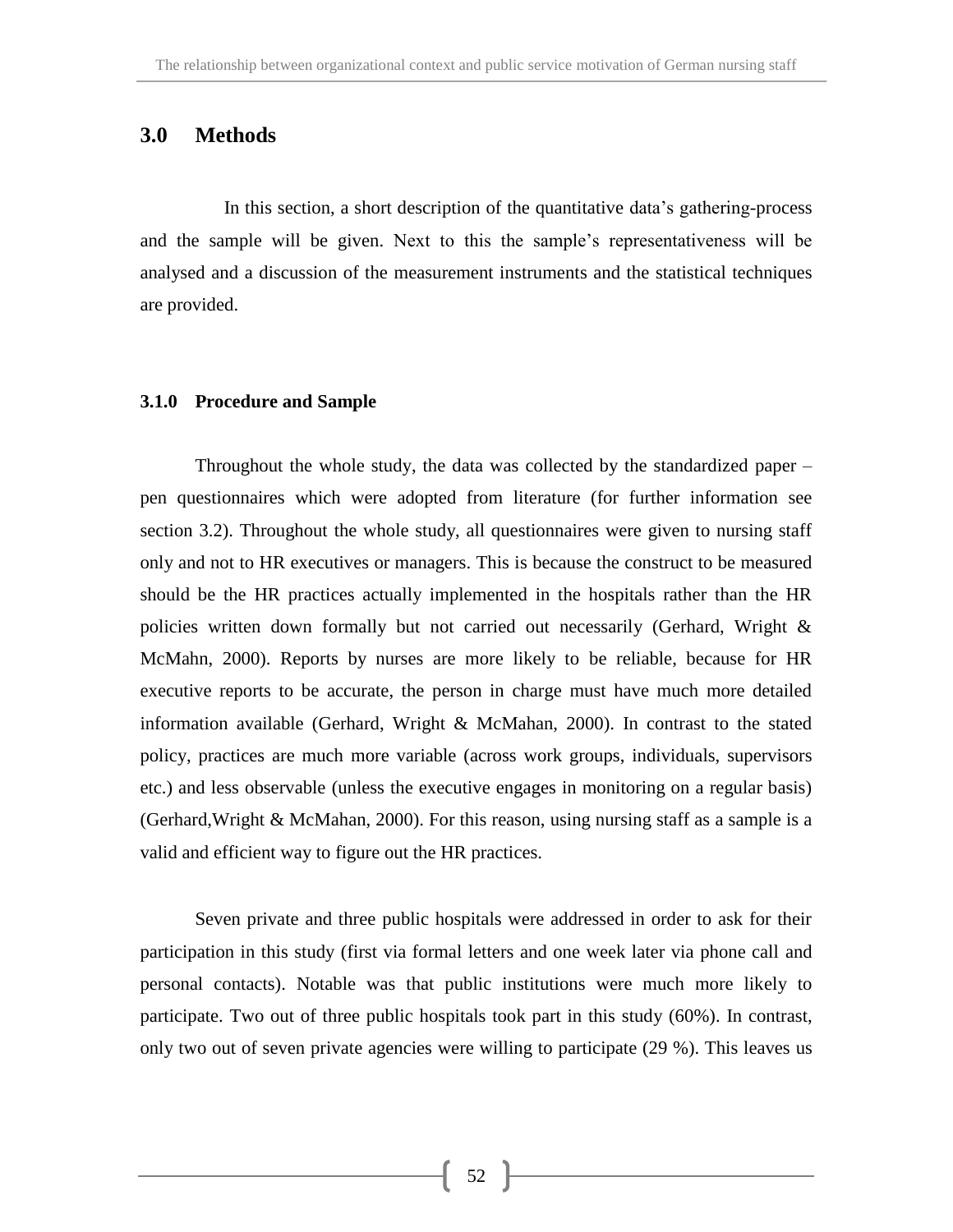# 3.0 Methods

In this section, a short description of the quantitative data's gathering-process and the sample will be given. Next to this the sample's representativeness will be analysed and a discussion of the measurement instruments and the statistical techniques are provided.

### 3.1.0 Procedure and Sample

Throughout the whole study, the data was collected by the standardized paper – pen questionnaires which were adopted from literature (for further information see section 3.2). Throughout the whole study, all questionnaires were given to nursing staff only and not to HR executives or managers. This is because the construct to be measured should be the HR practices actually implemented in the hospitals rather than the HR policies written down formally but not carried out necessarily (Gerhard, Wright & McMahn, 2000). Reports by nurses are more likely to be reliable, because for HR executive reports to be accurate, the person in charge must have much more detailed information available (Gerhard, Wright & McMahan, 2000). In contrast to the stated policy, practices are much more variable (across work groups, individuals, supervisors etc.) and less observable (unless the executive engages in monitoring on a regular basis) (Gerhard,Wright & McMahan, 2000). For this reason, using nursing staff as a sample is a valid and efficient way to figure out the HR practices.

Seven private and three public hospitals were addressed in order to ask for their participation in this study (first via formal letters and one week later via phone call and personal contacts). Notable was that public institutions were much more likely to participate. Two out of three public hospitals took part in this study (60%). In contrast, only two out of seven private agencies were willing to participate (29 %). This leaves us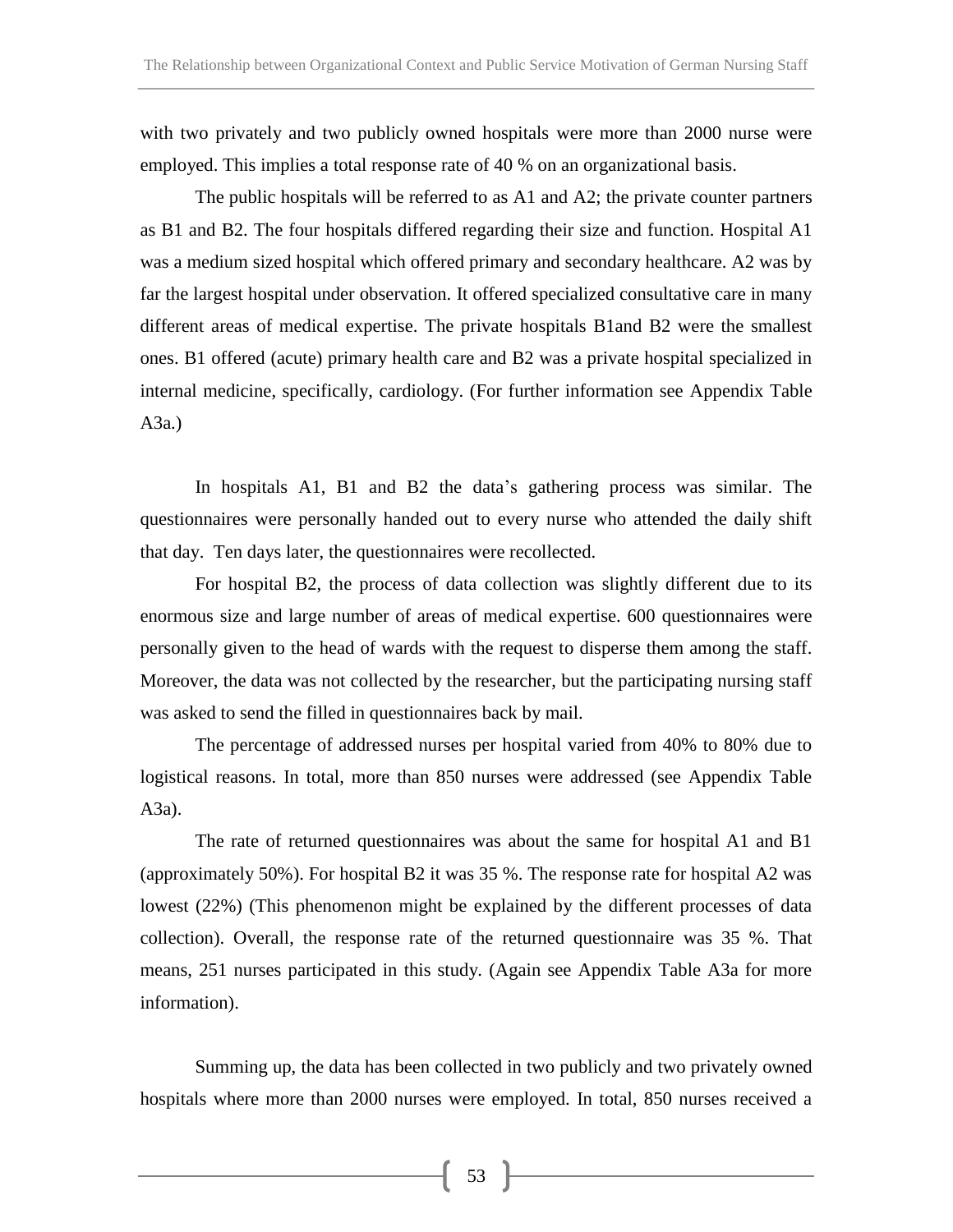with two privately and two publicly owned hospitals were more than 2000 nurse were employed. This implies a total response rate of 40 % on an organizational basis.

The public hospitals will be referred to as A1 and A2; the private counter partners as B1 and B2. The four hospitals differed regarding their size and function. Hospital A1 was a medium sized hospital which offered primary and secondary healthcare. A2 was by far the largest hospital under observation. It offered specialized consultative care in many different areas of medical expertise. The private hospitals B1and B2 were the smallest ones. B1 offered (acute) primary health care and B2 was a private hospital specialized in internal medicine, specifically, cardiology. (For further information see Appendix Table A3a.)

In hospitals A1, B1 and B2 the data's gathering process was similar. The questionnaires were personally handed out to every nurse who attended the daily shift that day. Ten days later, the questionnaires were recollected.

For hospital B2, the process of data collection was slightly different due to its enormous size and large number of areas of medical expertise. 600 questionnaires were personally given to the head of wards with the request to disperse them among the staff. Moreover, the data was not collected by the researcher, but the participating nursing staff was asked to send the filled in questionnaires back by mail.

The percentage of addressed nurses per hospital varied from 40% to 80% due to logistical reasons. In total, more than 850 nurses were addressed (see Appendix Table A3a).

The rate of returned questionnaires was about the same for hospital A1 and B1 (approximately 50%). For hospital B2 it was 35 %. The response rate for hospital A2 was lowest (22%) (This phenomenon might be explained by the different processes of data collection). Overall, the response rate of the returned questionnaire was 35 %. That means, 251 nurses participated in this study. (Again see Appendix Table A3a for more information).

Summing up, the data has been collected in two publicly and two privately owned hospitals where more than 2000 nurses were employed. In total, 850 nurses received a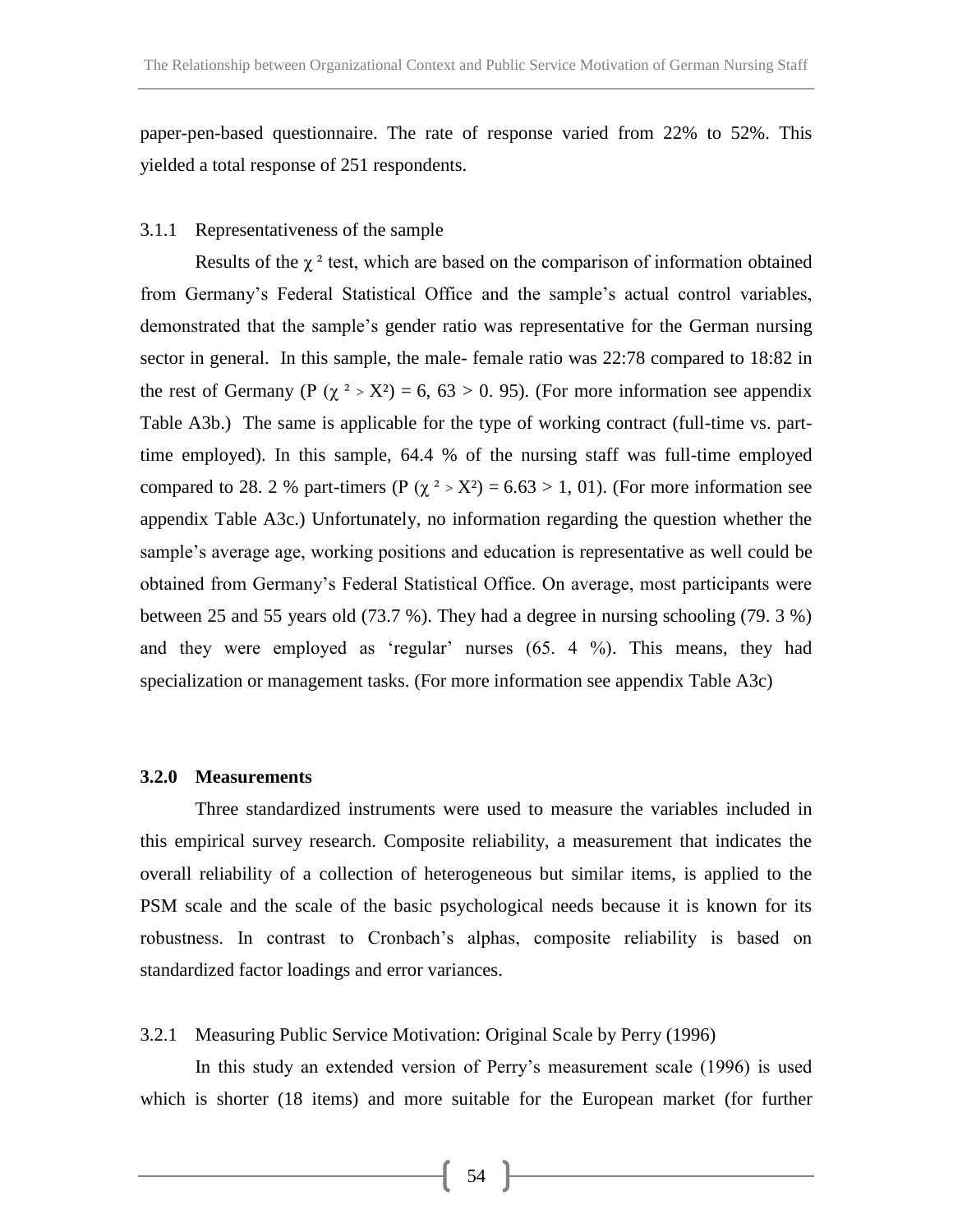paper-pen-based questionnaire. The rate of response varied from 22% to 52%. This yielded a total response of 251 respondents.

3.1.1 Representativeness of the sample

Results of the $\chi^2$ test, which are based on the comparison of information obtained from Germany's Federal Statistical Office and the sample's actual control variables, demonstrated that the sample's gender ratio was representative for the German nursing sector in general. In this sample, the male- female ratio was 22:78 compared to 18:82 in the rest of Germany (P ($\chi^2 > X^2$) = 6, 63 > 0. 95). (For more information see appendix Table A3b.) The same is applicable for the type of working contract (full-time vs. part-time employed). In this sample, 64.4 % of the nursing staff was full-time employed compared to 28. 2 % part-timers (P ($\chi^2 > X^2$) = 6.63 > 1, 01). (For more information see appendix Table A3c.) Unfortunately, no information regarding the question whether the sample's average age, working positions and education is representative as well could be obtained from Germany's Federal Statistical Office. On average, most participants were between 25 and 55 years old (73.7 %). They had a degree in nursing schooling (79. 3 %) and they were employed as 'regular' nurses (65. 4 %). This means, they had specialization or management tasks. (For more information see appendix Table A3c)

### 3.2.0 Measurements

Three standardized instruments were used to measure the variables included in this empirical survey research. Composite reliability, a measurement that indicates the overall reliability of a collection of heterogeneous but similar items, is applied to the PSM scale and the scale of the basic psychological needs because it is known for its robustness. In contrast to Cronbach's alphas, composite reliability is based on standardized factor loadings and error variances.

3.2.1 Measuring Public Service Motivation: Original Scale by Perry (1996)

In this study an extended version of Perry's measurement scale (1996) is used which is shorter (18 items) and more suitable for the European market (for further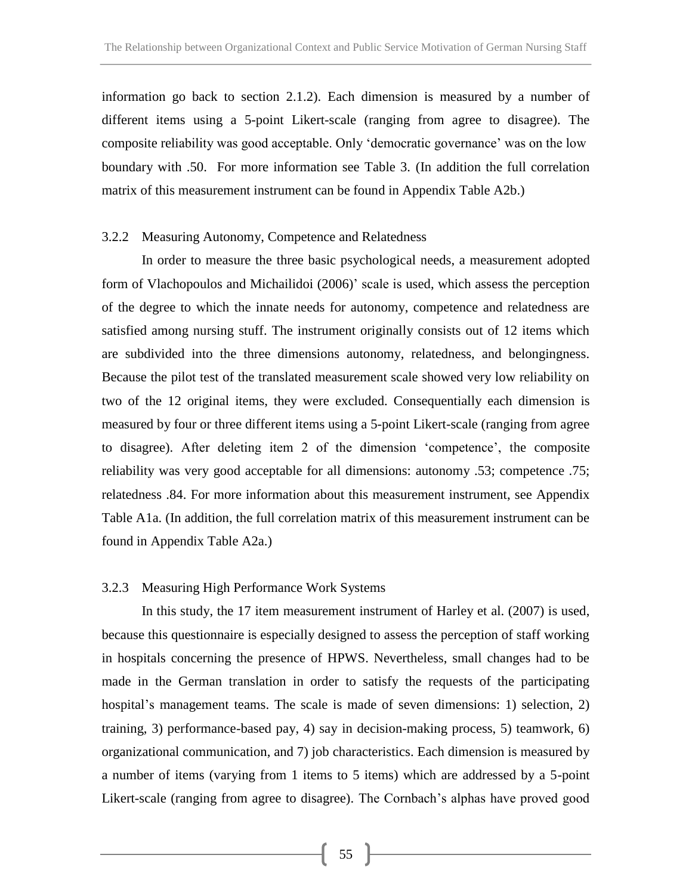information go back to section 2.1.2). Each dimension is measured by a number of different items using a 5-point Likert-scale (ranging from agree to disagree). The composite reliability was good acceptable. Only 'democratic governance' was on the low boundary with .50. For more information see Table 3. (In addition the full correlation matrix of this measurement instrument can be found in Appendix Table A2b.)

### 3.2.2 Measuring Autonomy, Competence and Relatedness

In order to measure the three basic psychological needs, a measurement adopted form of Vlachopoulos and Michailidoi (2006)' scale is used, which assess the perception of the degree to which the innate needs for autonomy, competence and relatedness are satisfied among nursing stuff. The instrument originally consists out of 12 items which are subdivided into the three dimensions autonomy, relatedness, and belongingness. Because the pilot test of the translated measurement scale showed very low reliability on two of the 12 original items, they were excluded. Consequentially each dimension is measured by four or three different items using a 5-point Likert-scale (ranging from agree to disagree). After deleting item 2 of the dimension 'competence', the composite reliability was very good acceptable for all dimensions: autonomy .53; competence .75; relatedness .84. For more information about this measurement instrument, see Appendix Table A1a. (In addition, the full correlation matrix of this measurement instrument can be found in Appendix Table A2a.)

### 3.2.3 Measuring High Performance Work Systems

In this study, the 17 item measurement instrument of Harley et al. (2007) is used, because this questionnaire is especially designed to assess the perception of staff working in hospitals concerning the presence of HPWS. Nevertheless, small changes had to be made in the German translation in order to satisfy the requests of the participating hospital's management teams. The scale is made of seven dimensions: 1) selection, 2) training, 3) performance-based pay, 4) say in decision-making process, 5) teamwork, 6) organizational communication, and 7) job characteristics. Each dimension is measured by a number of items (varying from 1 items to 5 items) which are addressed by a 5-point Likert-scale (ranging from agree to disagree). The Cornbach's alphas have proved good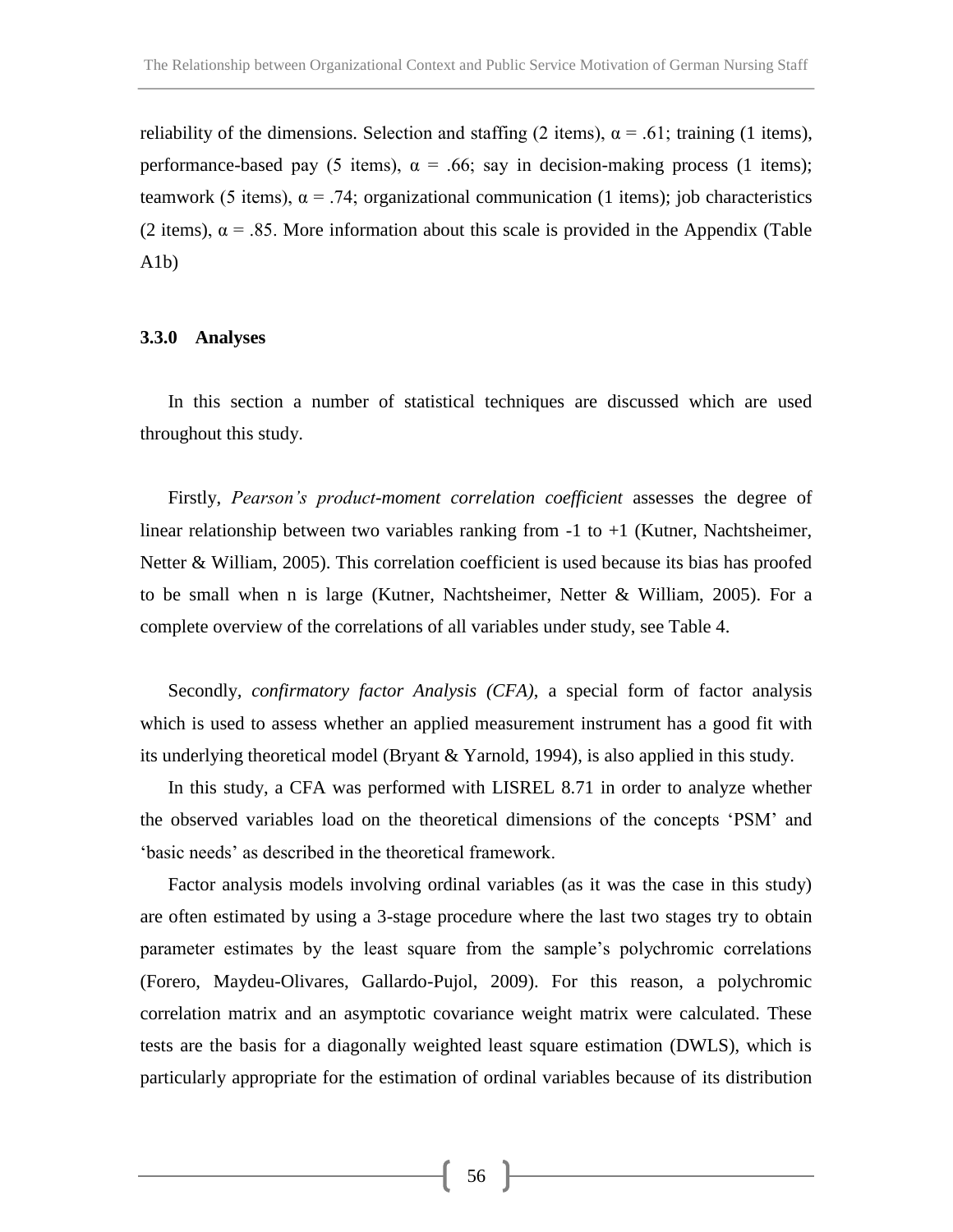reliability of the dimensions. Selection and staffing (2 items), α = .61; training (1 items), performance-based pay (5 items), α = .66; say in decision-making process (1 items); teamwork (5 items), α = .74; organizational communication (1 items); job characteristics (2 items), α = .85. More information about this scale is provided in the Appendix (Table A1b)

### 3.3.0 Analyses

In this section a number of statistical techniques are discussed which are used throughout this study.

Firstly, *Pearson's product-moment correlation coefficient* assesses the degree of linear relationship between two variables ranking from -1 to +1 (Kutner, Nachtsheimer, Netter & William, 2005). This correlation coefficient is used because its bias has proofed to be small when n is large (Kutner, Nachtsheimer, Netter & William, 2005). For a complete overview of the correlations of all variables under study, see Table 4.

Secondly, *confirmatory factor Analysis (CFA)*, a special form of factor analysis which is used to assess whether an applied measurement instrument has a good fit with its underlying theoretical model (Bryant & Yarnold, 1994), is also applied in this study.

In this study, a CFA was performed with LISREL 8.71 in order to analyze whether the observed variables load on the theoretical dimensions of the concepts 'PSM' and 'basic needs' as described in the theoretical framework.

Factor analysis models involving ordinal variables (as it was the case in this study) are often estimated by using a 3-stage procedure where the last two stages try to obtain parameter estimates by the least square from the sample's polychromic correlations (Forero, Maydeu-Olivares, Gallardo-Pujol, 2009). For this reason, a polychromic correlation matrix and an asymptotic covariance weight matrix were calculated. These tests are the basis for a diagonally weighted least square estimation (DWLS), which is particularly appropriate for the estimation of ordinal variables because of its distribution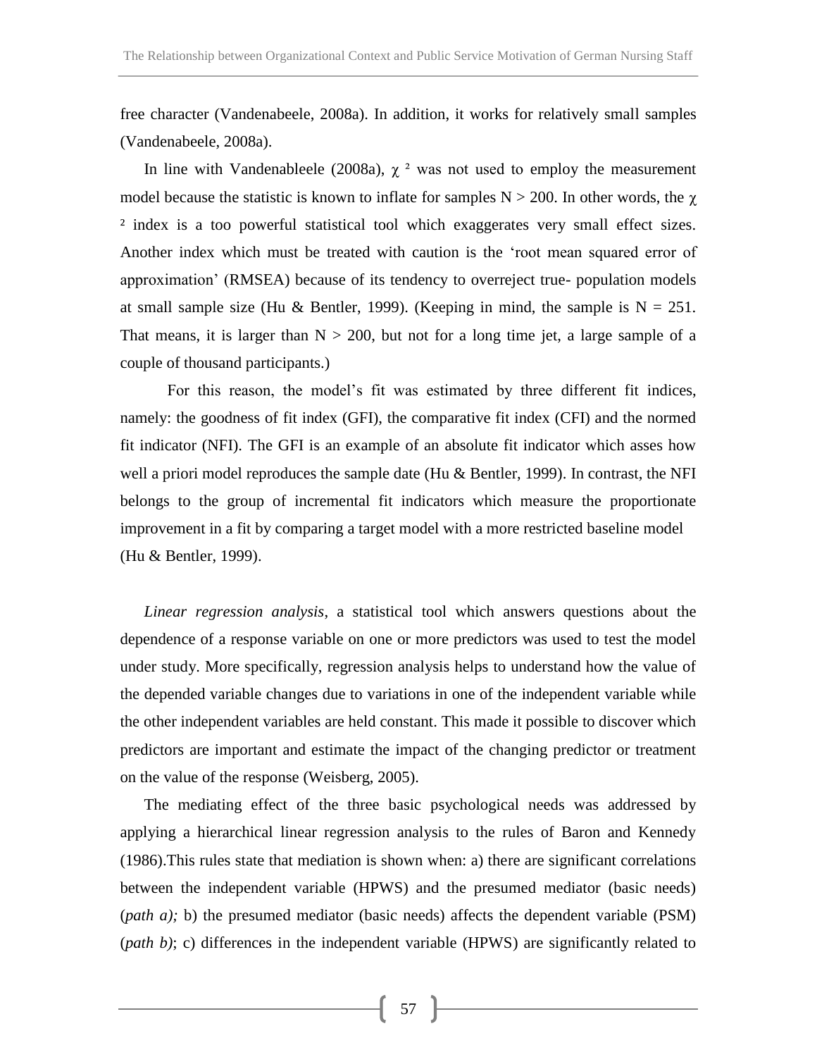free character (Vandenabeele, 2008a). In addition, it works for relatively small samples (Vandenabeele, 2008a).

In line with Vandenableele (2008a), $\chi^2$ was not used to employ the measurement model because the statistic is known to inflate for samples N > 200. In other words, the $\chi^2$ index is a too powerful statistical tool which exaggerates very small effect sizes. Another index which must be treated with caution is the 'root mean squared error of approximation' (RMSEA) because of its tendency to overreject true- population models at small sample size (Hu & Bentler, 1999). (Keeping in mind, the sample is N = 251. That means, it is larger than N > 200, but not for a long time jet, a large sample of a couple of thousand participants.)

For this reason, the model's fit was estimated by three different fit indices, namely: the goodness of fit index (GFI), the comparative fit index (CFI) and the normed fit indicator (NFI). The GFI is an example of an absolute fit indicator which asses how well a priori model reproduces the sample date (Hu & Bentler, 1999). In contrast, the NFI belongs to the group of incremental fit indicators which measure the proportionate improvement in a fit by comparing a target model with a more restricted baseline model (Hu & Bentler, 1999).

*Linear regression analysis*, a statistical tool which answers questions about the dependence of a response variable on one or more predictors was used to test the model under study. More specifically, regression analysis helps to understand how the value of the depended variable changes due to variations in one of the independent variable while the other independent variables are held constant. This made it possible to discover which predictors are important and estimate the impact of the changing predictor or treatment on the value of the response (Weisberg, 2005).

The mediating effect of the three basic psychological needs was addressed by applying a hierarchical linear regression analysis to the rules of Baron and Kennedy (1986).This rules state that mediation is shown when: a) there are significant correlations between the independent variable (HPWS) and the presumed mediator (basic needs) (*path a);* b) the presumed mediator (basic needs) affects the dependent variable (PSM) (*path b)*; c) differences in the independent variable (HPWS) are significantly related to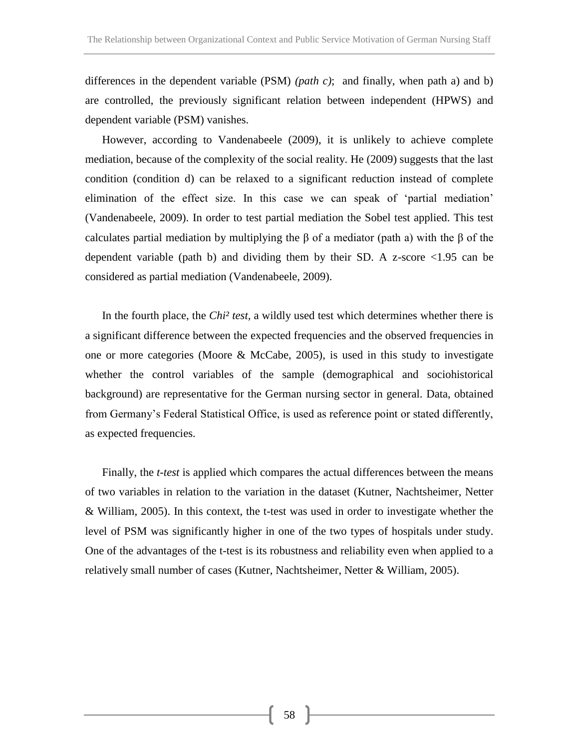differences in the dependent variable (PSM) *(path c)*; and finally, when path a) and b) are controlled, the previously significant relation between independent (HPWS) and dependent variable (PSM) vanishes.

However, according to Vandenabeele (2009), it is unlikely to achieve complete mediation, because of the complexity of the social reality. He (2009) suggests that the last condition (condition d) can be relaxed to a significant reduction instead of complete elimination of the effect size. In this case we can speak of 'partial mediation' (Vandenabeele, 2009). In order to test partial mediation the Sobel test applied. This test calculates partial mediation by multiplying the β of a mediator (path a) with the β of the dependent variable (path b) and dividing them by their SD. A z-score <1.95 can be considered as partial mediation (Vandenabeele, 2009).

In the fourth place, the *Chi² test*, a wildly used test which determines whether there is a significant difference between the expected frequencies and the observed frequencies in one or more categories (Moore & McCabe, 2005), is used in this study to investigate whether the control variables of the sample (demographical and sociohistorical background) are representative for the German nursing sector in general. Data, obtained from Germany's Federal Statistical Office, is used as reference point or stated differently, as expected frequencies.

Finally, the *t-test* is applied which compares the actual differences between the means of two variables in relation to the variation in the dataset (Kutner, Nachtsheimer, Netter & William, 2005). In this context, the t-test was used in order to investigate whether the level of PSM was significantly higher in one of the two types of hospitals under study. One of the advantages of the t-test is its robustness and reliability even when applied to a relatively small number of cases (Kutner, Nachtsheimer, Netter & William, 2005).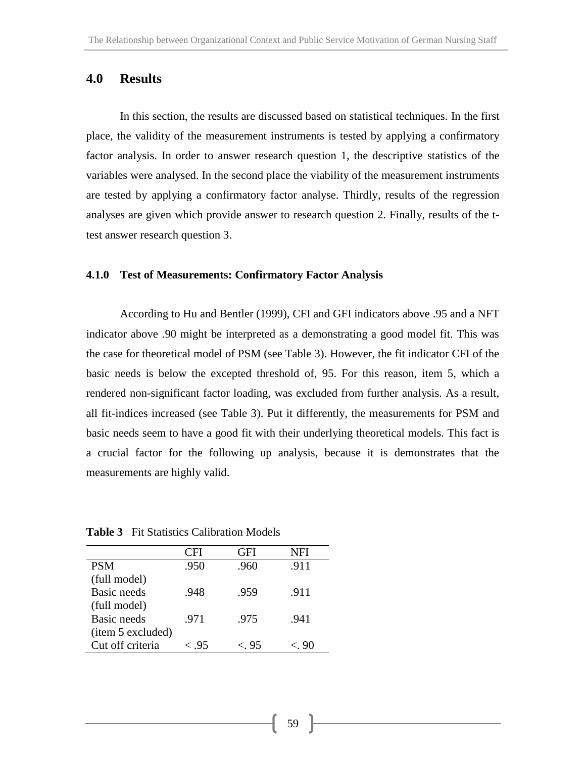## 4.0 Results

In this section, the results are discussed based on statistical techniques. In the first place, the validity of the measurement instruments is tested by applying a confirmatory factor analysis. In order to answer research question 1, the descriptive statistics of the variables were analysed. In the second place the viability of the measurement instruments are tested by applying a confirmatory factor analyse. Thirdly, results of the regression analyses are given which provide answer to research question 2. Finally, results of the t-test answer research question 3.

### 4.1.0 Test of Measurements: Confirmatory Factor Analysis

According to Hu and Bentler (1999), CFI and GFI indicators above .95 and a NFT indicator above .90 might be interpreted as a demonstrating a good model fit. This was the case for theoretical model of PSM (see Table 3). However, the fit indicator CFI of the basic needs is below the excepted threshold of, 95. For this reason, item 5, which a rendered non-significant factor loading, was excluded from further analysis. As a result, all fit-indices increased (see Table 3). Put it differently, the measurements for PSM and basic needs seem to have a good fit with their underlying theoretical models. This fact is a crucial factor for the following up analysis, because it is demonstrates that the measurements are highly valid.

**Table 3** Fit Statistics Calibration Models

| | CFI | GFI | NFI |
|---|---|---|---|
| PSM (full model) | .950 | .960 | .911 |
| Basic needs (full model) | .948 | .959 | .911 |
| Basic needs (item 5 excluded) | .971 | .975 | .941 |
| Cut off criteria | < .95 | <. 95 | <. 90 |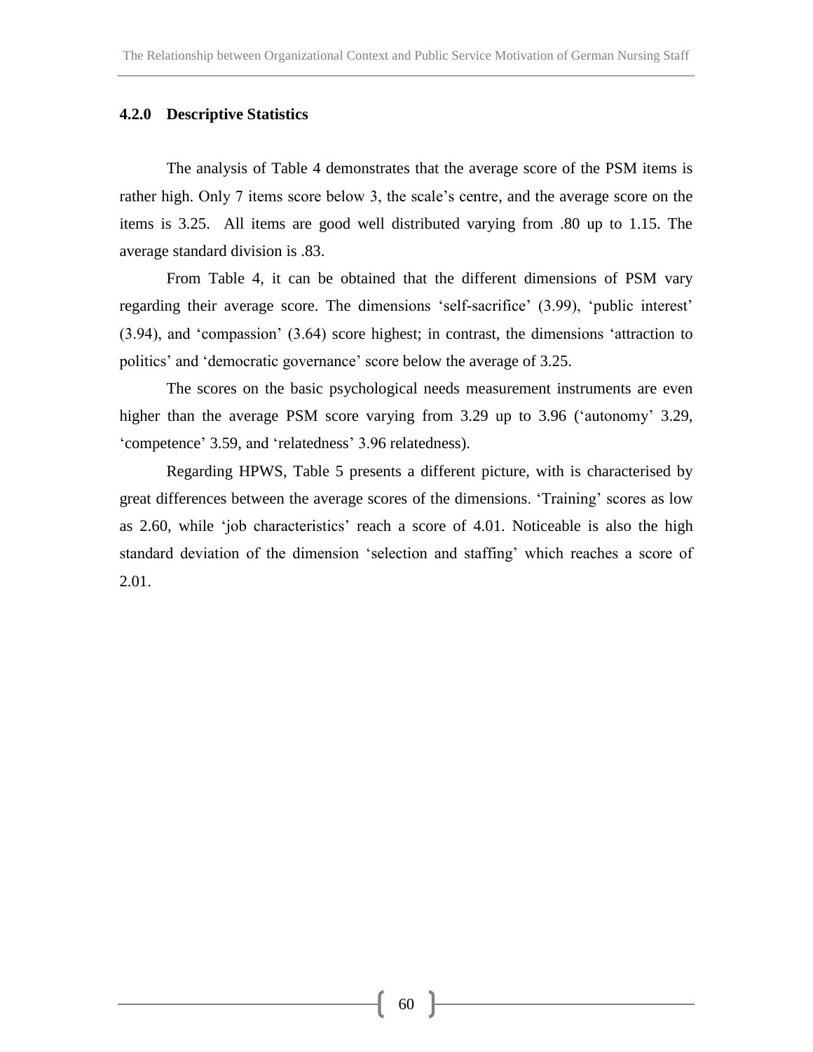### 4.2.0 Descriptive Statistics

The analysis of Table 4 demonstrates that the average score of the PSM items is rather high. Only 7 items score below 3, the scale's centre, and the average score on the items is 3.25. All items are good well distributed varying from .80 up to 1.15. The average standard division is .83.

From Table 4, it can be obtained that the different dimensions of PSM vary regarding their average score. The dimensions 'self-sacrifice' (3.99), 'public interest' (3.94), and 'compassion' (3.64) score highest; in contrast, the dimensions 'attraction to politics' and 'democratic governance' score below the average of 3.25.

The scores on the basic psychological needs measurement instruments are even higher than the average PSM score varying from 3.29 up to 3.96 ('autonomy' 3.29, 'competence' 3.59, and 'relatedness' 3.96 relatedness).

Regarding HPWS, Table 5 presents a different picture, with is characterised by great differences between the average scores of the dimensions. 'Training' scores as low as 2.60, while 'job characteristics' reach a score of 4.01. Noticeable is also the high standard deviation of the dimension 'selection and staffing' which reaches a score of 2.01.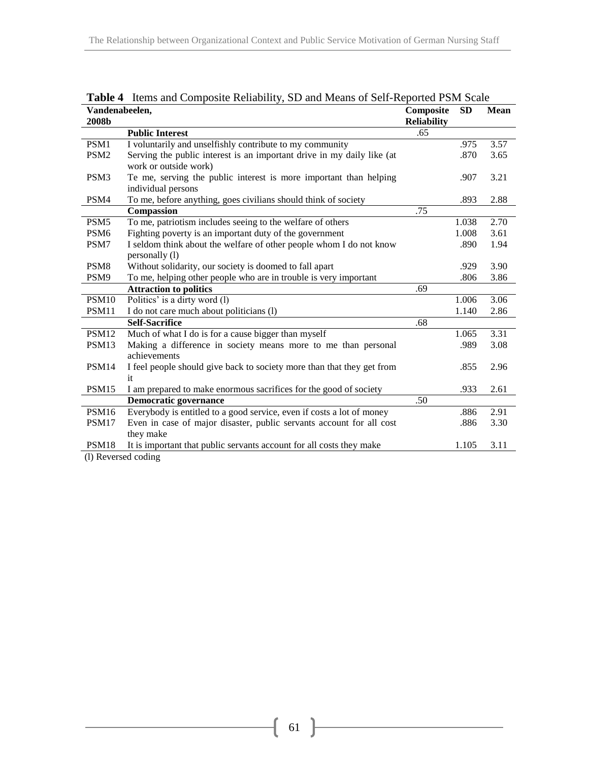**Table 4** Items and Composite Reliability, SD and Means of Self-Reported PSM Scale

| Vandenabeelen, 2008b | | Composite Reliability | SD | Mean |
|---|---|---|---|---|
| | **Public Interest** | .65 | | |
| PSM1 | I voluntarily and unselfishly contribute to my community | | .975 | 3.57 |
| PSM2 | Serving the public interest is an important drive in my daily like (at work or outside work) | | .870 | 3.65 |
| PSM3 | Te me, serving the public interest is more important than helping individual persons | | .907 | 3.21 |
| PSM4 | To me, before anything, goes civilians should think of society | | .893 | 2.88 |
| | **Compassion** | .75 | | |
| PSM5 | To me, patriotism includes seeing to the welfare of others | | 1.038 | 2.70 |
| PSM6 | Fighting poverty is an important duty of the government | | 1.008 | 3.61 |
| PSM7 | I seldom think about the welfare of other people whom I do not know personally (l) | | .890 | 1.94 |
| PSM8 | Without solidarity, our society is doomed to fall apart | | .929 | 3.90 |
| PSM9 | To me, helping other people who are in trouble is very important | | .806 | 3.86 |
| | **Attraction to politics** | .69 | | |
| PSM10 | Politics' is a dirty word (l) | | 1.006 | 3.06 |
| PSM11 | I do not care much about politicians (l) | | 1.140 | 2.86 |
| | **Self-Sacrifice** | .68 | | |
| PSM12 | Much of what I do is for a cause bigger than myself | | 1.065 | 3.31 |
| PSM13 | Making a difference in society means more to me than personal achievements | | .989 | 3.08 |
| PSM14 | I feel people should give back to society more than that they get from it | | .855 | 2.96 |
| PSM15 | I am prepared to make enormous sacrifices for the good of society | | .933 | 2.61 |
| | **Democratic governance** | .50 | | |
| PSM16 | Everybody is entitled to a good service, even if costs a lot of money | | .886 | 2.91 |
| PSM17 | Even in case of major disaster, public servants account for all cost they make | | .886 | 3.30 |
| PSM18 | It is important that public servants account for all costs they make | | 1.105 | 3.11 |

(l) Reversed coding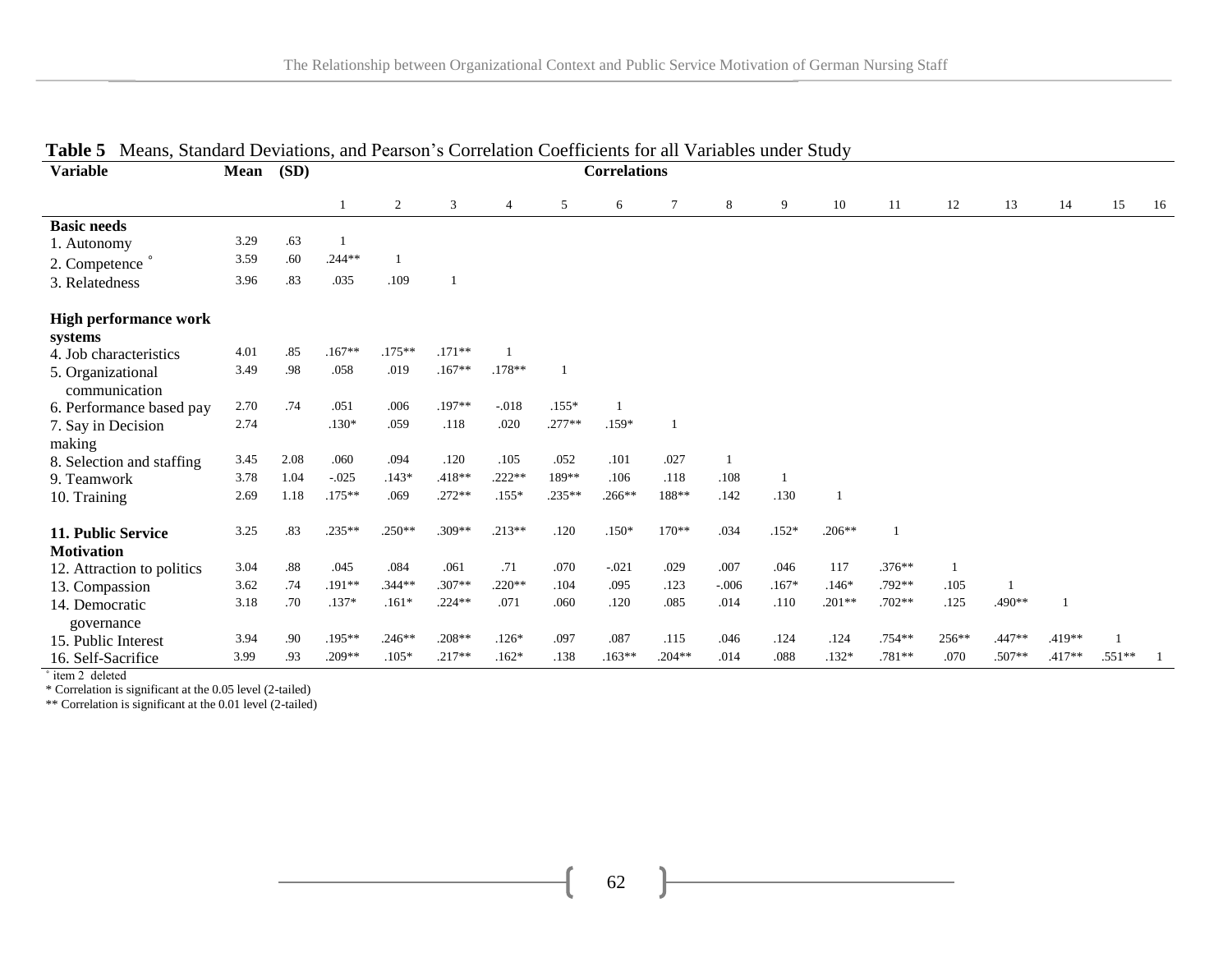**Table 5** Means, Standard Deviations, and Pearson's Correlation Coefficients for all Variables under Study

| Variable | Mean | (SD) | Correlations | | | | | | | | | | | | | | | |
|---|---|---|---|---|---|---|---|---|---|---|---|---|---|---|---|---|---|---|
| | | | 1 | 2 | 3 | 4 | 5 | 6 | 7 | 8 | 9 | 10 | 11 | 12 | 13 | 14 | 15 | 16 |
| **Basic needs** | | | | | | | | | | | | | | | | | | |
| 1. Autonomy | 3.29 | .63 | 1 | | | | | | | | | | | | | | | |
| 2. Competence ° | 3.59 | .60 | .244** | 1 | | | | | | | | | | | | | | |
| 3. Relatedness | 3.96 | .83 | .035 | .109 | 1 | | | | | | | | | | | | | |
| **High performance work systems** | | | | | | | | | | | | | | | | | | |
| 4. Job characteristics | 4.01 | .85 | .167** | .175** | .171** | 1 | | | | | | | | | | | | |
| 5. Organizational communication | 3.49 | .98 | .058 | .019 | .167** | .178** | 1 | | | | | | | | | | | |
| 6. Performance based pay | 2.70 | .74 | .051 | .006 | .197** | -.018 | .155* | 1 | | | | | | | | | | |
| 7. Say in Decision making | 2.74 | | .130* | .059 | .118 | .020 | .277** | .159* | 1 | | | | | | | | | |
| 8. Selection and staffing | 3.45 | 2.08 | .060 | .094 | .120 | .105 | .052 | .101 | .027 | 1 | | | | | | | | |
| 9. Teamwork | 3.78 | 1.04 | -.025 | .143* | .418** | .222** | 189** | .106 | .118 | .108 | 1 | | | | | | | |
| 10. Training | 2.69 | 1.18 | .175** | .069 | .272** | .155* | .235** | .266** | 188** | .142 | .130 | 1 | | | | | | |
| **11. Public Service Motivation** | 3.25 | .83 | .235** | .250** | .309** | .213** | .120 | .150* | 170** | .034 | .152* | .206** | 1 | | | | | |
| 12. Attraction to politics | 3.04 | .88 | .045 | .084 | .061 | .71 | .070 | -.021 | .029 | .007 | .046 | 117 | .376** | 1 | | | | |
| 13. Compassion | 3.62 | .74 | .191** | .344** | .307** | .220** | .104 | .095 | .123 | -.006 | .167* | .146* | .792** | .105 | 1 | | | |
| 14. Democratic governance | 3.18 | .70 | .137* | .161* | .224** | .071 | .060 | .120 | .085 | .014 | .110 | .201** | .702** | .125 | .490** | 1 | | |
| 15. Public Interest | 3.94 | .90 | .195** | .246** | .208** | .126* | .097 | .087 | .115 | .046 | .124 | .124 | .754** | 256** | .447** | .419** | 1 | |
| 16. Self-Sacrifice | 3.99 | .93 | .209** | .105* | .217** | .162* | .138 | .163** | .204** | .014 | .088 | .132* | .781** | .070 | .507** | .417** | .551** | 1 |

° item 2 deleted

\* Correlation is significant at the 0.05 level (2-tailed)

\*\* Correlation is significant at the 0.01 level (2-tailed)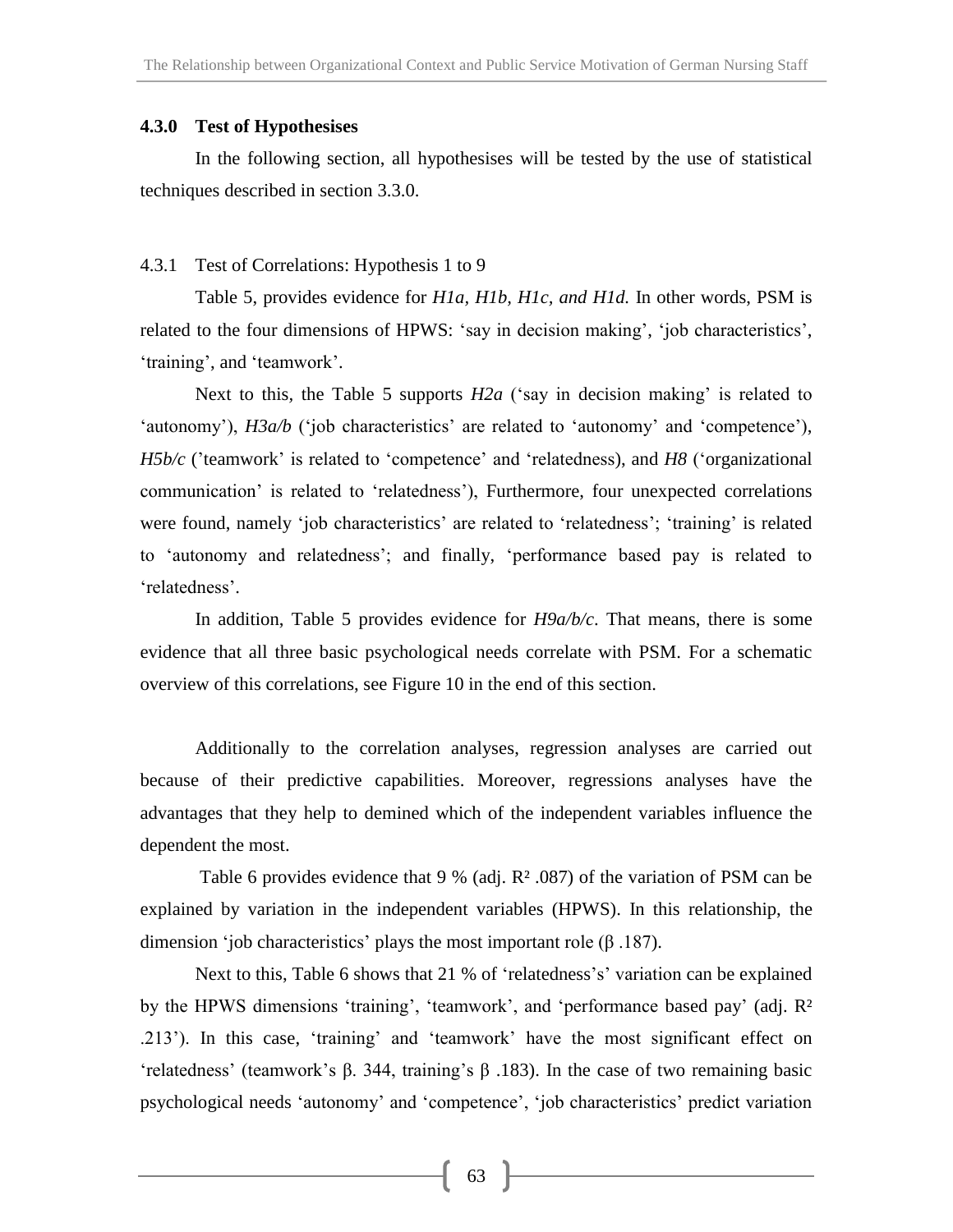### 4.3.0 Test of Hypothesises

In the following section, all hypothesises will be tested by the use of statistical techniques described in section 3.3.0.

#### 4.3.1 Test of Correlations: Hypothesis 1 to 9

Table 5, provides evidence for *H1a, H1b, H1c, and H1d.* In other words, PSM is related to the four dimensions of HPWS: 'say in decision making', 'job characteristics', 'training', and 'teamwork'.

Next to this, the Table 5 supports *H2a* ('say in decision making' is related to 'autonomy'), *H3a/b* ('job characteristics' are related to 'autonomy' and 'competence'), *H5b/c* ('teamwork' is related to 'competence' and 'relatedness), and *H8* ('organizational communication' is related to 'relatedness'), Furthermore, four unexpected correlations were found, namely 'job characteristics' are related to 'relatedness'; 'training' is related to 'autonomy and relatedness'; and finally, 'performance based pay is related to 'relatedness'.

In addition, Table 5 provides evidence for *H9a/b/c*. That means, there is some evidence that all three basic psychological needs correlate with PSM. For a schematic overview of this correlations, see Figure 10 in the end of this section.

Additionally to the correlation analyses, regression analyses are carried out because of their predictive capabilities. Moreover, regressions analyses have the advantages that they help to demined which of the independent variables influence the dependent the most.

Table 6 provides evidence that 9 % (adj. $R^2$ .087) of the variation of PSM can be explained by variation in the independent variables (HPWS). In this relationship, the dimension 'job characteristics' plays the most important role ($\beta$ .187).

Next to this, Table 6 shows that 21 % of 'relatedness's' variation can be explained by the HPWS dimensions 'training', 'teamwork', and 'performance based pay' (adj. $R^2$ .213'). In this case, 'training' and 'teamwork' have the most significant effect on 'relatedness' (teamwork's $\beta$. 344, training's $\beta$ .183). In the case of two remaining basic psychological needs 'autonomy' and 'competence', 'job characteristics' predict variation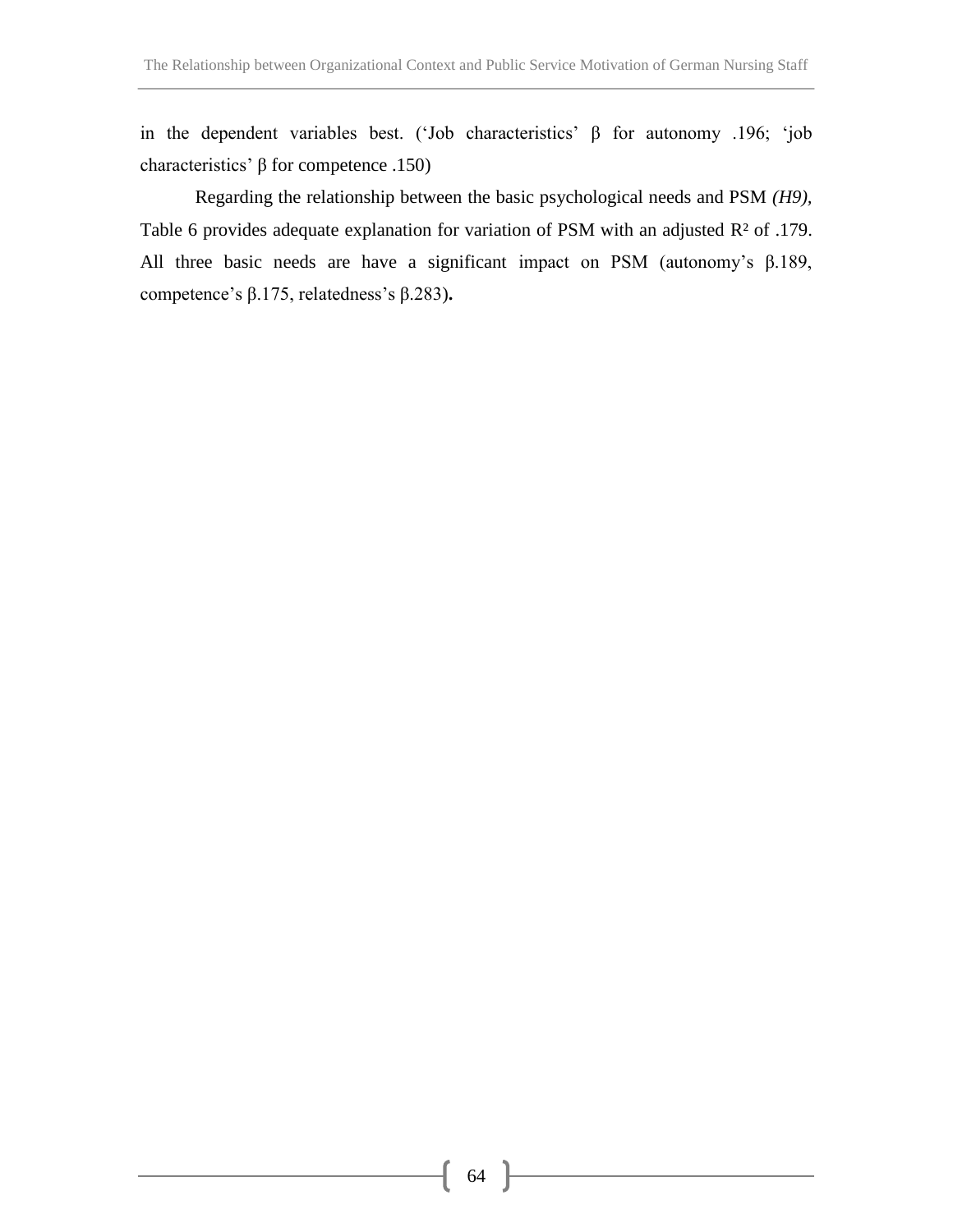in the dependent variables best. ('Job characteristics' β for autonomy .196; 'job characteristics' β for competence .150)

Regarding the relationship between the basic psychological needs and PSM *(H9)*, Table 6 provides adequate explanation for variation of PSM with an adjusted $R^2$ of .179. All three basic needs are have a significant impact on PSM (autonomy's β.189, competence's β.175, relatedness's β.283)**.**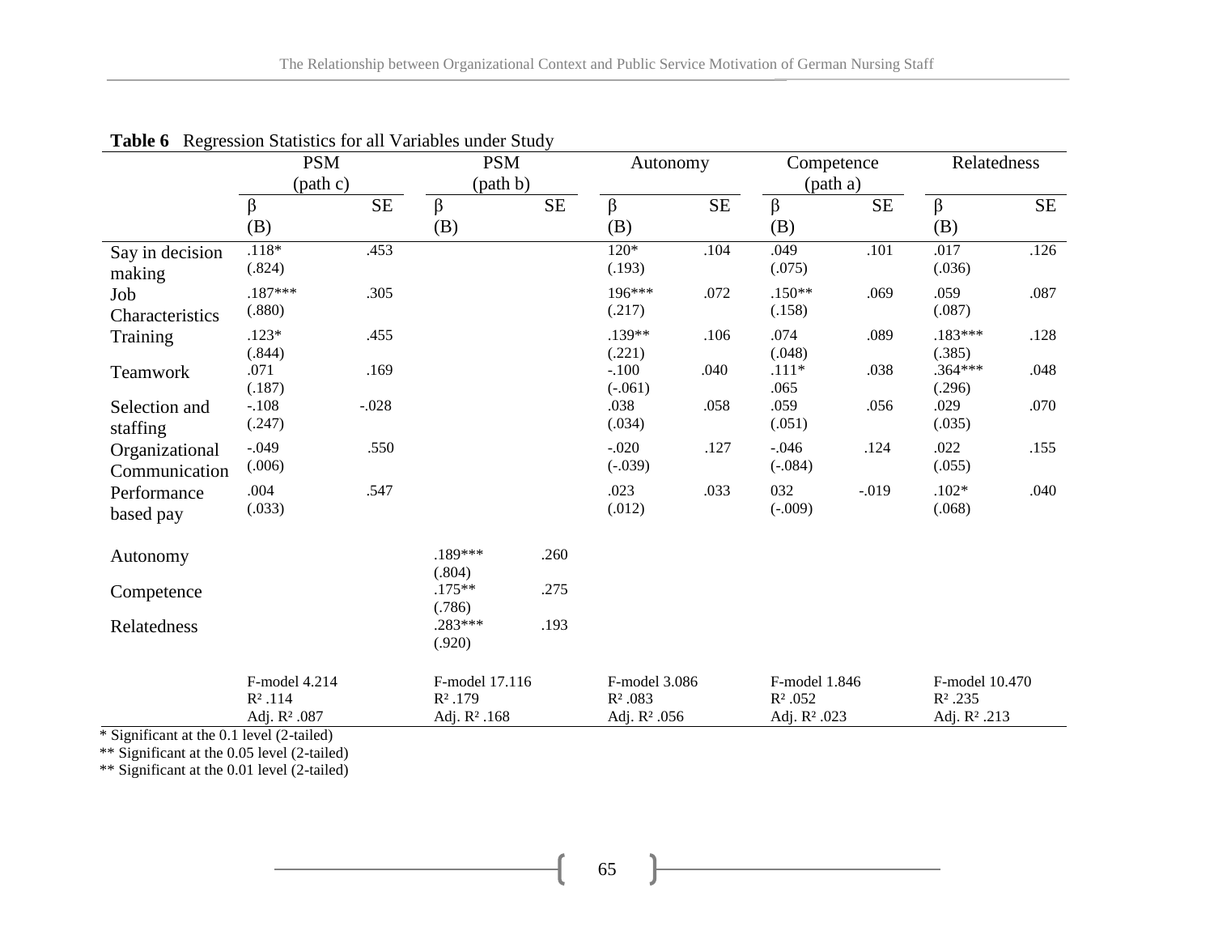**Table 6** Regression Statistics for all Variables under Study

| | PSM (path c) | | PSM (path b) | | Autonomy | | Competence (path a) | | Relatedness | |
|---|---|---|---|---|---|---|---|---|---|---|
| | β (B) | SE | β (B) | SE | β (B) | SE | β (B) | SE | β (B) | SE |
| Say in decision making | .118* (.824) | .453 | | | 120* (.193) | .104 | .049 (.075) | .101 | .017 (.036) | .126 |
| Job Characteristics | .187*** (.880) | .305 | | | 196*** (.217) | .072 | .150** (.158) | .069 | .059 (.087) | .087 |
| Training | .123* (.844) | .455 | | | .139** (.221) | .106 | .074 (.048) | .089 | .183*** (.385) | .128 |
| Teamwork | .071 (.187) | .169 | | | -.100 (-.061) | .040 | .111* .065 | .038 | .364*** (.296) | .048 |
| Selection and staffing | -.108 (.247) | -.028 | | | .038 (.034) | .058 | .059 (.051) | .056 | .029 (.035) | .070 |
| Organizational Communication | -.049 (.006) | .550 | | | -.020 (-.039) | .127 | -.046 (-.084) | .124 | .022 (.055) | .155 |
| Performance based pay | .004 (.033) | .547 | | | .023 (.012) | .033 | 032 (-.009) | -.019 | .102* (.068) | .040 |
| Autonomy | | | .189*** (.804) | .260 | | | | | | |
| Competence | | | .175** (.786) | .275 | | | | | | |
| Relatedness | | | .283*** (.920) | .193 | | | | | | |
| | F-model 4.214, $R^2$ .114, Adj. $R^2$ .087 | | F-model 17.116, $R^2$ .179, Adj. $R^2$ .168 | | F-model 3.086, $R^2$ .083, Adj. $R^2$ .056 | | F-model 1.846, $R^2$ .052, Adj. $R^2$ .023 | | F-model 10.470, $R^2$ .235, Adj. $R^2$ .213 | |

* Significant at the 0.1 level (2-tailed)
** Significant at the 0.05 level (2-tailed)
** Significant at the 0.01 level (2-tailed)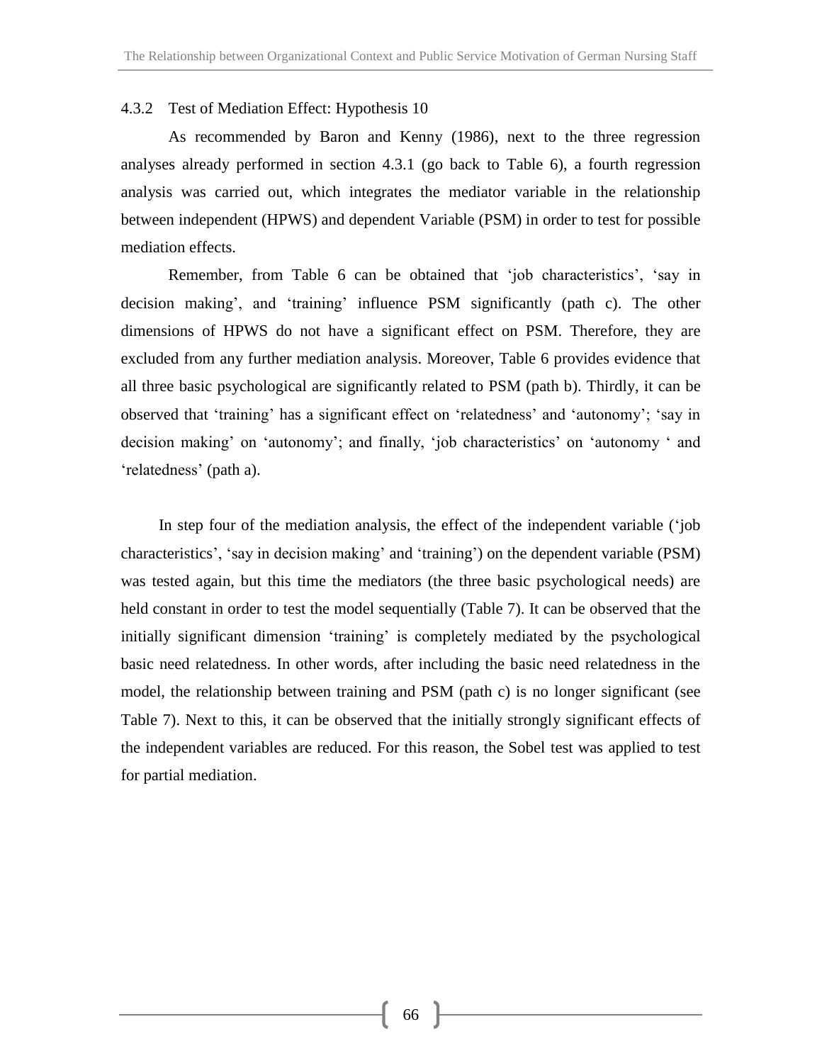### 4.3.2 Test of Mediation Effect: Hypothesis 10

As recommended by Baron and Kenny (1986), next to the three regression analyses already performed in section 4.3.1 (go back to Table 6), a fourth regression analysis was carried out, which integrates the mediator variable in the relationship between independent (HPWS) and dependent Variable (PSM) in order to test for possible mediation effects.

Remember, from Table 6 can be obtained that 'job characteristics', 'say in decision making', and 'training' influence PSM significantly (path c). The other dimensions of HPWS do not have a significant effect on PSM. Therefore, they are excluded from any further mediation analysis. Moreover, Table 6 provides evidence that all three basic psychological are significantly related to PSM (path b). Thirdly, it can be observed that 'training' has a significant effect on 'relatedness' and 'autonomy'; 'say in decision making' on 'autonomy'; and finally, 'job characteristics' on 'autonomy ' and 'relatedness' (path a).

In step four of the mediation analysis, the effect of the independent variable ('job characteristics', 'say in decision making' and 'training') on the dependent variable (PSM) was tested again, but this time the mediators (the three basic psychological needs) are held constant in order to test the model sequentially (Table 7). It can be observed that the initially significant dimension 'training' is completely mediated by the psychological basic need relatedness. In other words, after including the basic need relatedness in the model, the relationship between training and PSM (path c) is no longer significant (see Table 7). Next to this, it can be observed that the initially strongly significant effects of the independent variables are reduced. For this reason, the Sobel test was applied to test for partial mediation.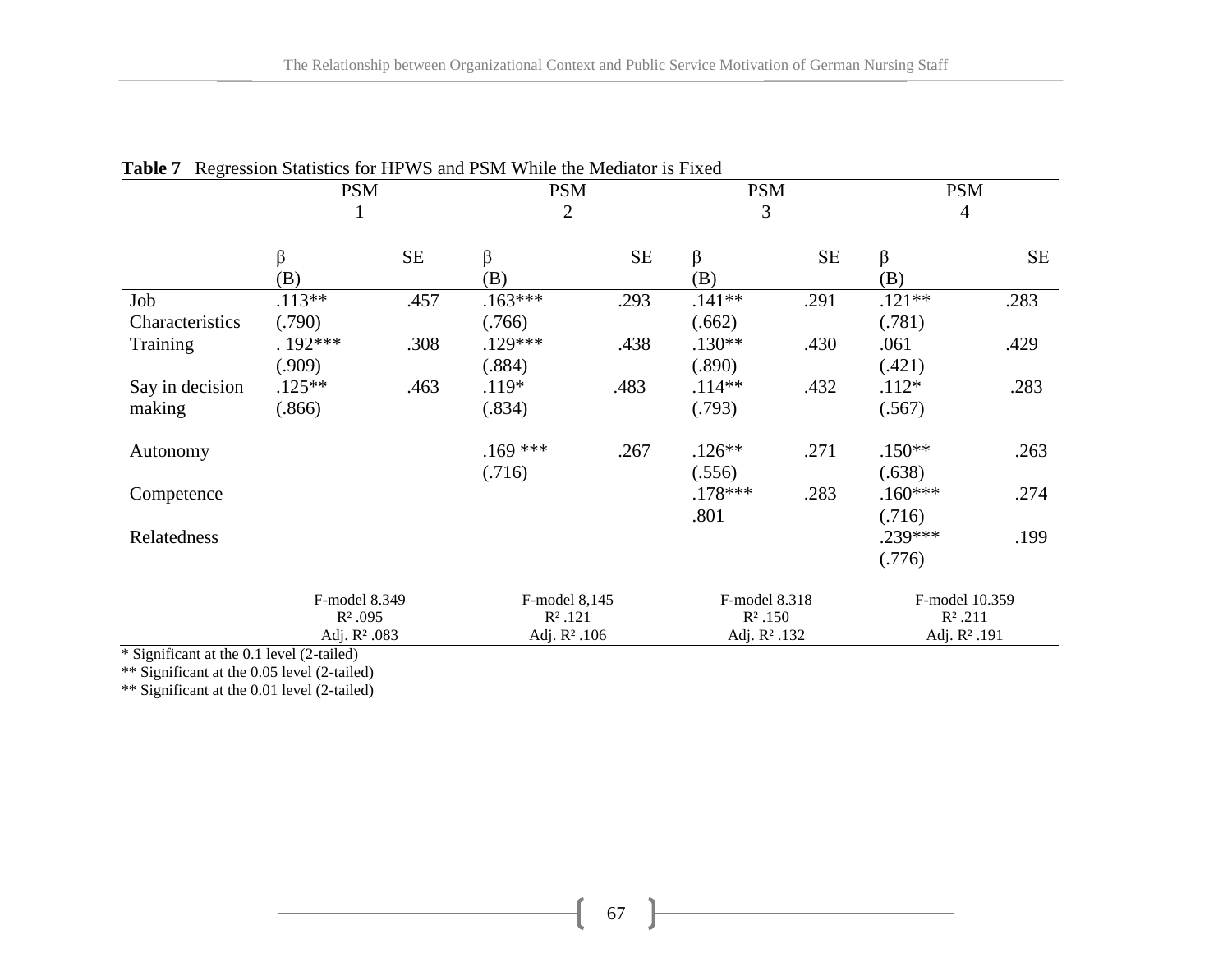**Table 7** Regression Statistics for HPWS and PSM While the Mediator is Fixed

| | PSM 1 | | PSM 2 | | PSM 3 | | PSM 4 | |
|---|---|---|---|---|---|---|---|---|
| | β (B) | SE | β (B) | SE | β (B) | SE | β (B) | SE |
| Job Characteristics | .113** (.790) | .457 | .163*** (.766) | .293 | .141** (.662) | .291 | .121** (.781) | .283 |
| Training | . 192*** (.909) | .308 | .129*** (.884) | .438 | .130** (.890) | .430 | .061 (.421) | .429 |
| Say in decision making | .125** (.866) | .463 | .119* (.834) | .483 | .114** (.793) | .432 | .112* (.567) | .283 |
| Autonomy | | | .169 *** (.716) | .267 | .126** (.556) | .271 | .150** (.638) | .263 |
| Competence | | | | | .178*** .801 | .283 | .160*** (.716) | .274 |
| Relatedness | | | | | | | .239*** (.776) | .199 |
| | F-model 8.349 $R^2$ .095 Adj. $R^2$ .083 | | F-model 8,145 $R^2$ .121 Adj. $R^2$ .106 | | F-model 8.318 $R^2$ .150 Adj. $R^2$ .132 | | F-model 10.359 $R^2$ .211 Adj. $R^2$ .191 | |

\* Significant at the 0.1 level (2-tailed)

** Significant at the 0.05 level (2-tailed)

** Significant at the 0.01 level (2-tailed)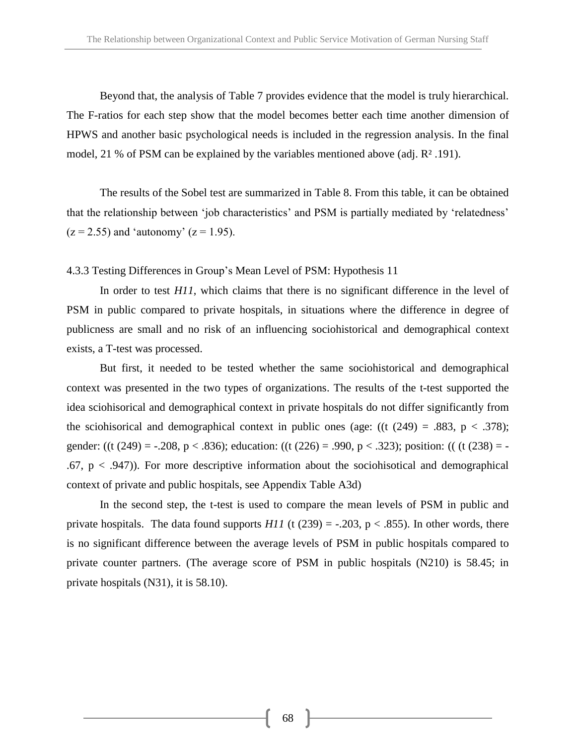Beyond that, the analysis of Table 7 provides evidence that the model is truly hierarchical. The F-ratios for each step show that the model becomes better each time another dimension of HPWS and another basic psychological needs is included in the regression analysis. In the final model, 21 % of PSM can be explained by the variables mentioned above (adj. $R^2$ .191).

The results of the Sobel test are summarized in Table 8. From this table, it can be obtained that the relationship between 'job characteristics' and PSM is partially mediated by 'relatedness' ($z = 2.55$) and 'autonomy' ($z = 1.95$).

### 4.3.3 Testing Differences in Group's Mean Level of PSM: Hypothesis 11

In order to test *H11*, which claims that there is no significant difference in the level of PSM in public compared to private hospitals, in situations where the difference in degree of publicness are small and no risk of an influencing sociohistorical and demographical context exists, a T-test was processed.

But first, it needed to be tested whether the same sociohistorical and demographical context was presented in the two types of organizations. The results of the t-test supported the idea sciohisorical and demographical context in private hospitals do not differ significantly from the sciohisorical and demographical context in public ones (age: (($t(249) = .883$, $p < .378$); gender: (($t(249) = -.208$, $p < .836$); education: (($t(226) = .990$, $p < .323$); position: ((($t(238) = -.67$, $p < .947$)). For more descriptive information about the sociohisotical and demographical context of private and public hospitals, see Appendix Table A3d)

In the second step, the t-test is used to compare the mean levels of PSM in public and private hospitals. The data found supports *H11* ($t(239) = -.203$, $p < .855$). In other words, there is no significant difference between the average levels of PSM in public hospitals compared to private counter partners. (The average score of PSM in public hospitals (N210) is 58.45; in private hospitals (N31), it is 58.10).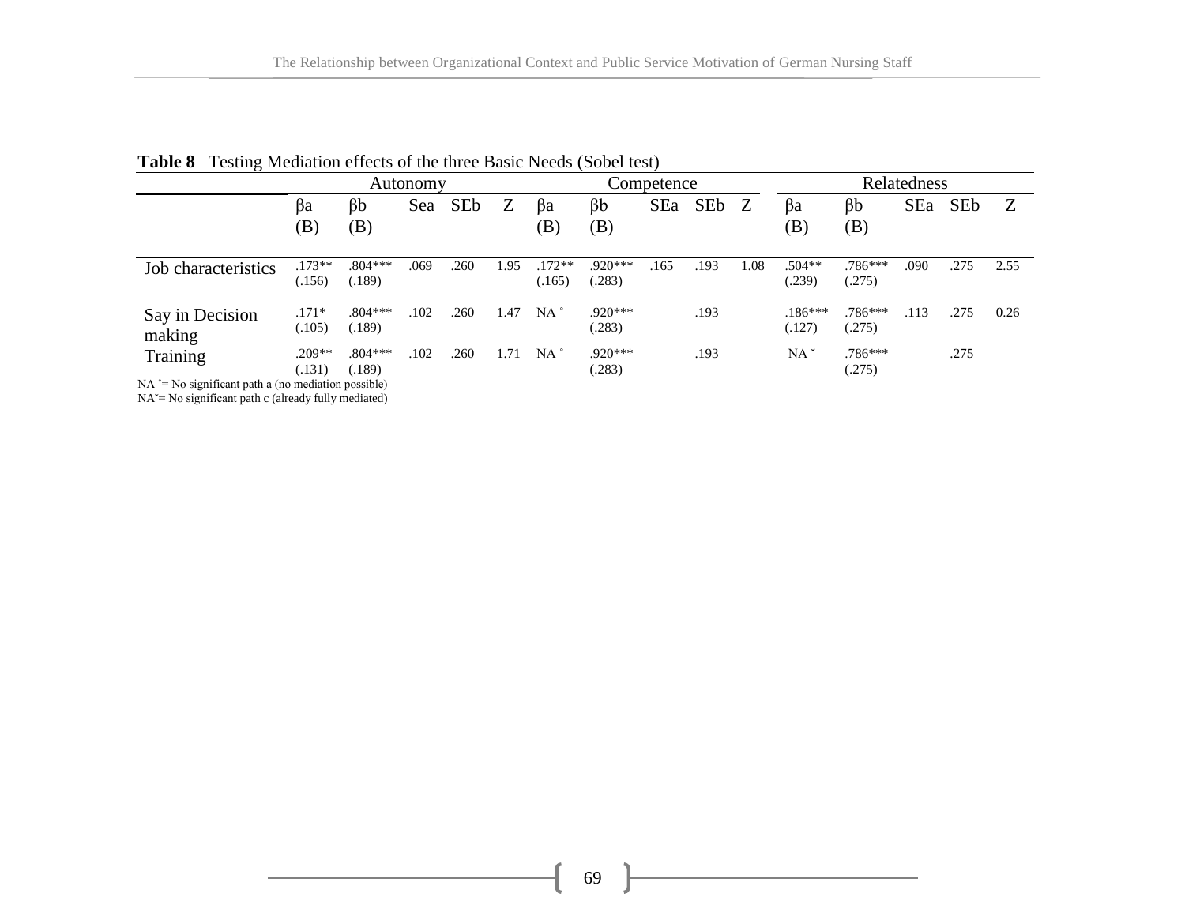**Table 8** Testing Mediation effects of the three Basic Needs (Sobel test)

| | Autonomy | | | | | Competence | | | | | Relatedness | | | | |
|---|---|---|---|---|---|---|---|---|---|---|---|---|---|---|---|
| | βa (B) | βb (B) | Sea | SEb | Z | βa (B) | βb (B) | SEa | SEb | Z | βa (B) | βb (B) | SEa | SEb | Z |
| Job characteristics | .173** (.156) | .804*** (.189) | .069 | .260 | 1.95 | .172** (.165) | .920*** (.283) | .165 | .193 | 1.08 | .504** (.239) | .786*** (.275) | .090 | .275 | 2.55 |
| Say in Decision making | .171* (.105) | .804*** (.189) | .102 | .260 | 1.47 | NA ˚ | .920*** (.283) | | .193 | | .186*** (.127) | .786*** (.275) | .113 | .275 | 0.26 |
| Training | .209** (.131) | .804*** (.189) | .102 | .260 | 1.71 | NA ˚ | .920*** (.283) | | .193 | | NA ˇ | .786*** (.275) | | .275 | |

NA ˚= No significant path a (no mediation possible)

NAˇ= No significant path c (already fully mediated)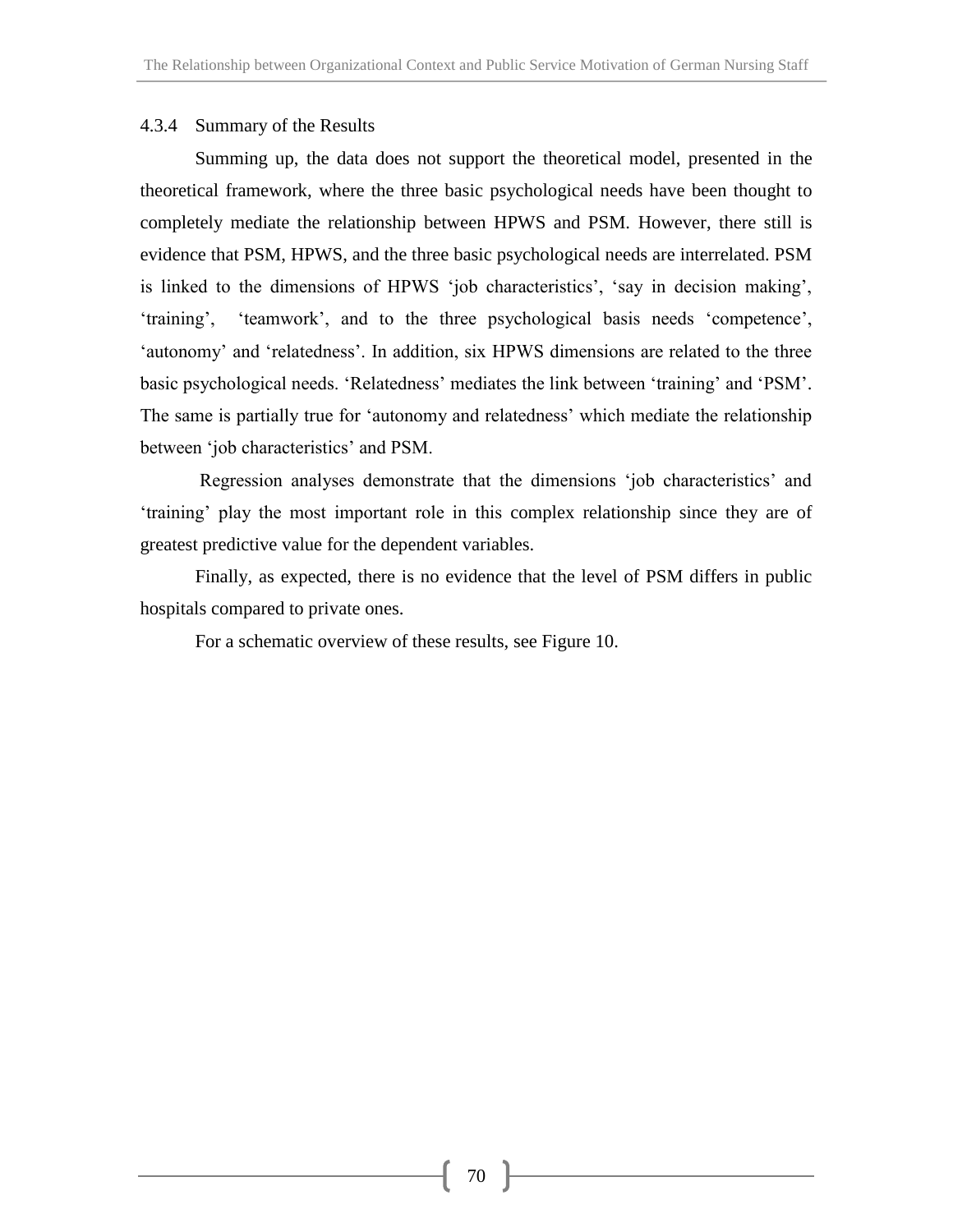### 4.3.4 Summary of the Results

Summing up, the data does not support the theoretical model, presented in the theoretical framework, where the three basic psychological needs have been thought to completely mediate the relationship between HPWS and PSM. However, there still is evidence that PSM, HPWS, and the three basic psychological needs are interrelated. PSM is linked to the dimensions of HPWS 'job characteristics', 'say in decision making', 'training', 'teamwork', and to the three psychological basis needs 'competence', 'autonomy' and 'relatedness'. In addition, six HPWS dimensions are related to the three basic psychological needs. 'Relatedness' mediates the link between 'training' and 'PSM'. The same is partially true for 'autonomy and relatedness' which mediate the relationship between 'job characteristics' and PSM.

Regression analyses demonstrate that the dimensions 'job characteristics' and 'training' play the most important role in this complex relationship since they are of greatest predictive value for the dependent variables.

Finally, as expected, there is no evidence that the level of PSM differs in public hospitals compared to private ones.

For a schematic overview of these results, see Figure 10.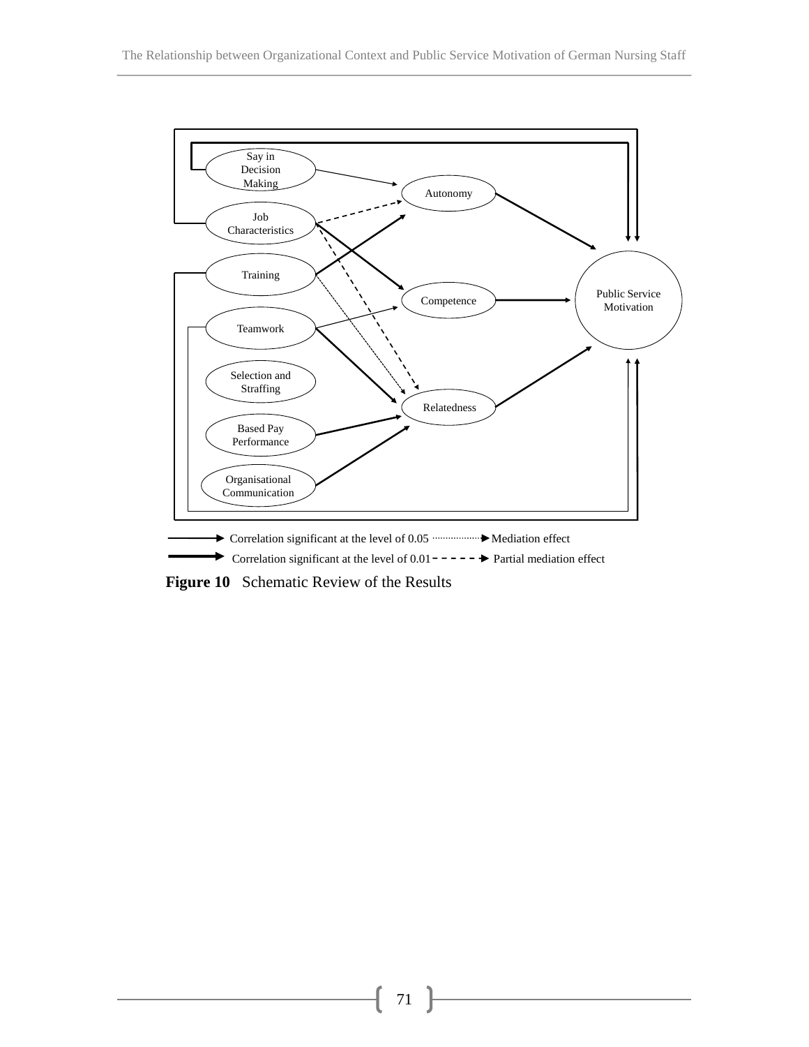Say in Decision Making

Job Characteristics

Training

Teamwork

Selection and Straffing

Based Pay Performance

Organisational Communication

Autonomy

Competence

Relatedness

Public Service Motivation

Correlation significant at the level of 0.05 ········ Mediation effect

Correlation significant at the level of 0.01 - - - - - Partial mediation effect

**Figure 10** Schematic Review of the Results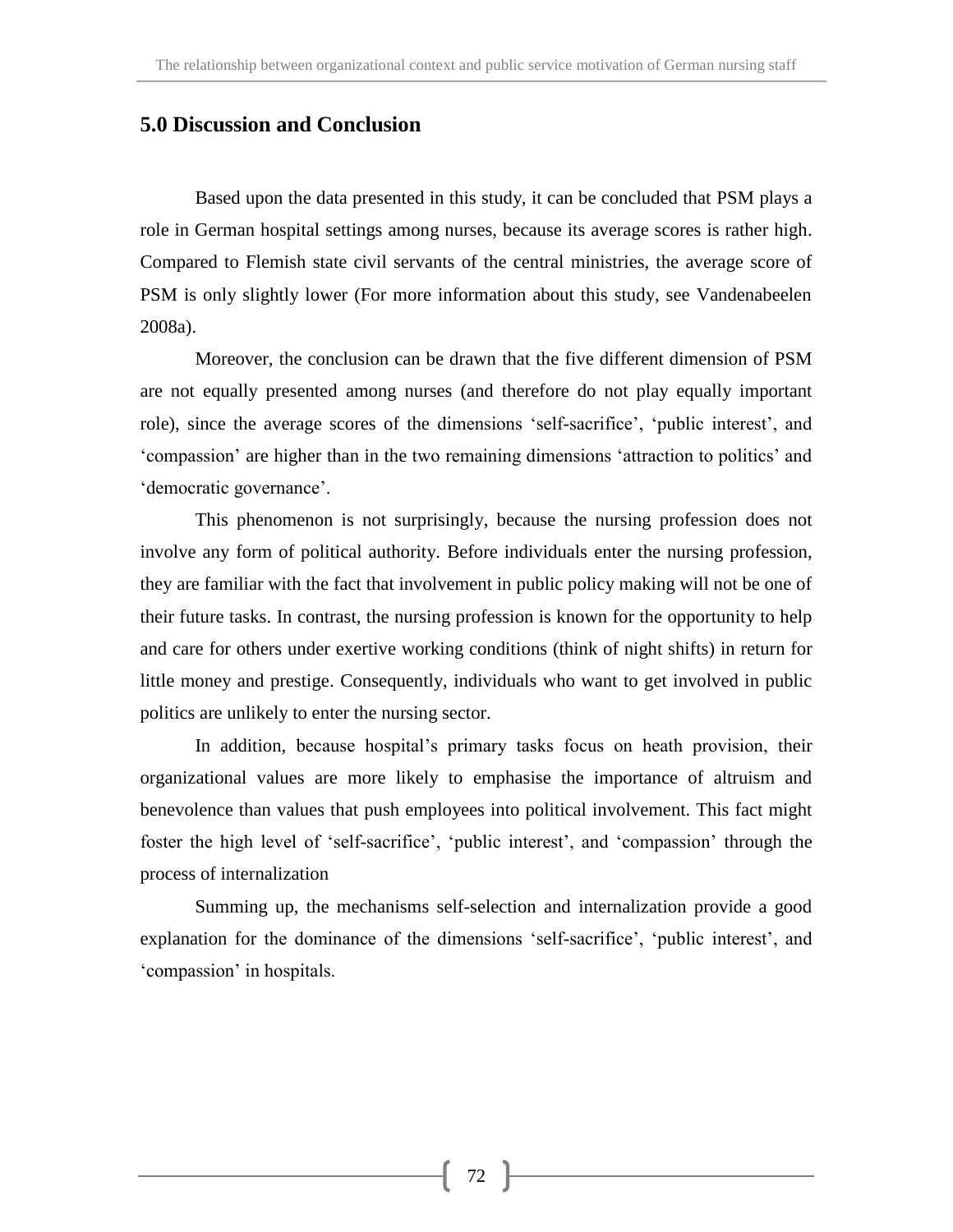## 5.0 Discussion and Conclusion

Based upon the data presented in this study, it can be concluded that PSM plays a role in German hospital settings among nurses, because its average scores is rather high. Compared to Flemish state civil servants of the central ministries, the average score of PSM is only slightly lower (For more information about this study, see Vandenabeelen 2008a).

Moreover, the conclusion can be drawn that the five different dimension of PSM are not equally presented among nurses (and therefore do not play equally important role), since the average scores of the dimensions 'self-sacrifice', 'public interest', and 'compassion' are higher than in the two remaining dimensions 'attraction to politics' and 'democratic governance'.

This phenomenon is not surprisingly, because the nursing profession does not involve any form of political authority. Before individuals enter the nursing profession, they are familiar with the fact that involvement in public policy making will not be one of their future tasks. In contrast, the nursing profession is known for the opportunity to help and care for others under exertive working conditions (think of night shifts) in return for little money and prestige. Consequently, individuals who want to get involved in public politics are unlikely to enter the nursing sector.

In addition, because hospital's primary tasks focus on heath provision, their organizational values are more likely to emphasise the importance of altruism and benevolence than values that push employees into political involvement. This fact might foster the high level of 'self-sacrifice', 'public interest', and 'compassion' through the process of internalization

Summing up, the mechanisms self-selection and internalization provide a good explanation for the dominance of the dimensions 'self-sacrifice', 'public interest', and 'compassion' in hospitals.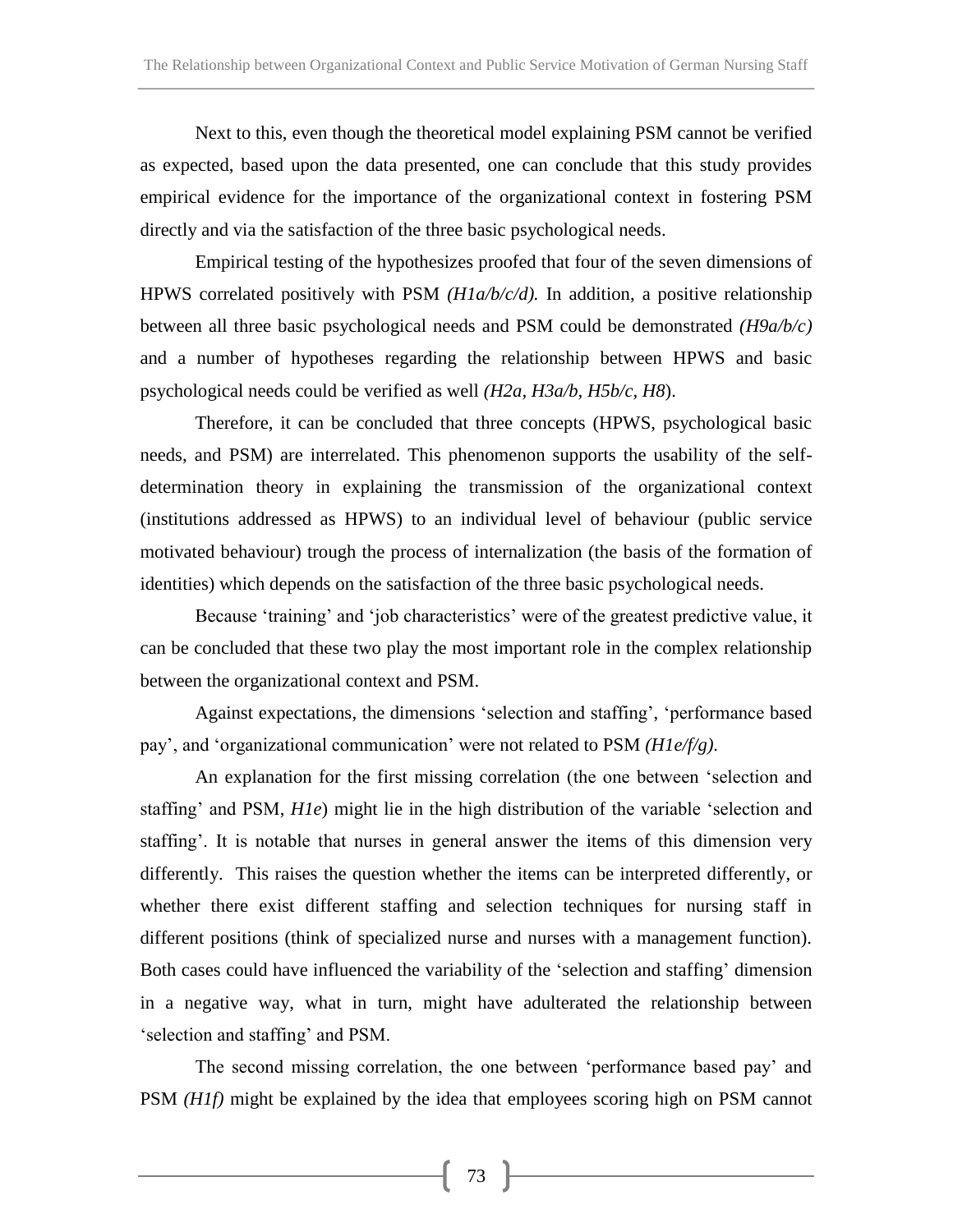Next to this, even though the theoretical model explaining PSM cannot be verified as expected, based upon the data presented, one can conclude that this study provides empirical evidence for the importance of the organizational context in fostering PSM directly and via the satisfaction of the three basic psychological needs.

Empirical testing of the hypothesizes proofed that four of the seven dimensions of HPWS correlated positively with PSM *(H1a/b/c/d).* In addition, a positive relationship between all three basic psychological needs and PSM could be demonstrated *(H9a/b/c)* and a number of hypotheses regarding the relationship between HPWS and basic psychological needs could be verified as well *(H2a, H3a/b, H5b/c, H8*).

Therefore, it can be concluded that three concepts (HPWS, psychological basic needs, and PSM) are interrelated. This phenomenon supports the usability of the self-determination theory in explaining the transmission of the organizational context (institutions addressed as HPWS) to an individual level of behaviour (public service motivated behaviour) trough the process of internalization (the basis of the formation of identities) which depends on the satisfaction of the three basic psychological needs.

Because 'training' and 'job characteristics' were of the greatest predictive value, it can be concluded that these two play the most important role in the complex relationship between the organizational context and PSM.

Against expectations, the dimensions 'selection and staffing', 'performance based pay', and 'organizational communication' were not related to PSM *(H1e/f/g).*

An explanation for the first missing correlation (the one between 'selection and staffing' and PSM, *H1e*) might lie in the high distribution of the variable 'selection and staffing'. It is notable that nurses in general answer the items of this dimension very differently. This raises the question whether the items can be interpreted differently, or whether there exist different staffing and selection techniques for nursing staff in different positions (think of specialized nurse and nurses with a management function). Both cases could have influenced the variability of the 'selection and staffing' dimension in a negative way, what in turn, might have adulterated the relationship between 'selection and staffing' and PSM.

The second missing correlation, the one between 'performance based pay' and PSM *(H1f)* might be explained by the idea that employees scoring high on PSM cannot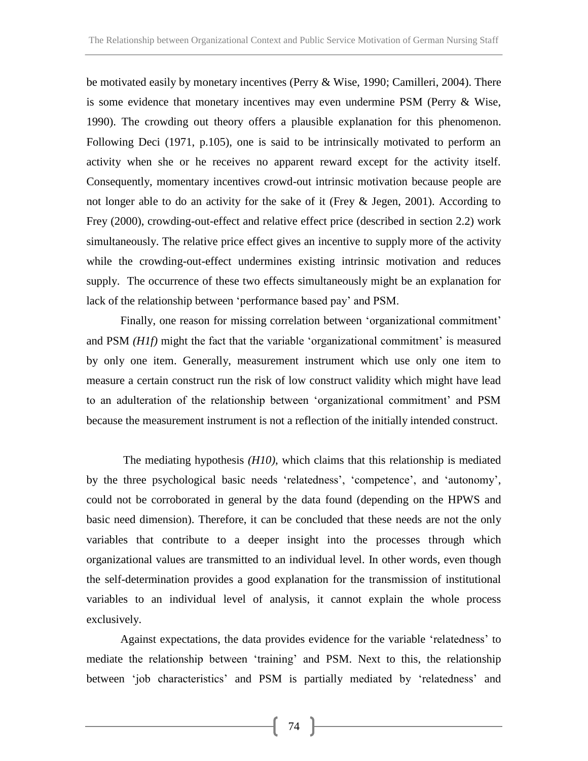be motivated easily by monetary incentives (Perry & Wise, 1990; Camilleri, 2004). There is some evidence that monetary incentives may even undermine PSM (Perry & Wise, 1990). The crowding out theory offers a plausible explanation for this phenomenon. Following Deci (1971, p.105), one is said to be intrinsically motivated to perform an activity when she or he receives no apparent reward except for the activity itself. Consequently, momentary incentives crowd-out intrinsic motivation because people are not longer able to do an activity for the sake of it (Frey & Jegen, 2001). According to Frey (2000), crowding-out-effect and relative effect price (described in section 2.2) work simultaneously. The relative price effect gives an incentive to supply more of the activity while the crowding-out-effect undermines existing intrinsic motivation and reduces supply. The occurrence of these two effects simultaneously might be an explanation for lack of the relationship between 'performance based pay' and PSM.

Finally, one reason for missing correlation between 'organizational commitment' and PSM *(H1f)* might the fact that the variable 'organizational commitment' is measured by only one item. Generally, measurement instrument which use only one item to measure a certain construct run the risk of low construct validity which might have lead to an adulteration of the relationship between 'organizational commitment' and PSM because the measurement instrument is not a reflection of the initially intended construct.

The mediating hypothesis *(H10)*, which claims that this relationship is mediated by the three psychological basic needs 'relatedness', 'competence', and 'autonomy', could not be corroborated in general by the data found (depending on the HPWS and basic need dimension). Therefore, it can be concluded that these needs are not the only variables that contribute to a deeper insight into the processes through which organizational values are transmitted to an individual level. In other words, even though the self-determination provides a good explanation for the transmission of institutional variables to an individual level of analysis, it cannot explain the whole process exclusively.

Against expectations, the data provides evidence for the variable 'relatedness' to mediate the relationship between 'training' and PSM. Next to this, the relationship between 'job characteristics' and PSM is partially mediated by 'relatedness' and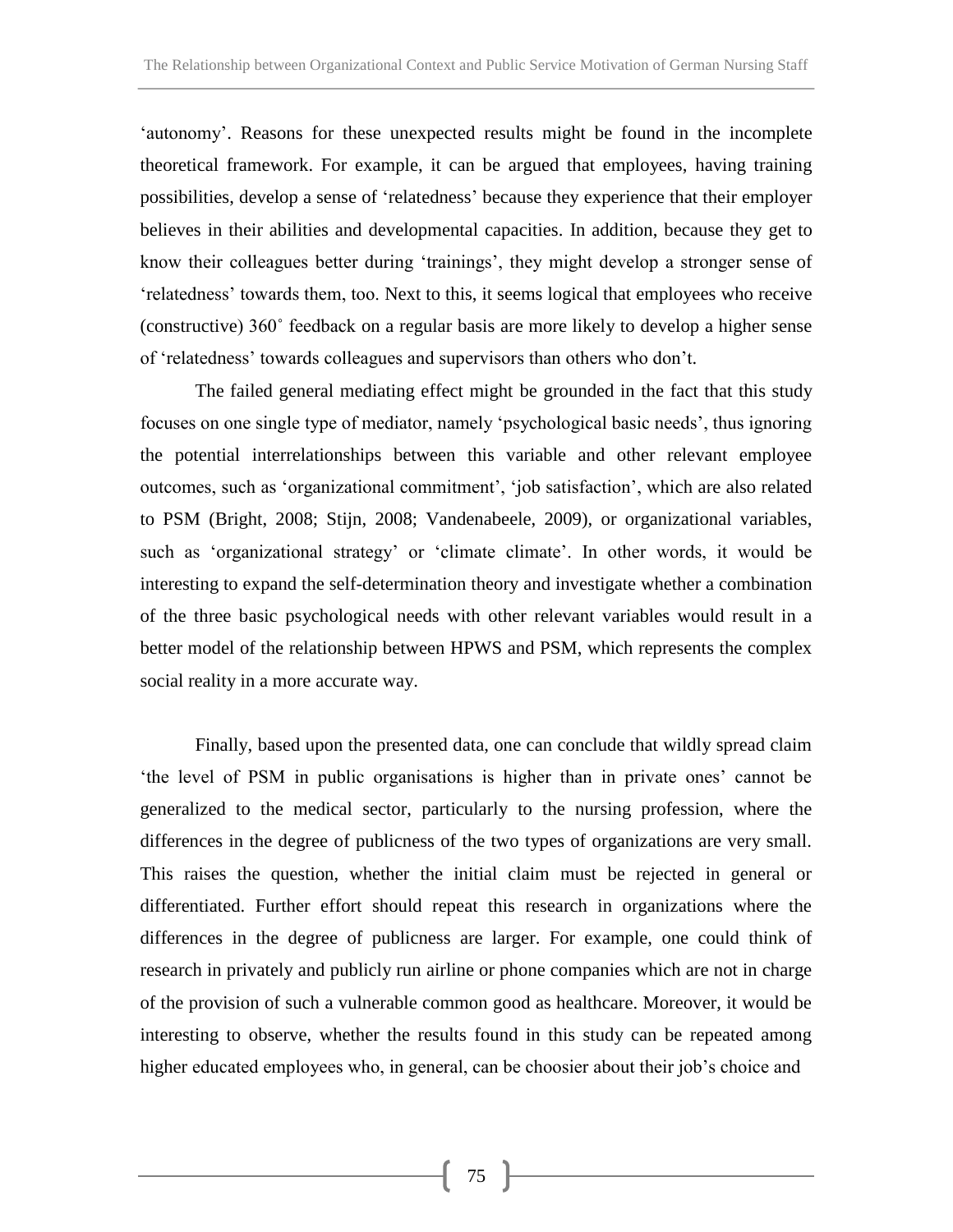'autonomy'. Reasons for these unexpected results might be found in the incomplete theoretical framework. For example, it can be argued that employees, having training possibilities, develop a sense of 'relatedness' because they experience that their employer believes in their abilities and developmental capacities. In addition, because they get to know their colleagues better during 'trainings', they might develop a stronger sense of 'relatedness' towards them, too. Next to this, it seems logical that employees who receive (constructive) 360˚ feedback on a regular basis are more likely to develop a higher sense of 'relatedness' towards colleagues and supervisors than others who don't.

The failed general mediating effect might be grounded in the fact that this study focuses on one single type of mediator, namely 'psychological basic needs', thus ignoring the potential interrelationships between this variable and other relevant employee outcomes, such as 'organizational commitment', 'job satisfaction', which are also related to PSM (Bright, 2008; Stijn, 2008; Vandenabeele, 2009), or organizational variables, such as 'organizational strategy' or 'climate climate'. In other words, it would be interesting to expand the self-determination theory and investigate whether a combination of the three basic psychological needs with other relevant variables would result in a better model of the relationship between HPWS and PSM, which represents the complex social reality in a more accurate way.

Finally, based upon the presented data, one can conclude that wildly spread claim 'the level of PSM in public organisations is higher than in private ones' cannot be generalized to the medical sector, particularly to the nursing profession, where the differences in the degree of publicness of the two types of organizations are very small. This raises the question, whether the initial claim must be rejected in general or differentiated. Further effort should repeat this research in organizations where the differences in the degree of publicness are larger. For example, one could think of research in privately and publicly run airline or phone companies which are not in charge of the provision of such a vulnerable common good as healthcare. Moreover, it would be interesting to observe, whether the results found in this study can be repeated among higher educated employees who, in general, can be choosier about their job's choice and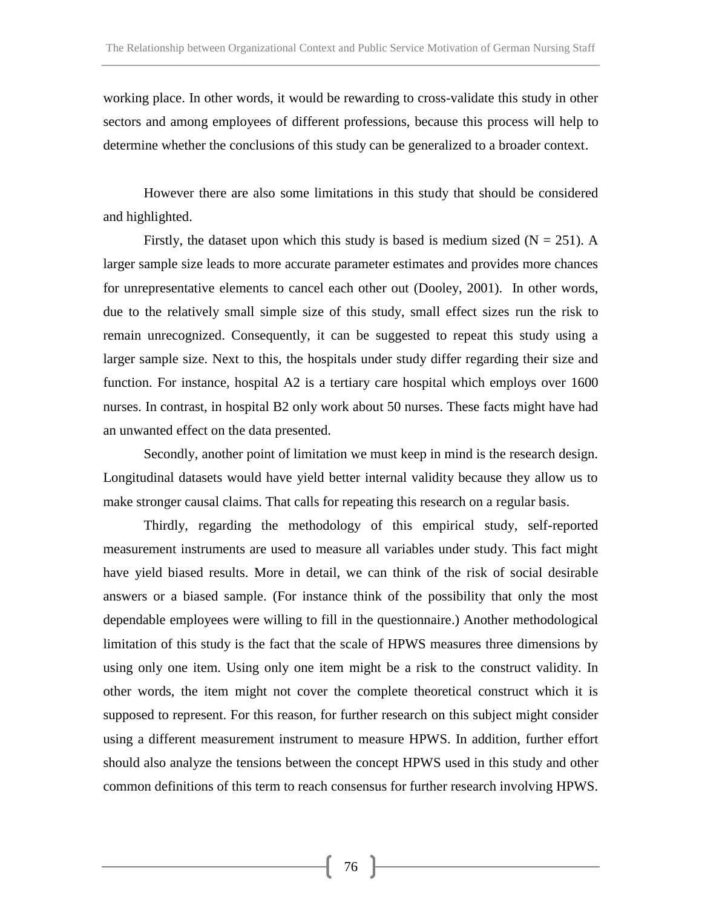working place. In other words, it would be rewarding to cross-validate this study in other sectors and among employees of different professions, because this process will help to determine whether the conclusions of this study can be generalized to a broader context.

However there are also some limitations in this study that should be considered and highlighted.

Firstly, the dataset upon which this study is based is medium sized (N = 251). A larger sample size leads to more accurate parameter estimates and provides more chances for unrepresentative elements to cancel each other out (Dooley, 2001). In other words, due to the relatively small simple size of this study, small effect sizes run the risk to remain unrecognized. Consequently, it can be suggested to repeat this study using a larger sample size. Next to this, the hospitals under study differ regarding their size and function. For instance, hospital A2 is a tertiary care hospital which employs over 1600 nurses. In contrast, in hospital B2 only work about 50 nurses. These facts might have had an unwanted effect on the data presented.

Secondly, another point of limitation we must keep in mind is the research design. Longitudinal datasets would have yield better internal validity because they allow us to make stronger causal claims. That calls for repeating this research on a regular basis.

Thirdly, regarding the methodology of this empirical study, self-reported measurement instruments are used to measure all variables under study. This fact might have yield biased results. More in detail, we can think of the risk of social desirable answers or a biased sample. (For instance think of the possibility that only the most dependable employees were willing to fill in the questionnaire.) Another methodological limitation of this study is the fact that the scale of HPWS measures three dimensions by using only one item. Using only one item might be a risk to the construct validity. In other words, the item might not cover the complete theoretical construct which it is supposed to represent. For this reason, for further research on this subject might consider using a different measurement instrument to measure HPWS. In addition, further effort should also analyze the tensions between the concept HPWS used in this study and other common definitions of this term to reach consensus for further research involving HPWS.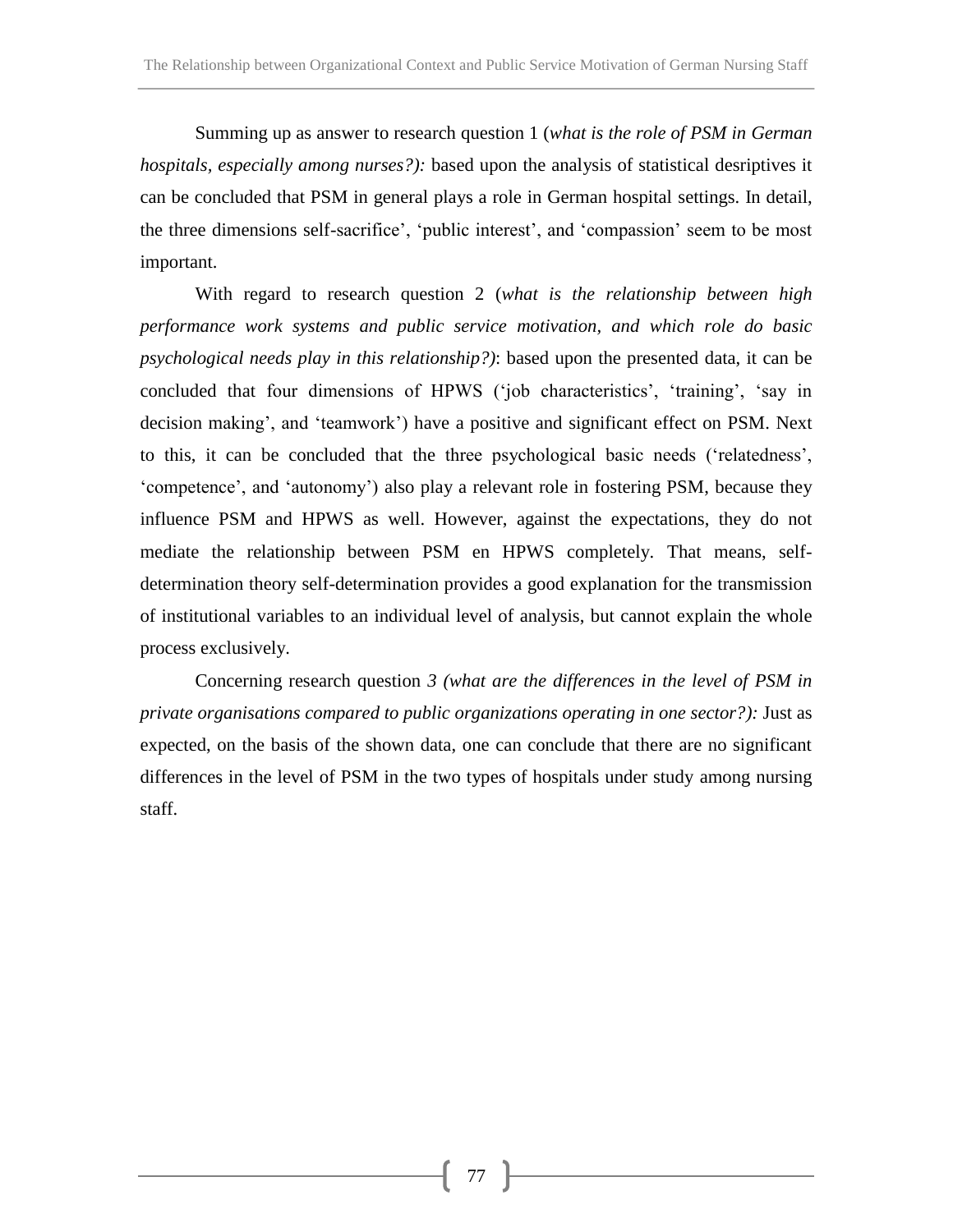Summing up as answer to research question 1 (*what is the role of PSM in German hospitals, especially among nurses?):* based upon the analysis of statistical desriptives it can be concluded that PSM in general plays a role in German hospital settings. In detail, the three dimensions self-sacrifice', 'public interest', and 'compassion' seem to be most important.

With regard to research question 2 (*what is the relationship between high performance work systems and public service motivation, and which role do basic psychological needs play in this relationship?)*: based upon the presented data, it can be concluded that four dimensions of HPWS ('job characteristics', 'training', 'say in decision making', and 'teamwork') have a positive and significant effect on PSM. Next to this, it can be concluded that the three psychological basic needs ('relatedness', 'competence', and 'autonomy') also play a relevant role in fostering PSM, because they influence PSM and HPWS as well. However, against the expectations, they do not mediate the relationship between PSM en HPWS completely. That means, self-determination theory self-determination provides a good explanation for the transmission of institutional variables to an individual level of analysis, but cannot explain the whole process exclusively.

Concerning research question *3 (what are the differences in the level of PSM in private organisations compared to public organizations operating in one sector?):* Just as expected, on the basis of the shown data, one can conclude that there are no significant differences in the level of PSM in the two types of hospitals under study among nursing staff.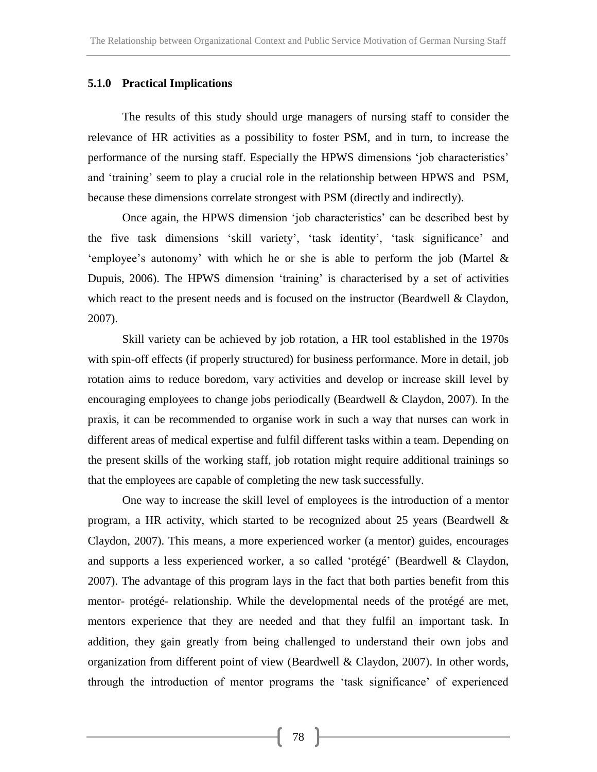### 5.1.0 Practical Implications

The results of this study should urge managers of nursing staff to consider the relevance of HR activities as a possibility to foster PSM, and in turn, to increase the performance of the nursing staff. Especially the HPWS dimensions 'job characteristics' and 'training' seem to play a crucial role in the relationship between HPWS and PSM, because these dimensions correlate strongest with PSM (directly and indirectly).

Once again, the HPWS dimension 'job characteristics' can be described best by the five task dimensions 'skill variety', 'task identity', 'task significance' and 'employee's autonomy' with which he or she is able to perform the job (Martel & Dupuis, 2006). The HPWS dimension 'training' is characterised by a set of activities which react to the present needs and is focused on the instructor (Beardwell & Claydon, 2007).

Skill variety can be achieved by job rotation, a HR tool established in the 1970s with spin-off effects (if properly structured) for business performance. More in detail, job rotation aims to reduce boredom, vary activities and develop or increase skill level by encouraging employees to change jobs periodically (Beardwell & Claydon, 2007). In the praxis, it can be recommended to organise work in such a way that nurses can work in different areas of medical expertise and fulfil different tasks within a team. Depending on the present skills of the working staff, job rotation might require additional trainings so that the employees are capable of completing the new task successfully.

One way to increase the skill level of employees is the introduction of a mentor program, a HR activity, which started to be recognized about 25 years (Beardwell & Claydon, 2007). This means, a more experienced worker (a mentor) guides, encourages and supports a less experienced worker, a so called 'protégé' (Beardwell & Claydon, 2007). The advantage of this program lays in the fact that both parties benefit from this mentor- protégé- relationship. While the developmental needs of the protégé are met, mentors experience that they are needed and that they fulfil an important task. In addition, they gain greatly from being challenged to understand their own jobs and organization from different point of view (Beardwell & Claydon, 2007). In other words, through the introduction of mentor programs the 'task significance' of experienced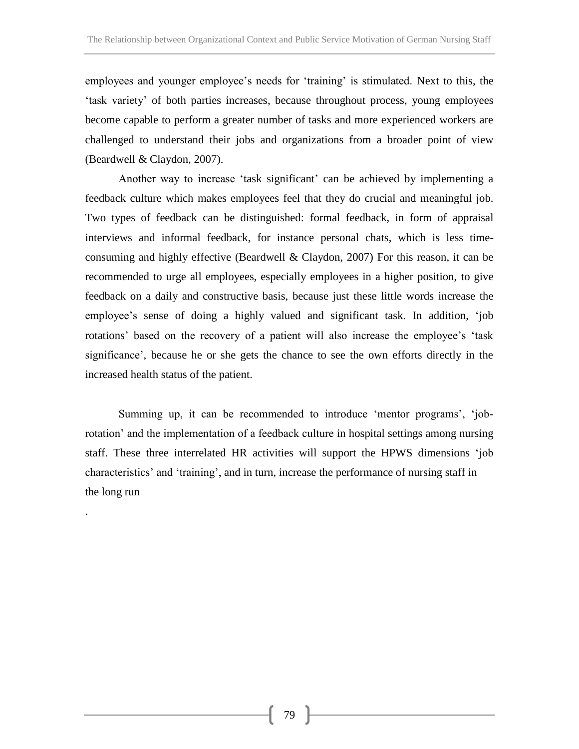employees and younger employee's needs for 'training' is stimulated. Next to this, the 'task variety' of both parties increases, because throughout process, young employees become capable to perform a greater number of tasks and more experienced workers are challenged to understand their jobs and organizations from a broader point of view (Beardwell & Claydon, 2007).

Another way to increase 'task significant' can be achieved by implementing a feedback culture which makes employees feel that they do crucial and meaningful job. Two types of feedback can be distinguished: formal feedback, in form of appraisal interviews and informal feedback, for instance personal chats, which is less time-consuming and highly effective (Beardwell & Claydon, 2007) For this reason, it can be recommended to urge all employees, especially employees in a higher position, to give feedback on a daily and constructive basis, because just these little words increase the employee's sense of doing a highly valued and significant task. In addition, 'job rotations' based on the recovery of a patient will also increase the employee's 'task significance', because he or she gets the chance to see the own efforts directly in the increased health status of the patient.

Summing up, it can be recommended to introduce 'mentor programs', 'job-rotation' and the implementation of a feedback culture in hospital settings among nursing staff. These three interrelated HR activities will support the HPWS dimensions 'job characteristics' and 'training', and in turn, increase the performance of nursing staff in the long run

.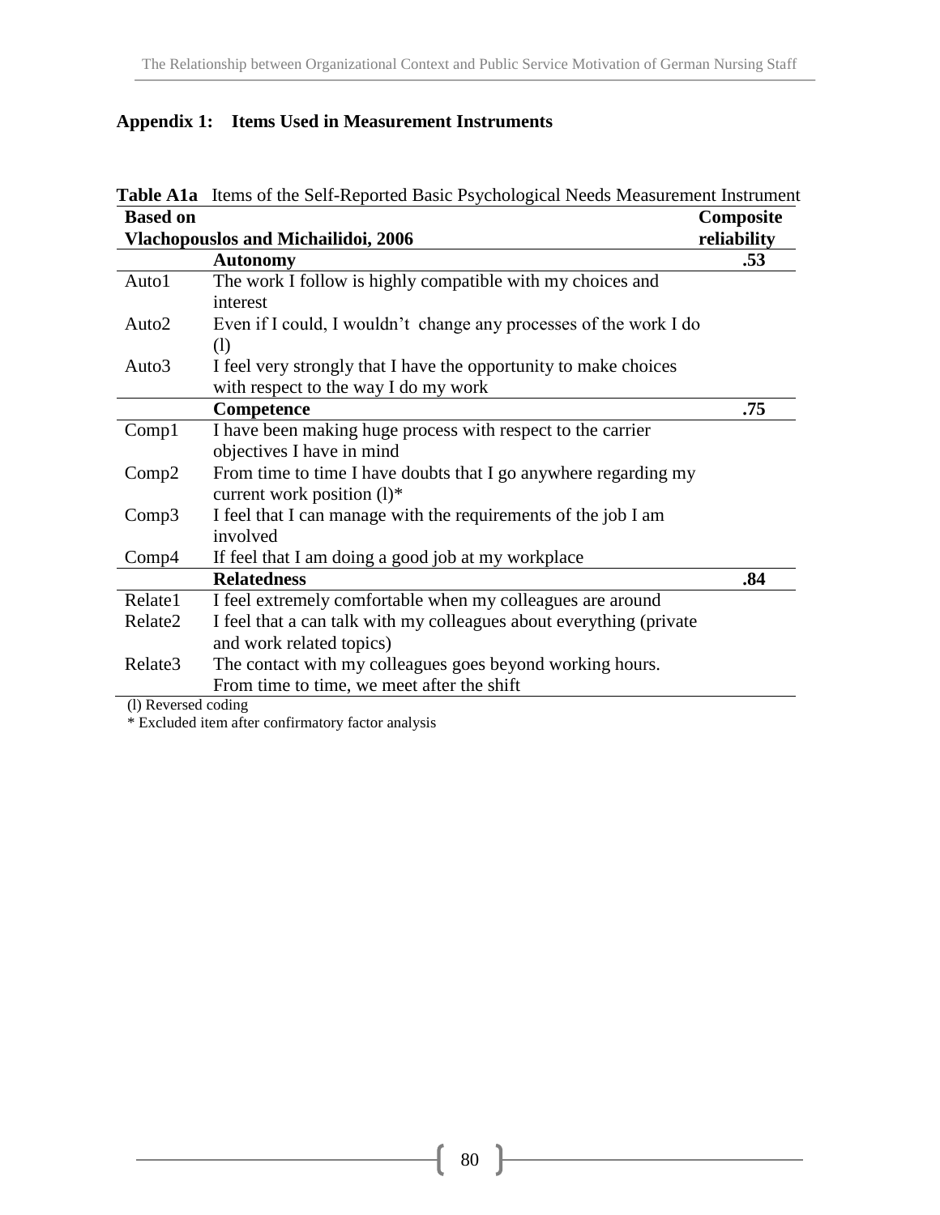## Appendix 1: Items Used in Measurement Instruments

**Table A1a** Items of the Self-Reported Basic Psychological Needs Measurement Instrument

| **Based on Vlachopouslos and Michailidoi, 2006** | | **Composite reliability** |
|---|---|---|
| | **Autonomy** | **.53** |
| Auto1 | The work I follow is highly compatible with my choices and interest | |
| Auto2 | Even if I could, I wouldn't change any processes of the work I do (l) | |
| Auto3 | I feel very strongly that I have the opportunity to make choices with respect to the way I do my work | |
| | **Competence** | **.75** |
| Comp1 | I have been making huge process with respect to the carrier objectives I have in mind | |
| Comp2 | From time to time I have doubts that I go anywhere regarding my current work position (l)* | |
| Comp3 | I feel that I can manage with the requirements of the job I am involved | |
| Comp4 | If feel that I am doing a good job at my workplace | |
| | **Relatedness** | **.84** |
| Relate1 | I feel extremely comfortable when my colleagues are around | |
| Relate2 | I feel that a can talk with my colleagues about everything (private and work related topics) | |
| Relate3 | The contact with my colleagues goes beyond working hours. From time to time, we meet after the shift | |

(l) Reversed coding

* Excluded item after confirmatory factor analysis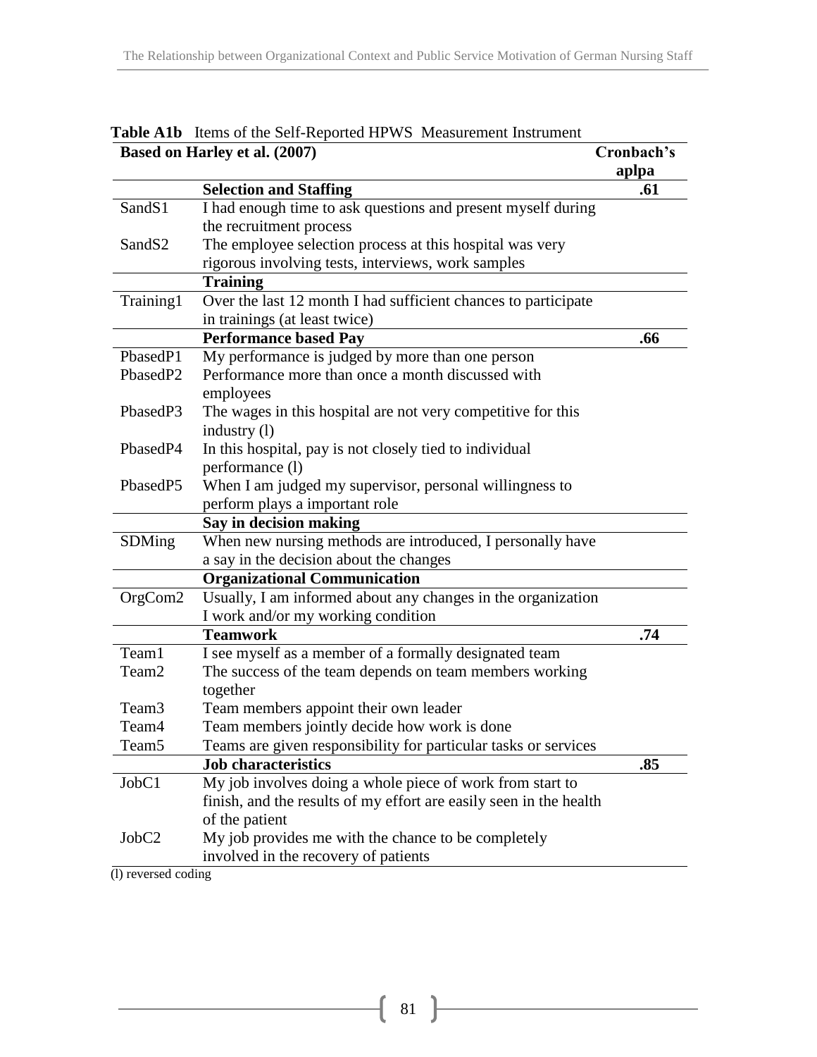**Table A1b** Items of the Self-Reported HPWS Measurement Instrument

| Based on Harley et al. (2007) | | Cronbach's aplpa |
|---|---|---|
| | **Selection and Staffing** | **.61** |
| SandS1 | I had enough time to ask questions and present myself during the recruitment process | |
| SandS2 | The employee selection process at this hospital was very rigorous involving tests, interviews, work samples | |
| | **Training** | |
| Training1 | Over the last 12 month I had sufficient chances to participate in trainings (at least twice) | |
| | **Performance based Pay** | **.66** |
| PbasedP1 | My performance is judged by more than one person | |
| PbasedP2 | Performance more than once a month discussed with employees | |
| PbasedP3 | The wages in this hospital are not very competitive for this industry (l) | |
| PbasedP4 | In this hospital, pay is not closely tied to individual performance (l) | |
| PbasedP5 | When I am judged my supervisor, personal willingness to perform plays a important role | |
| | **Say in decision making** | |
| SDMing | When new nursing methods are introduced, I personally have a say in the decision about the changes | |
| | **Organizational Communication** | |
| OrgCom2 | Usually, I am informed about any changes in the organization I work and/or my working condition | |
| | **Teamwork** | **.74** |
| Team1 | I see myself as a member of a formally designated team | |
| Team2 | The success of the team depends on team members working together | |
| Team3 | Team members appoint their own leader | |
| Team4 | Team members jointly decide how work is done | |
| Team5 | Teams are given responsibility for particular tasks or services | |
| | **Job characteristics** | **.85** |
| JobC1 | My job involves doing a whole piece of work from start to finish, and the results of my effort are easily seen in the health of the patient | |
| JobC2 | My job provides me with the chance to be completely involved in the recovery of patients | |

(l) reversed coding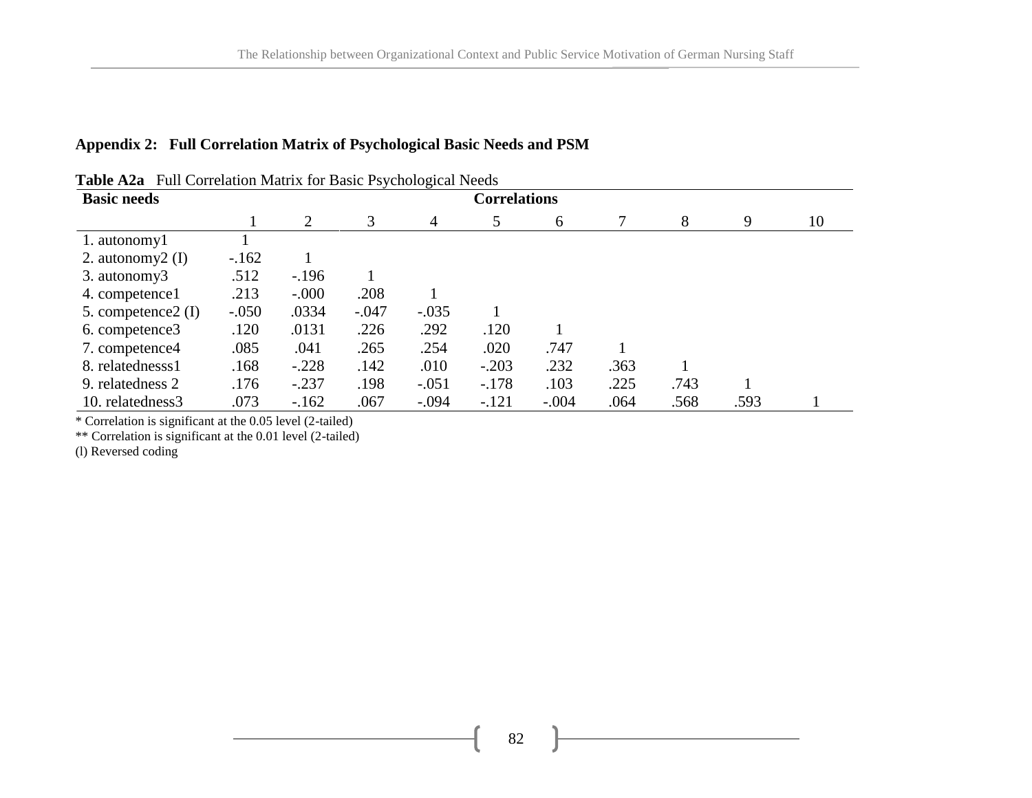## Appendix 2: Full Correlation Matrix of Psychological Basic Needs and PSM

**Table A2a** Full Correlation Matrix for Basic Psychological Needs

| Basic needs | Correlations | | | | | | | | | |
|---|---|---|---|---|---|---|---|---|---|---|
| | 1 | 2 | 3 | 4 | 5 | 6 | 7 | 8 | 9 | 10 |
| 1. autonomy1 | 1 | | | | | | | | | |
| 2. autonomy2 (I) | -.162 | 1 | | | | | | | | |
| 3. autonomy3 | .512 | -.196 | 1 | | | | | | | |
| 4. competence1 | .213 | -.000 | .208 | 1 | | | | | | |
| 5. competence2 (I) | -.050 | .0334 | -.047 | -.035 | 1 | | | | | |
| 6. competence3 | .120 | .0131 | .226 | .292 | .120 | 1 | | | | |
| 7. competence4 | .085 | .041 | .265 | .254 | .020 | .747 | 1 | | | |
| 8. relatednesss1 | .168 | -.228 | .142 | .010 | -.203 | .232 | .363 | 1 | | |
| 9. relatedness 2 | .176 | -.237 | .198 | -.051 | -.178 | .103 | .225 | .743 | 1 | |
| 10. relatedness3 | .073 | -.162 | .067 | -.094 | -.121 | -.004 | .064 | .568 | .593 | 1 |

* Correlation is significant at the 0.05 level (2-tailed)

** Correlation is significant at the 0.01 level (2-tailed)

(l) Reversed coding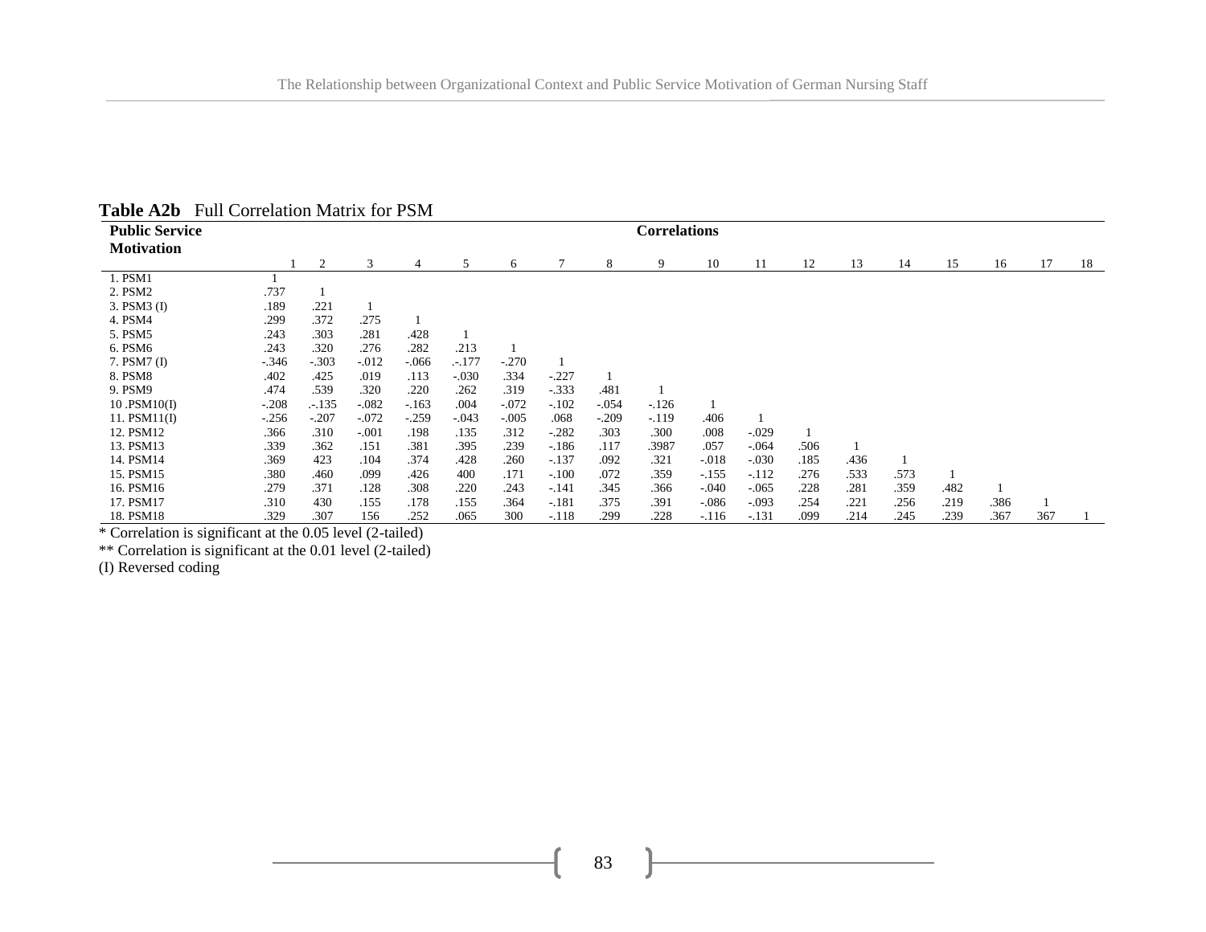**Table A2b** Full Correlation Matrix for PSM

| Public Service Motivation | Correlations | | | | | | | | | | | | | | | | | |
|---|---|---|---|---|---|---|---|---|---|---|---|---|---|---|---|---|---|---|
| | 1 | 2 | 3 | 4 | 5 | 6 | 7 | 8 | 9 | 10 | 11 | 12 | 13 | 14 | 15 | 16 | 17 | 18 |
| 1. PSM1 | 1 | | | | | | | | | | | | | | | | | |
| 2. PSM2 | .737 | 1 | | | | | | | | | | | | | | | | |
| 3. PSM3 (I) | .189 | .221 | 1 | | | | | | | | | | | | | | | |
| 4. PSM4 | .299 | .372 | .275 | 1 | | | | | | | | | | | | | | |
| 5. PSM5 | .243 | .303 | .281 | .428 | 1 | | | | | | | | | | | | | |
| 6. PSM6 | .243 | .320 | .276 | .282 | .213 | 1 | | | | | | | | | | | | |
| 7. PSM7 (I) | -.346 | -.303 | -.012 | -.066 | .-.177 | -.270 | 1 | | | | | | | | | | | |
| 8. PSM8 | .402 | .425 | .019 | .113 | -.030 | .334 | -.227 | 1 | | | | | | | | | | |
| 9. PSM9 | .474 | .539 | .320 | .220 | .262 | .319 | -.333 | .481 | 1 | | | | | | | | | |
| 10 .PSM10(I) | -.208 | .-.135 | -.082 | -.163 | .004 | -.072 | -.102 | -.054 | -.126 | 1 | | | | | | | | |
| 11. PSM11(I) | -.256 | -.207 | -.072 | -.259 | -.043 | -.005 | .068 | -.209 | -.119 | .406 | 1 | | | | | | | |
| 12. PSM12 | .366 | .310 | -.001 | .198 | .135 | .312 | -.282 | .303 | .300 | .008 | -.029 | 1 | | | | | | |
| 13. PSM13 | .339 | .362 | .151 | .381 | .395 | .239 | -.186 | .117 | .3987 | .057 | -.064 | .506 | 1 | | | | | |
| 14. PSM14 | .369 | 423 | .104 | .374 | .428 | .260 | -.137 | .092 | .321 | -.018 | -.030 | .185 | .436 | 1 | | | | |
| 15. PSM15 | .380 | .460 | .099 | .426 | 400 | .171 | -.100 | .072 | .359 | -.155 | -.112 | .276 | .533 | .573 | 1 | | | |
| 16. PSM16 | .279 | .371 | .128 | .308 | .220 | .243 | -.141 | .345 | .366 | -.040 | -.065 | .228 | .281 | .359 | .482 | 1 | | |
| 17. PSM17 | .310 | 430 | .155 | .178 | .155 | .364 | -.181 | .375 | .391 | -.086 | -.093 | .254 | .221 | .256 | .219 | .386 | 1 | |
| 18. PSM18 | .329 | .307 | 156 | .252 | .065 | 300 | -.118 | .299 | .228 | -.116 | -.131 | .099 | .214 | .245 | .239 | .367 | 367 | 1 |

* Correlation is significant at the 0.05 level (2-tailed)

** Correlation is significant at the 0.01 level (2-tailed)

(I) Reversed coding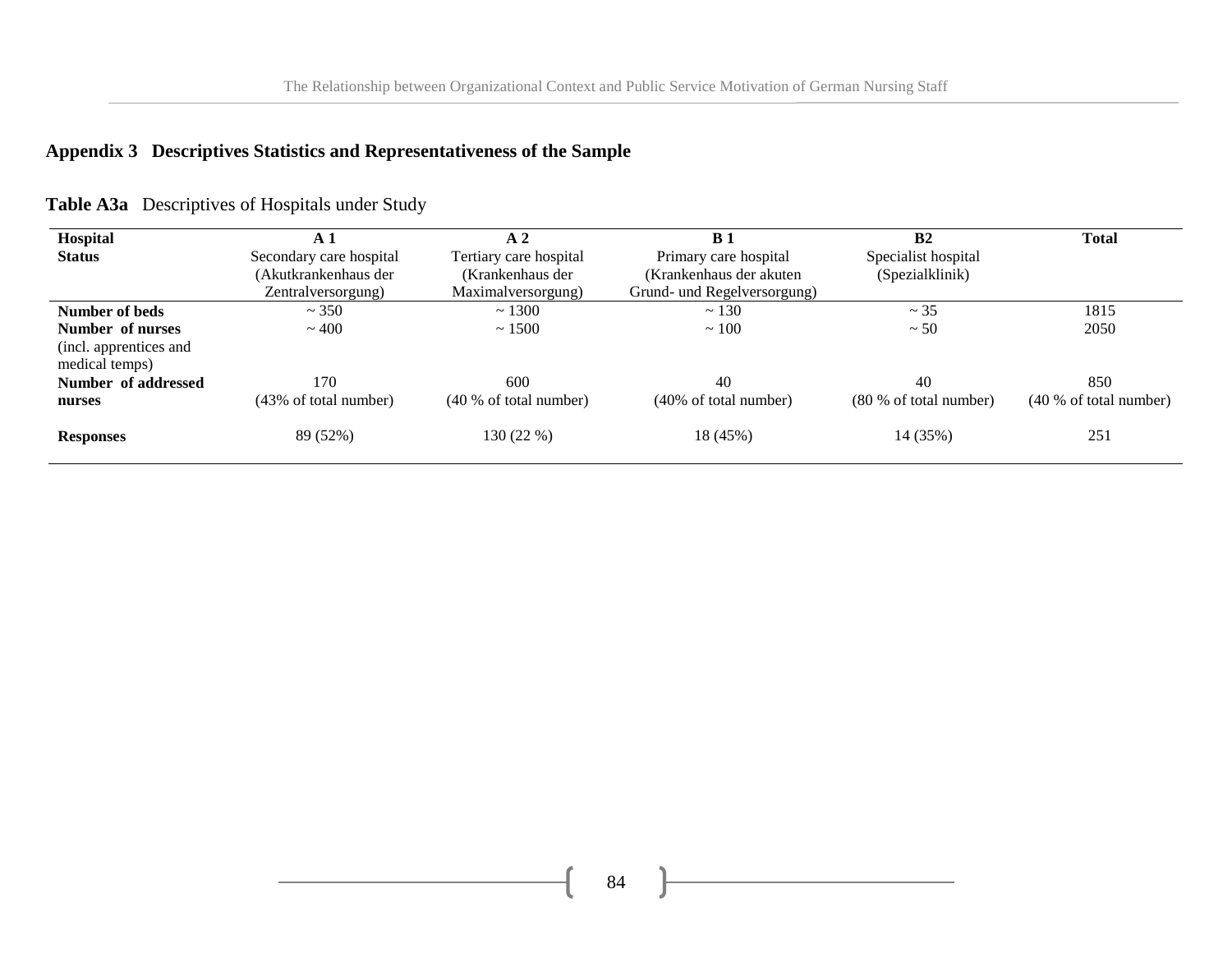## Appendix 3 Descriptives Statistics and Representativeness of the Sample

**Table A3a** Descriptives of Hospitals under Study

| **Hospital** | **A 1** | **A 2** | **B 1** | **B2** | **Total** |
|---|---|---|---|---|---|
| **Status** | Secondary care hospital (Akutkrankenhaus der Zentralversorgung) | Tertiary care hospital (Krankenhaus der Maximalversorgung) | Primary care hospital (Krankenhaus der akuten Grund- und Regelversorgung) | Specialist hospital (Spezialklinik) | |
| **Number of beds** | ~ 350 | ~ 1300 | ~ 130 | ~ 35 | 1815 |
| **Number of nurses** (incl. apprentices and medical temps) | ~ 400 | ~ 1500 | ~ 100 | ~ 50 | 2050 |
| **Number of addressed nurses** | 170 (43% of total number) | 600 (40 % of total number) | 40 (40% of total number) | 40 (80 % of total number) | 850 (40 % of total number) |
| **Responses** | 89 (52%) | 130 (22 %) | 18 (45%) | 14 (35%) | 251 |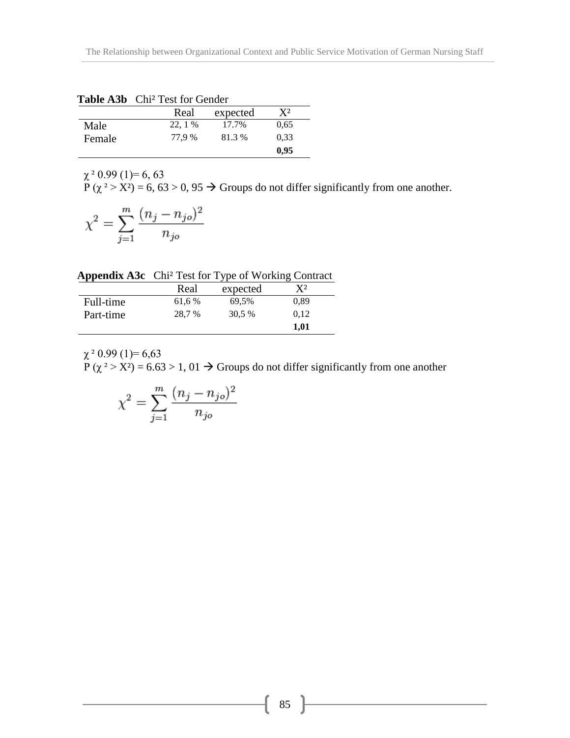**Table A3b** Chi² Test for Gender

| | Real | expected | X² |
|---|---|---|---|
| Male | 22, 1 % | 17.7% | 0,65 |
| Female | 77,9 % | 81.3 % | 0,33 |
| | | | **0,95** |

χ ² 0.99 (1)= 6, 63
P (χ ² > X²) = 6, 63 > 0, 95 → Groups do not differ significantly from one another.

$$\chi^2 = \sum_{j=1}^{m} \frac{(n_j - n_{jo})^2}{n_{jo}}$$

**Appendix A3c** Chi² Test for Type of Working Contract

| | Real | expected | X² |
|---|---|---|---|
| Full-time | 61,6 % | 69,5% | 0,89 |
| Part-time | 28,7 % | 30,5 % | 0,12 |
| | | | **1,01** |

χ ² 0.99 (1)= 6,63
P (χ ² > X²) = 6.63 > 1, 01 → Groups do not differ significantly from one another

$$\chi^2 = \sum_{j=1}^{m} \frac{(n_j - n_{jo})^2}{n_{jo}}$$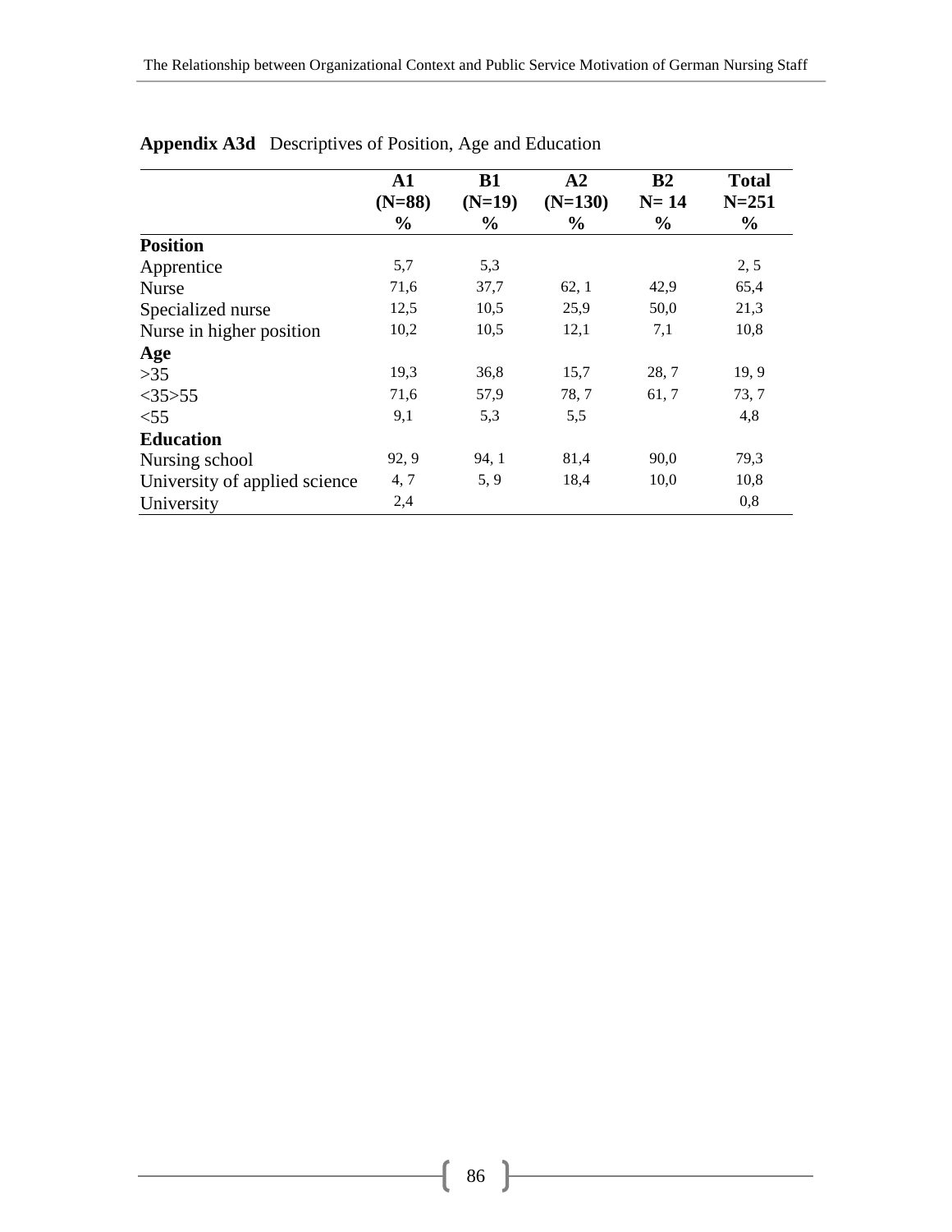**Appendix A3d** Descriptives of Position, Age and Education

| | A1 (N=88) % | B1 (N=19) % | A2 (N=130) % | B2 N= 14 % | Total N=251 % |
|---|---|---|---|---|---|
| **Position** | | | | | |
| Apprentice | 5,7 | 5,3 | | | 2, 5 |
| Nurse | 71,6 | 37,7 | 62, 1 | 42,9 | 65,4 |
| Specialized nurse | 12,5 | 10,5 | 25,9 | 50,0 | 21,3 |
| Nurse in higher position | 10,2 | 10,5 | 12,1 | 7,1 | 10,8 |
| **Age** | | | | | |
| >35 | 19,3 | 36,8 | 15,7 | 28, 7 | 19, 9 |
| <35>55 | 71,6 | 57,9 | 78, 7 | 61, 7 | 73, 7 |
| <55 | 9,1 | 5,3 | 5,5 | | 4,8 |
| **Education** | | | | | |
| Nursing school | 92, 9 | 94, 1 | 81,4 | 90,0 | 79,3 |
| University of applied science | 4, 7 | 5, 9 | 18,4 | 10,0 | 10,8 |
| University | 2,4 | | | | 0,8 |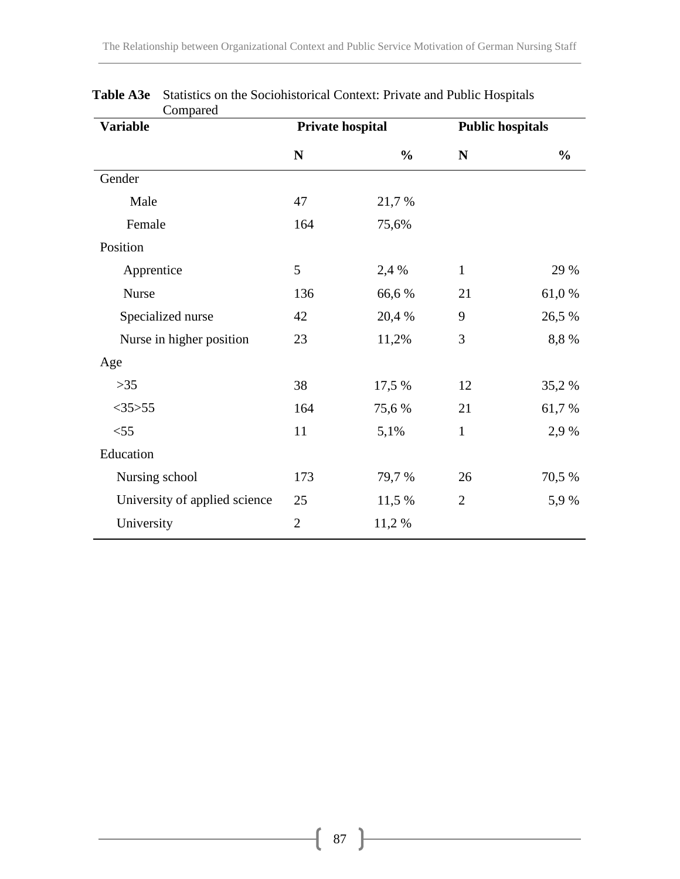**Table A3e** Statistics on the Sociohistorical Context: Private and Public Hospitals Compared

| Variable | Private hospital | | Public hospitals | |
|---|---|---|---|---|
| | **N** | **%** | **N** | **%** |
| Gender | | | | |
| Male | 47 | 21,7 % | | |
| Female | 164 | 75,6% | | |
| Position | | | | |
| Apprentice | 5 | 2,4 % | 1 | 29 % |
| Nurse | 136 | 66,6 % | 21 | 61,0 % |
| Specialized nurse | 42 | 20,4 % | 9 | 26,5 % |
| Nurse in higher position | 23 | 11,2% | 3 | 8,8 % |
| Age | | | | |
| >35 | 38 | 17,5 % | 12 | 35,2 % |
| <35>55 | 164 | 75,6 % | 21 | 61,7 % |
| <55 | 11 | 5,1% | 1 | 2,9 % |
| Education | | | | |
| Nursing school | 173 | 79,7 % | 26 | 70,5 % |
| University of applied science | 25 | 11,5 % | 2 | 5,9 % |
| University | 2 | 11,2 % | | |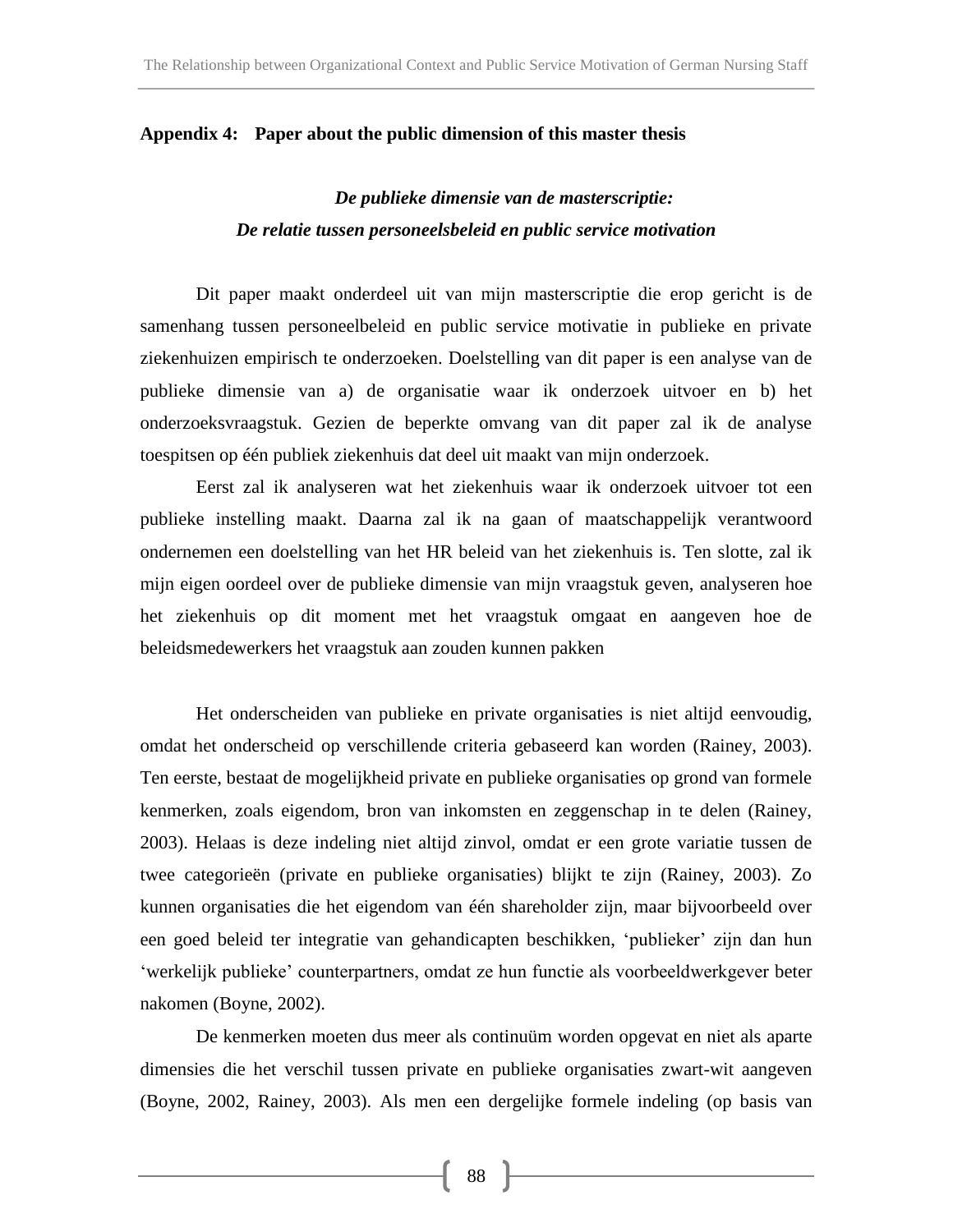## Appendix 4: Paper about the public dimension of this master thesis

***De publieke dimensie van de masterscriptie:***
***De relatie tussen personeelsbeleid en public service motivation***

Dit paper maakt onderdeel uit van mijn masterscriptie die erop gericht is de samenhang tussen personeelbeleid en public service motivatie in publieke en private ziekenhuizen empirisch te onderzoeken. Doelstelling van dit paper is een analyse van de publieke dimensie van a) de organisatie waar ik onderzoek uitvoer en b) het onderzoeksvraagstuk. Gezien de beperkte omvang van dit paper zal ik de analyse toespitsen op één publiek ziekenhuis dat deel uit maakt van mijn onderzoek.

Eerst zal ik analyseren wat het ziekenhuis waar ik onderzoek uitvoer tot een publieke instelling maakt. Daarna zal ik na gaan of maatschappelijk verantwoord ondernemen een doelstelling van het HR beleid van het ziekenhuis is. Ten slotte, zal ik mijn eigen oordeel over de publieke dimensie van mijn vraagstuk geven, analyseren hoe het ziekenhuis op dit moment met het vraagstuk omgaat en aangeven hoe de beleidsmedewerkers het vraagstuk aan zouden kunnen pakken

Het onderscheiden van publieke en private organisaties is niet altijd eenvoudig, omdat het onderscheid op verschillende criteria gebaseerd kan worden (Rainey, 2003). Ten eerste, bestaat de mogelijkheid private en publieke organisaties op grond van formele kenmerken, zoals eigendom, bron van inkomsten en zeggenschap in te delen (Rainey, 2003). Helaas is deze indeling niet altijd zinvol, omdat er een grote variatie tussen de twee categorieën (private en publieke organisaties) blijkt te zijn (Rainey, 2003). Zo kunnen organisaties die het eigendom van één shareholder zijn, maar bijvoorbeeld over een goed beleid ter integratie van gehandicapten beschikken, 'publieker' zijn dan hun 'werkelijk publieke' counterpartners, omdat ze hun functie als voorbeeldwerkgever beter nakomen (Boyne, 2002).

De kenmerken moeten dus meer als continuüm worden opgevat en niet als aparte dimensies die het verschil tussen private en publieke organisaties zwart-wit aangeven (Boyne, 2002, Rainey, 2003). Als men een dergelijke formele indeling (op basis van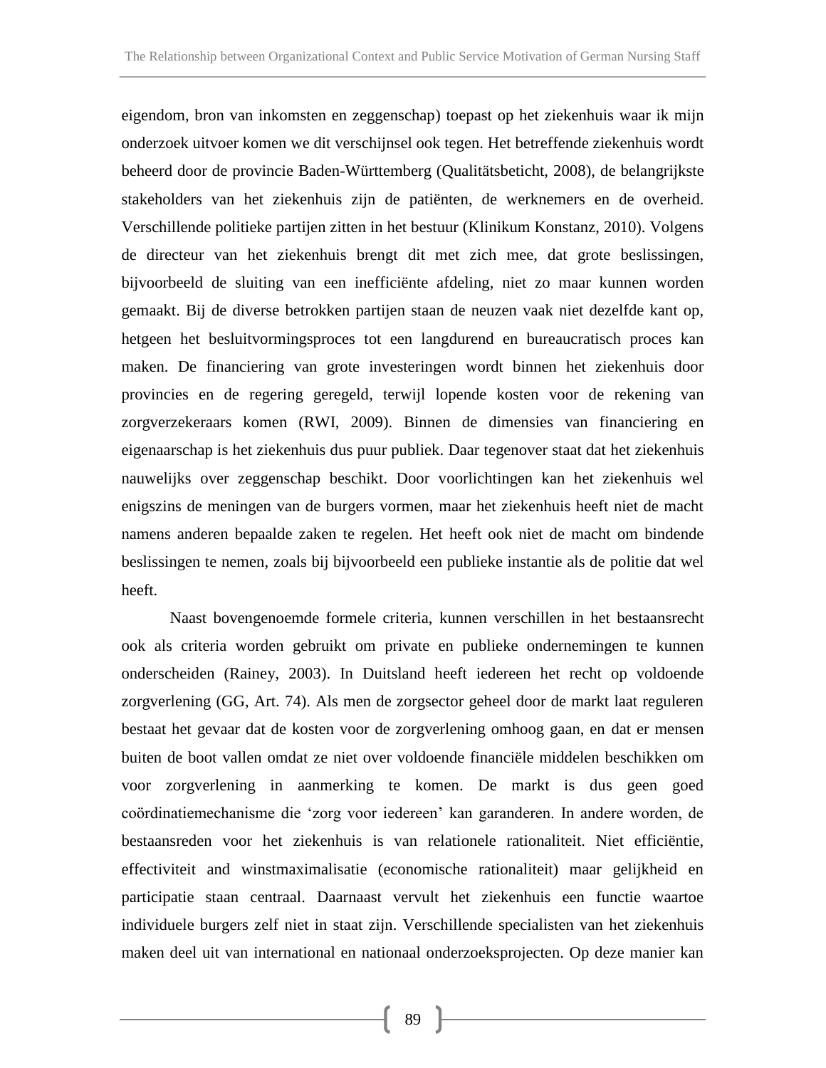eigendom, bron van inkomsten en zeggenschap) toepast op het ziekenhuis waar ik mijn onderzoek uitvoer komen we dit verschijnsel ook tegen. Het betreffende ziekenhuis wordt beheerd door de provincie Baden-Württemberg (Qualitätsbeticht, 2008), de belangrijkste stakeholders van het ziekenhuis zijn de patiënten, de werknemers en de overheid. Verschillende politieke partijen zitten in het bestuur (Klinikum Konstanz, 2010). Volgens de directeur van het ziekenhuis brengt dit met zich mee, dat grote beslissingen, bijvoorbeeld de sluiting van een inefficiënte afdeling, niet zo maar kunnen worden gemaakt. Bij de diverse betrokken partijen staan de neuzen vaak niet dezelfde kant op, hetgeen het besluitvormingsproces tot een langdurend en bureaucratisch proces kan maken. De financiering van grote investeringen wordt binnen het ziekenhuis door provincies en de regering geregeld, terwijl lopende kosten voor de rekening van zorgverzekeraars komen (RWI, 2009). Binnen de dimensies van financiering en eigenaarschap is het ziekenhuis dus puur publiek. Daar tegenover staat dat het ziekenhuis nauwelijks over zeggenschap beschikt. Door voorlichtingen kan het ziekenhuis wel enigszins de meningen van de burgers vormen, maar het ziekenhuis heeft niet de macht namens anderen bepaalde zaken te regelen. Het heeft ook niet de macht om bindende beslissingen te nemen, zoals bij bijvoorbeeld een publieke instantie als de politie dat wel heeft.

Naast bovengenoemde formele criteria, kunnen verschillen in het bestaansrecht ook als criteria worden gebruikt om private en publieke ondernemingen te kunnen onderscheiden (Rainey, 2003). In Duitsland heeft iedereen het recht op voldoende zorgverlening (GG, Art. 74). Als men de zorgsector geheel door de markt laat reguleren bestaat het gevaar dat de kosten voor de zorgverlening omhoog gaan, en dat er mensen buiten de boot vallen omdat ze niet over voldoende financiële middelen beschikken om voor zorgverlening in aanmerking te komen. De markt is dus geen goed coördinatiemechanisme die 'zorg voor iedereen' kan garanderen. In andere worden, de bestaansreden voor het ziekenhuis is van relationele rationaliteit. Niet efficiëntie, effectiviteit and winstmaximalisatie (economische rationaliteit) maar gelijkheid en participatie staan centraal. Daarnaast vervult het ziekenhuis een functie waartoe individuele burgers zelf niet in staat zijn. Verschillende specialisten van het ziekenhuis maken deel uit van international en nationaal onderzoeksprojecten. Op deze manier kan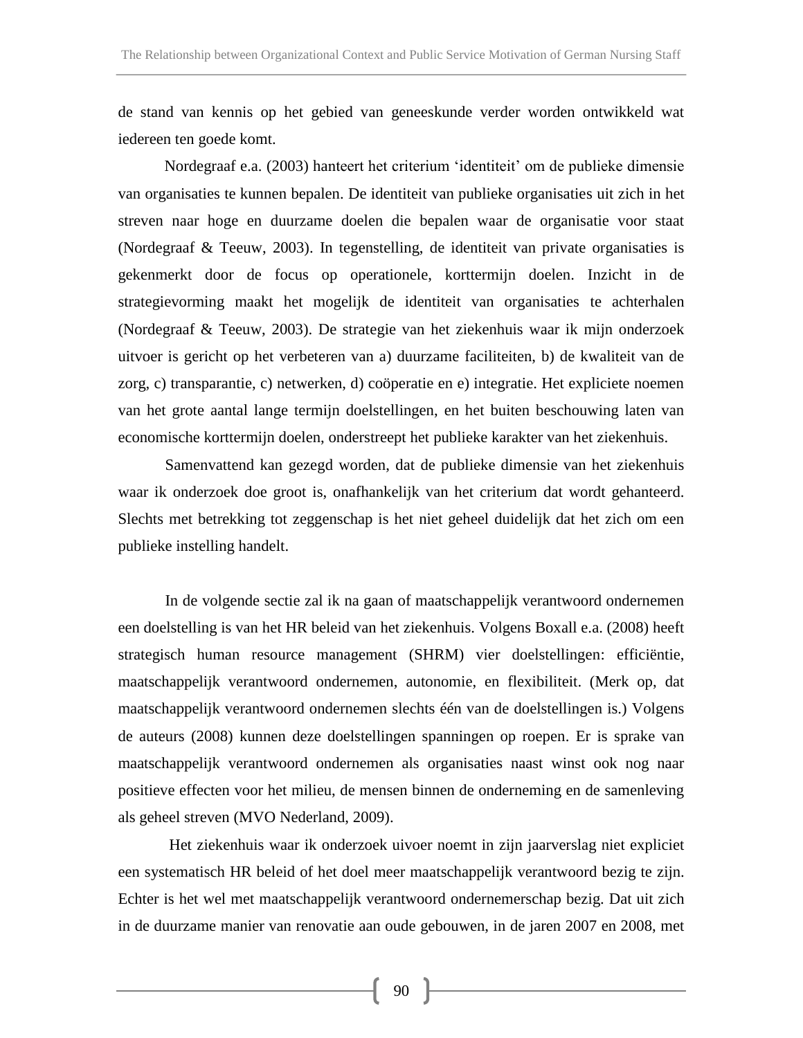de stand van kennis op het gebied van geneeskunde verder worden ontwikkeld wat iedereen ten goede komt.

Nordegraaf e.a. (2003) hanteert het criterium ‘identiteit’ om de publieke dimensie van organisaties te kunnen bepalen. De identiteit van publieke organisaties uit zich in het streven naar hoge en duurzame doelen die bepalen waar de organisatie voor staat (Nordegraaf & Teeuw, 2003). In tegenstelling, de identiteit van private organisaties is gekenmerkt door de focus op operationele, korttermijn doelen. Inzicht in de strategievorming maakt het mogelijk de identiteit van organisaties te achterhalen (Nordegraaf & Teeuw, 2003). De strategie van het ziekenhuis waar ik mijn onderzoek uitvoer is gericht op het verbeteren van a) duurzame faciliteiten, b) de kwaliteit van de zorg, c) transparantie, c) netwerken, d) coöperatie en e) integratie. Het expliciete noemen van het grote aantal lange termijn doelstellingen, en het buiten beschouwing laten van economische korttermijn doelen, onderstreept het publieke karakter van het ziekenhuis.

Samenvattend kan gezegd worden, dat de publieke dimensie van het ziekenhuis waar ik onderzoek doe groot is, onafhankelijk van het criterium dat wordt gehanteerd. Slechts met betrekking tot zeggenschap is het niet geheel duidelijk dat het zich om een publieke instelling handelt.

In de volgende sectie zal ik na gaan of maatschappelijk verantwoord ondernemen een doelstelling is van het HR beleid van het ziekenhuis. Volgens Boxall e.a. (2008) heeft strategisch human resource management (SHRM) vier doelstellingen: efficiëntie, maatschappelijk verantwoord ondernemen, autonomie, en flexibiliteit. (Merk op, dat maatschappelijk verantwoord ondernemen slechts één van de doelstellingen is.) Volgens de auteurs (2008) kunnen deze doelstellingen spanningen op roepen. Er is sprake van maatschappelijk verantwoord ondernemen als organisaties naast winst ook nog naar positieve effecten voor het milieu, de mensen binnen de onderneming en de samenleving als geheel streven (MVO Nederland, 2009).

Het ziekenhuis waar ik onderzoek uivoer noemt in zijn jaarverslag niet expliciet een systematisch HR beleid of het doel meer maatschappelijk verantwoord bezig te zijn. Echter is het wel met maatschappelijk verantwoord ondernemerschap bezig. Dat uit zich in de duurzame manier van renovatie aan oude gebouwen, in de jaren 2007 en 2008, met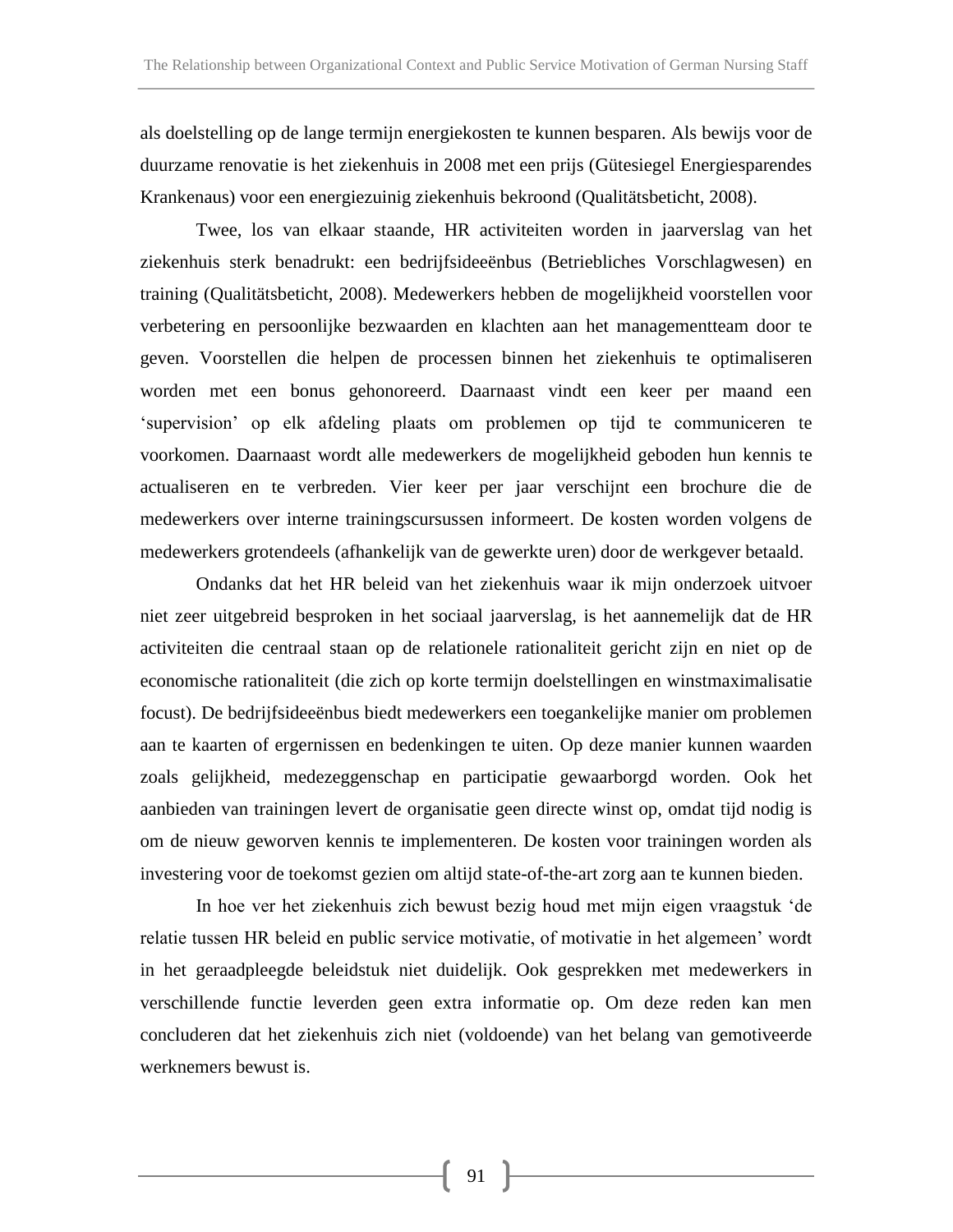als doelstelling op de lange termijn energiekosten te kunnen besparen. Als bewijs voor de duurzame renovatie is het ziekenhuis in 2008 met een prijs (Gütesiegel Energiesparendes Krankenaus) voor een energiezuinig ziekenhuis bekroond (Qualitätsbeticht, 2008).

Twee, los van elkaar staande, HR activiteiten worden in jaarverslag van het ziekenhuis sterk benadrukt: een bedrijfsideeënbus (Betriebliches Vorschlagwesen) en training (Qualitätsbeticht, 2008). Medewerkers hebben de mogelijkheid voorstellen voor verbetering en persoonlijke bezwaarden en klachten aan het managementteam door te geven. Voorstellen die helpen de processen binnen het ziekenhuis te optimaliseren worden met een bonus gehonoreerd. Daarnaast vindt een keer per maand een 'supervision' op elk afdeling plaats om problemen op tijd te communiceren te voorkomen. Daarnaast wordt alle medewerkers de mogelijkheid geboden hun kennis te actualiseren en te verbreden. Vier keer per jaar verschijnt een brochure die de medewerkers over interne trainingscursussen informeert. De kosten worden volgens de medewerkers grotendeels (afhankelijk van de gewerkte uren) door de werkgever betaald.

Ondanks dat het HR beleid van het ziekenhuis waar ik mijn onderzoek uitvoer niet zeer uitgebreid besproken in het sociaal jaarverslag, is het aannemelijk dat de HR activiteiten die centraal staan op de relationele rationaliteit gericht zijn en niet op de economische rationaliteit (die zich op korte termijn doelstellingen en winstmaximalisatie focust). De bedrijfsideeënbus biedt medewerkers een toegankelijke manier om problemen aan te kaarten of ergernissen en bedenkingen te uiten. Op deze manier kunnen waarden zoals gelijkheid, medezeggenschap en participatie gewaarborgd worden. Ook het aanbieden van trainingen levert de organisatie geen directe winst op, omdat tijd nodig is om de nieuw geworven kennis te implementeren. De kosten voor trainingen worden als investering voor de toekomst gezien om altijd state-of-the-art zorg aan te kunnen bieden.

In hoe ver het ziekenhuis zich bewust bezig houd met mijn eigen vraagstuk 'de relatie tussen HR beleid en public service motivatie, of motivatie in het algemeen' wordt in het geraadpleegde beleidstuk niet duidelijk. Ook gesprekken met medewerkers in verschillende functie leverden geen extra informatie op. Om deze reden kan men concluderen dat het ziekenhuis zich niet (voldoende) van het belang van gemotiveerde werknemers bewust is.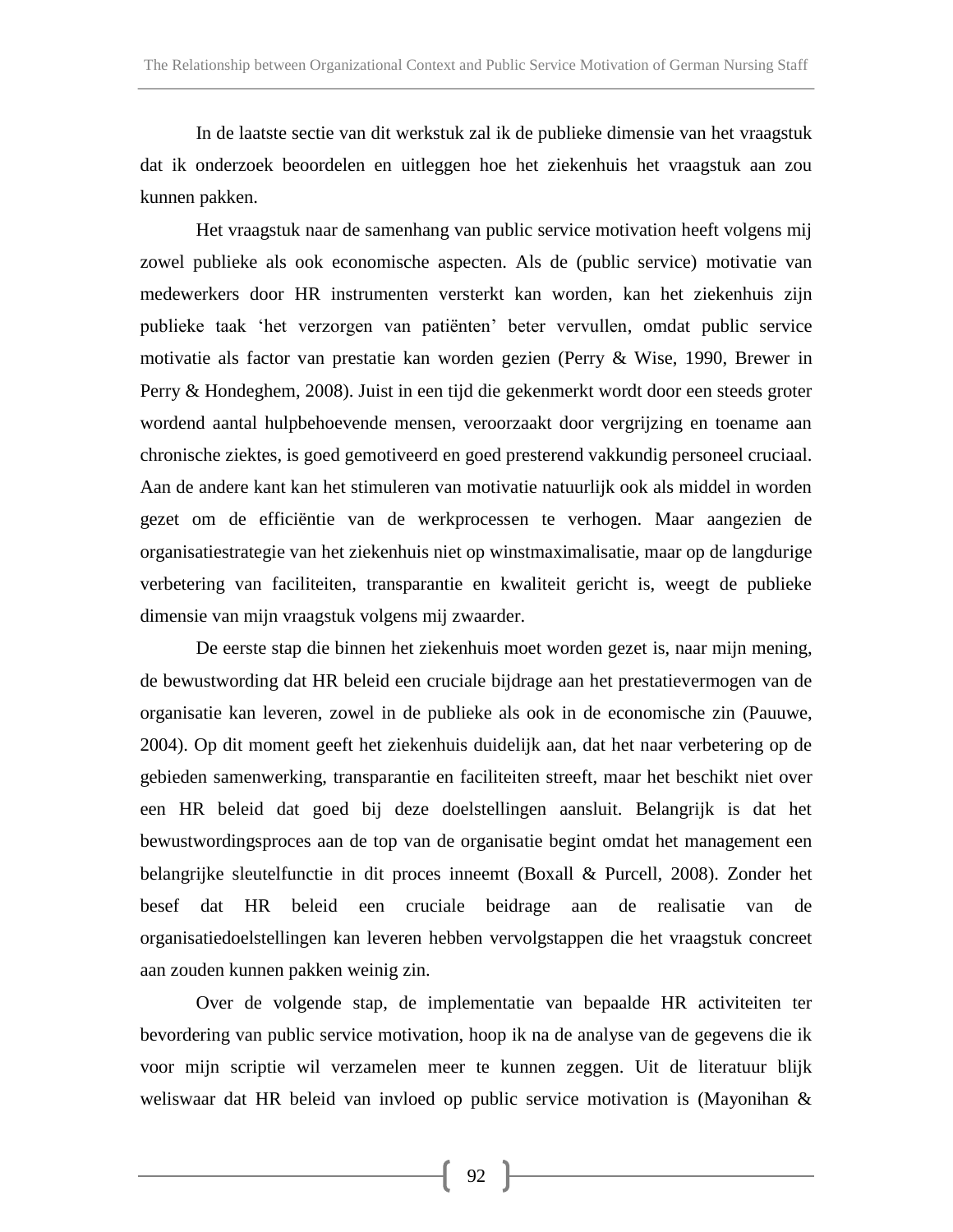In de laatste sectie van dit werkstuk zal ik de publieke dimensie van het vraagstuk dat ik onderzoek beoordelen en uitleggen hoe het ziekenhuis het vraagstuk aan zou kunnen pakken.

Het vraagstuk naar de samenhang van public service motivation heeft volgens mij zowel publieke als ook economische aspecten. Als de (public service) motivatie van medewerkers door HR instrumenten versterkt kan worden, kan het ziekenhuis zijn publieke taak 'het verzorgen van patiënten' beter vervullen, omdat public service motivatie als factor van prestatie kan worden gezien (Perry & Wise, 1990, Brewer in Perry & Hondeghem, 2008). Juist in een tijd die gekenmerkt wordt door een steeds groter wordend aantal hulpbehoevende mensen, veroorzaakt door vergrijzing en toename aan chronische ziektes, is goed gemotiveerd en goed presterend vakkundig personeel cruciaal. Aan de andere kant kan het stimuleren van motivatie natuurlijk ook als middel in worden gezet om de efficiëntie van de werkprocessen te verhogen. Maar aangezien de organisatiestrategie van het ziekenhuis niet op winstmaximalisatie, maar op de langdurige verbetering van faciliteiten, transparantie en kwaliteit gericht is, weegt de publieke dimensie van mijn vraagstuk volgens mij zwaarder.

De eerste stap die binnen het ziekenhuis moet worden gezet is, naar mijn mening, de bewustwording dat HR beleid een cruciale bijdrage aan het prestatievermogen van de organisatie kan leveren, zowel in de publieke als ook in de economische zin (Pauuwe, 2004). Op dit moment geeft het ziekenhuis duidelijk aan, dat het naar verbetering op de gebieden samenwerking, transparantie en faciliteiten streeft, maar het beschikt niet over een HR beleid dat goed bij deze doelstellingen aansluit. Belangrijk is dat het bewustwordingsproces aan de top van de organisatie begint omdat het management een belangrijke sleutelfunctie in dit proces inneemt (Boxall & Purcell, 2008). Zonder het besef dat HR beleid een cruciale beidrage aan de realisatie van de organisatiedoelstellingen kan leveren hebben vervolgstappen die het vraagstuk concreet aan zouden kunnen pakken weinig zin.

Over de volgende stap, de implementatie van bepaalde HR activiteiten ter bevordering van public service motivation, hoop ik na de analyse van de gegevens die ik voor mijn scriptie wil verzamelen meer te kunnen zeggen. Uit de literatuur blijk weliswaar dat HR beleid van invloed op public service motivation is (Mayonihan &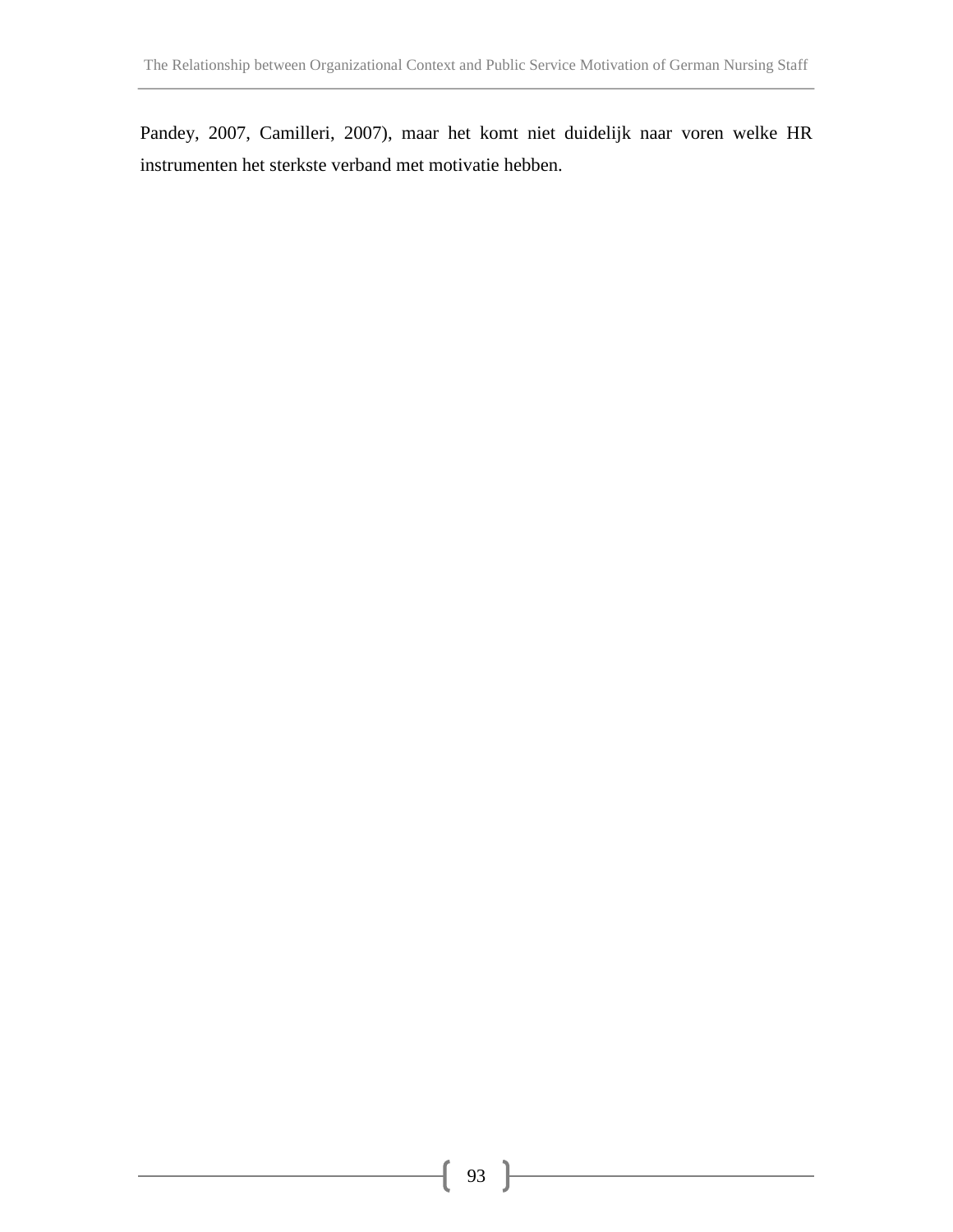Pandey, 2007, Camilleri, 2007), maar het komt niet duidelijk naar voren welke HR instrumenten het sterkste verband met motivatie hebben.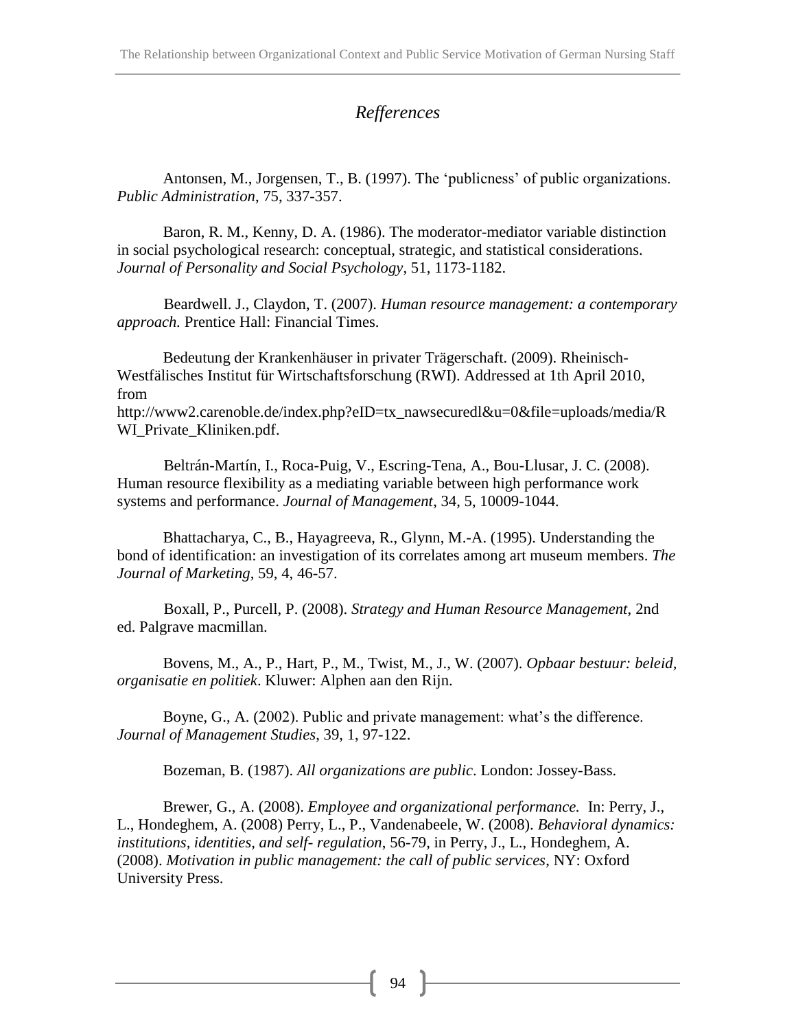# *Refferences*

Antonsen, M., Jorgensen, T., B. (1997). The 'publicness' of public organizations. *Public Administration*, 75, 337-357.

Baron, R. M., Kenny, D. A. (1986). The moderator-mediator variable distinction in social psychological research: conceptual, strategic, and statistical considerations. *Journal of Personality and Social Psychology*, 51, 1173-1182.

Beardwell. J., Claydon, T. (2007). *Human resource management: a contemporary approach.* Prentice Hall: Financial Times.

Bedeutung der Krankenhäuser in privater Trägerschaft. (2009). Rheinisch-Westfälisches Institut für Wirtschaftsforschung (RWI). Addressed at 1th April 2010, from http://www2.carenoble.de/index.php?eID=tx_nawsecuredl&u=0&file=uploads/media/RWI_Private_Kliniken.pdf.

Beltrán-Martín, I., Roca-Puig, V., Escring-Tena, A., Bou-Llusar, J. C. (2008). Human resource flexibility as a mediating variable between high performance work systems and performance. *Journal of Management*, 34, 5, 10009-1044.

Bhattacharya, C., B., Hayagreeva, R., Glynn, M.-A. (1995). Understanding the bond of identification: an investigation of its correlates among art museum members. *The Journal of Marketing*, 59, 4, 46-57.

Boxall, P., Purcell, P. (2008). *Strategy and Human Resource Management*, 2nd ed. Palgrave macmillan.

Bovens, M., A., P., Hart, P., M., Twist, M., J., W. (2007). *Opbaar bestuur: beleid, organisatie en politiek*. Kluwer: Alphen aan den Rijn.

Boyne, G., A. (2002). Public and private management: what's the difference. *Journal of Management Studies*, 39, 1, 97-122.

Bozeman, B. (1987). *All organizations are public*. London: Jossey-Bass.

Brewer, G., A. (2008). *Employee and organizational performance.* In: Perry, J., L., Hondeghem, A. (2008) Perry, L., P., Vandenabeele, W. (2008). *Behavioral dynamics: institutions, identities, and self- regulation*, 56-79, in Perry, J., L., Hondeghem, A. (2008). *Motivation in public management: the call of public services*, NY: Oxford University Press.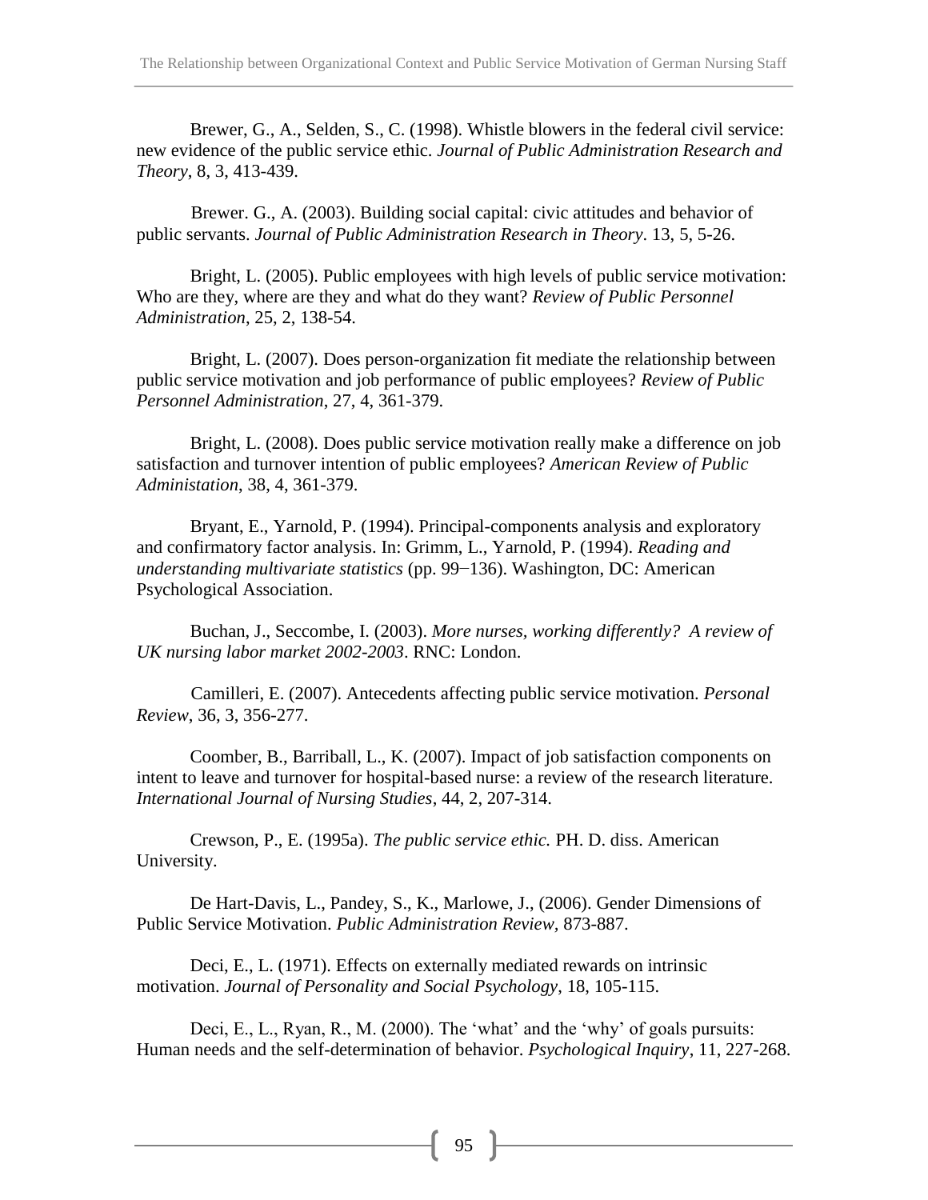Brewer, G., A., Selden, S., C. (1998). Whistle blowers in the federal civil service: new evidence of the public service ethic. *Journal of Public Administration Research and Theory*, 8, 3, 413-439.

Brewer. G., A. (2003). Building social capital: civic attitudes and behavior of public servants. *Journal of Public Administration Research in Theory*. 13, 5, 5-26.

Bright, L. (2005). Public employees with high levels of public service motivation: Who are they, where are they and what do they want? *Review of Public Personnel Administration*, 25, 2, 138-54.

Bright, L. (2007). Does person-organization fit mediate the relationship between public service motivation and job performance of public employees? *Review of Public Personnel Administration*, 27, 4, 361-379.

Bright, L. (2008). Does public service motivation really make a difference on job satisfaction and turnover intention of public employees? *American Review of Public Administation*, 38, 4, 361-379.

Bryant, E., Yarnold, P. (1994). Principal-components analysis and exploratory and confirmatory factor analysis. In: Grimm, L., Yarnold, P. (1994). *Reading and understanding multivariate statistics* (pp. 99−136). Washington, DC: American Psychological Association.

Buchan, J., Seccombe, I. (2003). *More nurses, working differently? A review of UK nursing labor market 2002-2003*. RNC: London.

Camilleri, E. (2007). Antecedents affecting public service motivation. *Personal Review*, 36, 3, 356-277.

Coomber, B., Barriball, L., K. (2007). Impact of job satisfaction components on intent to leave and turnover for hospital-based nurse: a review of the research literature. *International Journal of Nursing Studies*, 44, 2, 207-314.

Crewson, P., E. (1995a). *The public service ethic.* PH. D. diss. American University.

De Hart-Davis, L., Pandey, S., K., Marlowe, J., (2006). Gender Dimensions of Public Service Motivation. *Public Administration Review,* 873-887.

Deci, E., L. (1971). Effects on externally mediated rewards on intrinsic motivation. *Journal of Personality and Social Psychology*, 18, 105-115.

Deci, E., L., Ryan, R., M. (2000). The 'what' and the 'why' of goals pursuits: Human needs and the self-determination of behavior. *Psychological Inquiry*, 11, 227-268.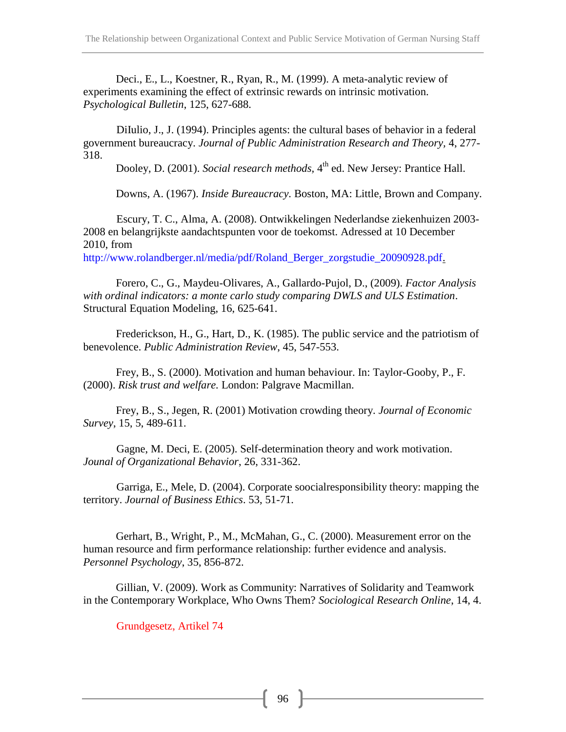Deci., E., L., Koestner, R., Ryan, R., M. (1999). A meta-analytic review of experiments examining the effect of extrinsic rewards on intrinsic motivation. *Psychological Bulletin*, 125, 627-688.

DiIulio, J., J. (1994). Principles agents: the cultural bases of behavior in a federal government bureaucracy. *Journal of Public Administration Research and Theory,* 4, 277-318.

Dooley, D. (2001). *Social research methods*, 4th ed. New Jersey: Prantice Hall.

Downs, A. (1967). *Inside Bureaucracy*. Boston, MA: Little, Brown and Company.

Escury, T. C., Alma, A. (2008). Ontwikkelingen Nederlandse ziekenhuizen 2003-2008 en belangrijkste aandachtspunten voor de toekomst. Adressed at 10 December 2010, from http://www.rolandberger.nl/media/pdf/Roland_Berger_zorgstudie_20090928.pdf.

Forero, C., G., Maydeu-Olivares, A., Gallardo-Pujol, D., (2009). *Factor Analysis with ordinal indicators: a monte carlo study comparing DWLS and ULS Estimation*. Structural Equation Modeling, 16, 625-641.

Frederickson, H., G., Hart, D., K. (1985). The public service and the patriotism of benevolence. *Public Administration Review*, 45, 547-553.

Frey, B., S. (2000). Motivation and human behaviour. In: Taylor-Gooby, P., F. (2000). *Risk trust and welfare*. London: Palgrave Macmillan.

Frey, B., S., Jegen, R. (2001) Motivation crowding theory. *Journal of Economic Survey*, 15, 5, 489-611.

Gagne, M. Deci, E. (2005). Self-determination theory and work motivation. *Jounal of Organizational Behavior*, 26, 331-362.

Garriga, E., Mele, D. (2004). Corporate soocialresponsibility theory: mapping the territory. *Journal of Business Ethics*. 53, 51-71.

Gerhart, B., Wright, P., M., McMahan, G., C. (2000). Measurement error on the human resource and firm performance relationship: further evidence and analysis. *Personnel Psychology*, 35, 856-872.

Gillian, V. (2009). Work as Community: Narratives of Solidarity and Teamwork in the Contemporary Workplace, Who Owns Them? *Sociological Research Online*, 14, 4.

Grundgesetz, Artikel 74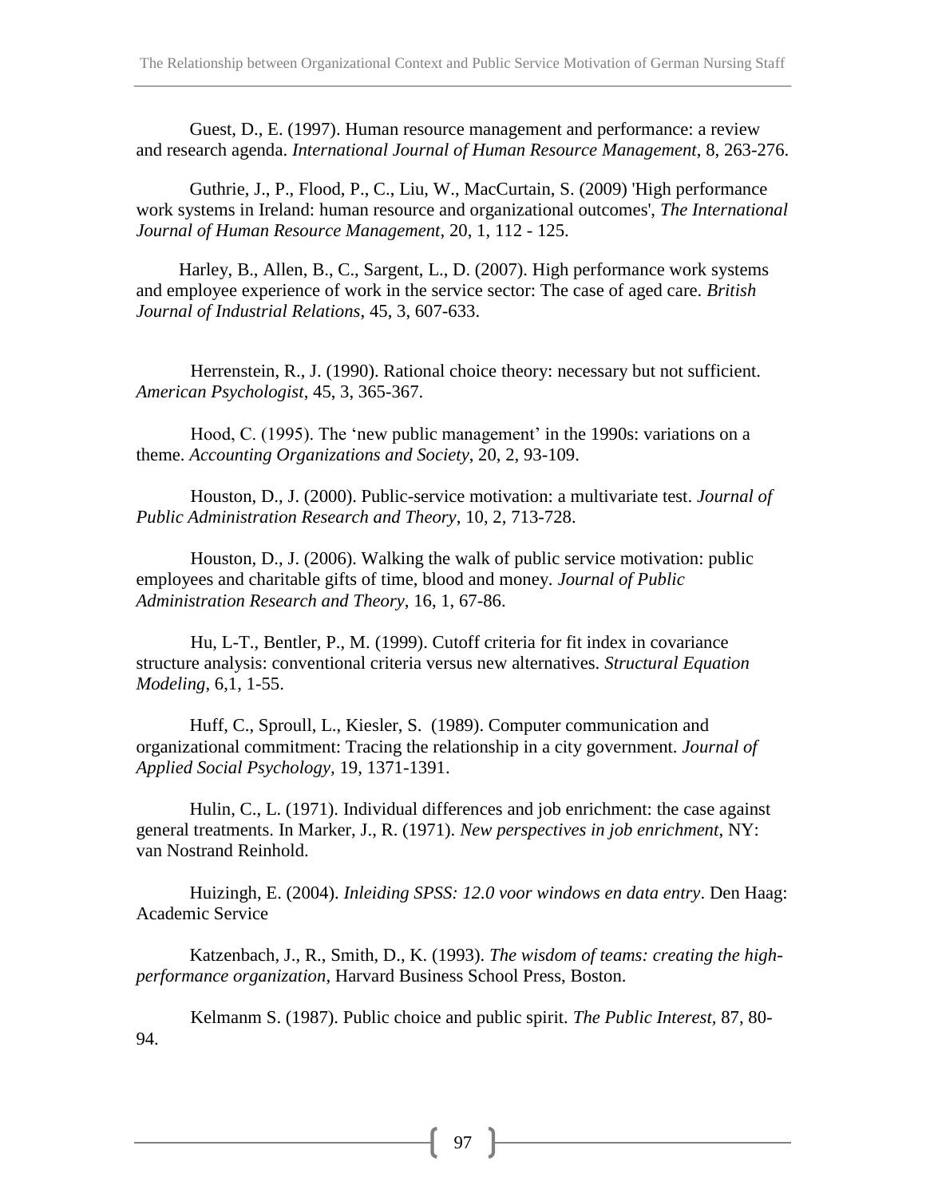Guest, D., E. (1997). Human resource management and performance: a review and research agenda. *International Journal of Human Resource Management*, 8, 263-276.

Guthrie, J., P., Flood, P., C., Liu, W., MacCurtain, S. (2009) 'High performance work systems in Ireland: human resource and organizational outcomes', *The International Journal of Human Resource Management*, 20, 1, 112 - 125.

Harley, B., Allen, B., C., Sargent, L., D. (2007). High performance work systems and employee experience of work in the service sector: The case of aged care. *British Journal of Industrial Relations*, 45, 3, 607-633.

Herrenstein, R., J. (1990). Rational choice theory: necessary but not sufficient. *American Psychologist*, 45, 3, 365-367.

Hood, C. (1995). The 'new public management' in the 1990s: variations on a theme. *Accounting Organizations and Society*, 20, 2, 93-109.

Houston, D., J. (2000). Public-service motivation: a multivariate test. *Journal of Public Administration Research and Theory*, 10, 2, 713-728.

Houston, D., J. (2006). Walking the walk of public service motivation: public employees and charitable gifts of time, blood and money. *Journal of Public Administration Research and Theory*, 16, 1, 67-86.

Hu, L-T., Bentler, P., M. (1999). Cutoff criteria for fit index in covariance structure analysis: conventional criteria versus new alternatives. *Structural Equation Modeling*, 6,1, 1-55.

Huff, C., Sproull, L., Kiesler, S. (1989). Computer communication and organizational commitment: Tracing the relationship in a city government. *Journal of Applied Social Psychology*, 19, 1371-1391.

Hulin, C., L. (1971). Individual differences and job enrichment: the case against general treatments. In Marker, J., R. (1971). *New perspectives in job enrichment*, NY: van Nostrand Reinhold.

Huizingh, E. (2004). *Inleiding SPSS: 12.0 voor windows en data entry*. Den Haag: Academic Service

Katzenbach, J., R., Smith, D., K. (1993). *The wisdom of teams: creating the high-performance organization*, Harvard Business School Press, Boston.

Kelmanm S. (1987). Public choice and public spirit. *The Public Interest*, 87, 80-94.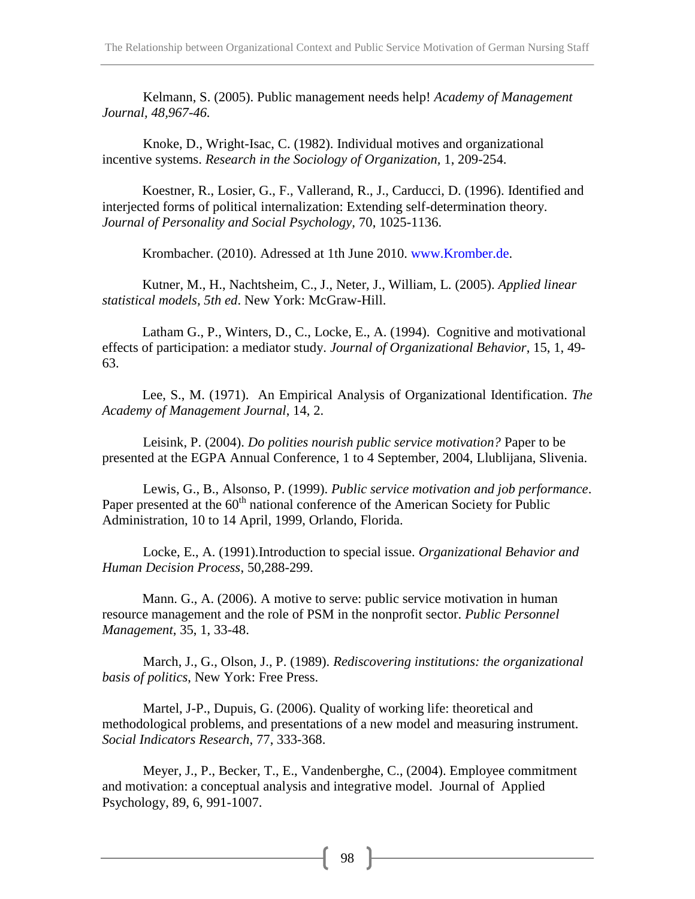Kelmann, S. (2005). Public management needs help! *Academy of Management Journal, 48,967-46.*

Knoke, D., Wright-Isac, C. (1982). Individual motives and organizational incentive systems. *Research in the Sociology of Organization*, 1, 209-254.

Koestner, R., Losier, G., F., Vallerand, R., J., Carducci, D. (1996). Identified and interjected forms of political internalization: Extending self-determination theory. *Journal of Personality and Social Psychology*, 70, 1025-1136.

Krombacher. (2010). Adressed at 1th June 2010. www.Kromber.de.

Kutner, M., H., Nachtsheim, C., J., Neter, J., William, L. (2005). *Applied linear statistical models, 5th ed*. New York: McGraw-Hill.

Latham G., P., Winters, D., C., Locke, E., A. (1994). Cognitive and motivational effects of participation: a mediator study. *Journal of Organizational Behavior*, 15, 1, 49-63.

Lee, S., M. (1971). An Empirical Analysis of Organizational Identification. *The Academy of Management Journal*, 14, 2.

Leisink, P. (2004). *Do polities nourish public service motivation?* Paper to be presented at the EGPA Annual Conference, 1 to 4 September, 2004, Llublijana, Slivenia.

Lewis, G., B., Alsonso, P. (1999). *Public service motivation and job performance*. Paper presented at the 60th national conference of the American Society for Public Administration, 10 to 14 April, 1999, Orlando, Florida.

Locke, E., A. (1991).Introduction to special issue. *Organizational Behavior and Human Decision Process*, 50,288-299.

Mann. G., A. (2006). A motive to serve: public service motivation in human resource management and the role of PSM in the nonprofit sector. *Public Personnel Management*, 35, 1, 33-48.

March, J., G., Olson, J., P. (1989). *Rediscovering institutions: the organizational basis of politics*, New York: Free Press.

Martel, J-P., Dupuis, G. (2006). Quality of working life: theoretical and methodological problems, and presentations of a new model and measuring instrument. *Social Indicators Research*, 77, 333-368.

Meyer, J., P., Becker, T., E., Vandenberghe, C., (2004). Employee commitment and motivation: a conceptual analysis and integrative model. Journal of Applied Psychology, 89, 6, 991-1007.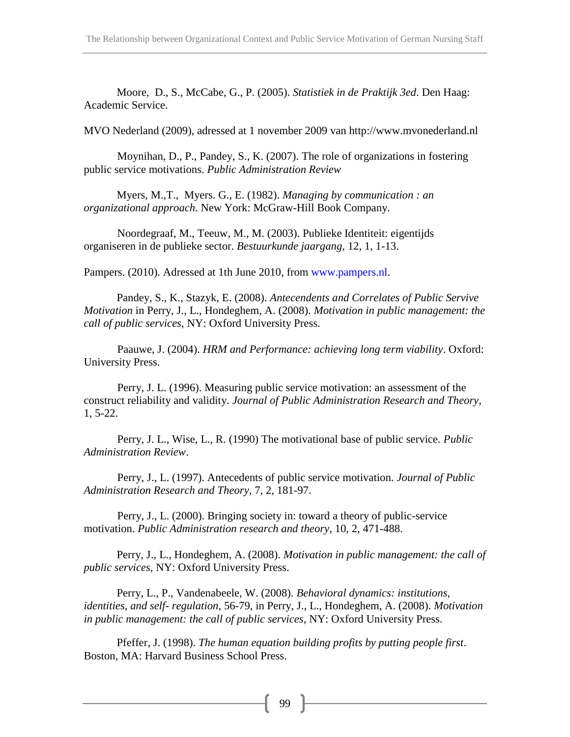Moore, D., S., McCabe, G., P. (2005). *Statistiek in de Praktijk 3ed*. Den Haag: Academic Service.

MVO Nederland (2009), adressed at 1 november 2009 van http://www.mvonederland.nl

Moynihan, D., P., Pandey, S., K. (2007). The role of organizations in fostering public service motivations. *Public Administration Review*

Myers, M.,T., Myers. G., E. (1982). *Managing by communication : an organizational approach*. New York: McGraw-Hill Book Company.

Noordegraaf, M., Teeuw, M., M. (2003). Publieke Identiteit: eigentijds organiseren in de publieke sector. *Bestuurkunde jaargang*, 12, 1, 1-13.

Pampers. (2010). Adressed at 1th June 2010, from www.pampers.nl.

Pandey, S., K., Stazyk, E. (2008). *Antecendents and Correlates of Public Servive Motivation* in Perry, J., L., Hondeghem, A. (2008). *Motivation in public management: the call of public services*, NY: Oxford University Press.

Paauwe, J. (2004). *HRM and Performance: achieving long term viability*. Oxford: University Press.

Perry, J. L. (1996). Measuring public service motivation: an assessment of the construct reliability and validity. *Journal of Public Administration Research and Theory*, 1, 5-22.

Perry, J. L., Wise, L., R. (1990) The motivational base of public service. *Public Administration Review*.

Perry, J., L. (1997). Antecedents of public service motivation. *Journal of Public Administration Research and Theory*, 7, 2, 181-97.

Perry, J., L. (2000). Bringing society in: toward a theory of public-service motivation. *Public Administration research and theory*, 10, 2, 471-488.

Perry, J., L., Hondeghem, A. (2008). *Motivation in public management: the call of public services*, NY: Oxford University Press.

Perry, L., P., Vandenabeele, W. (2008). *Behavioral dynamics: institutions, identities, and self- regulation*, 56-79, in Perry, J., L., Hondeghem, A. (2008). *Motivation in public management: the call of public services*, NY: Oxford University Press.

Pfeffer, J. (1998). *The human equation building profits by putting people first*. Boston, MA: Harvard Business School Press.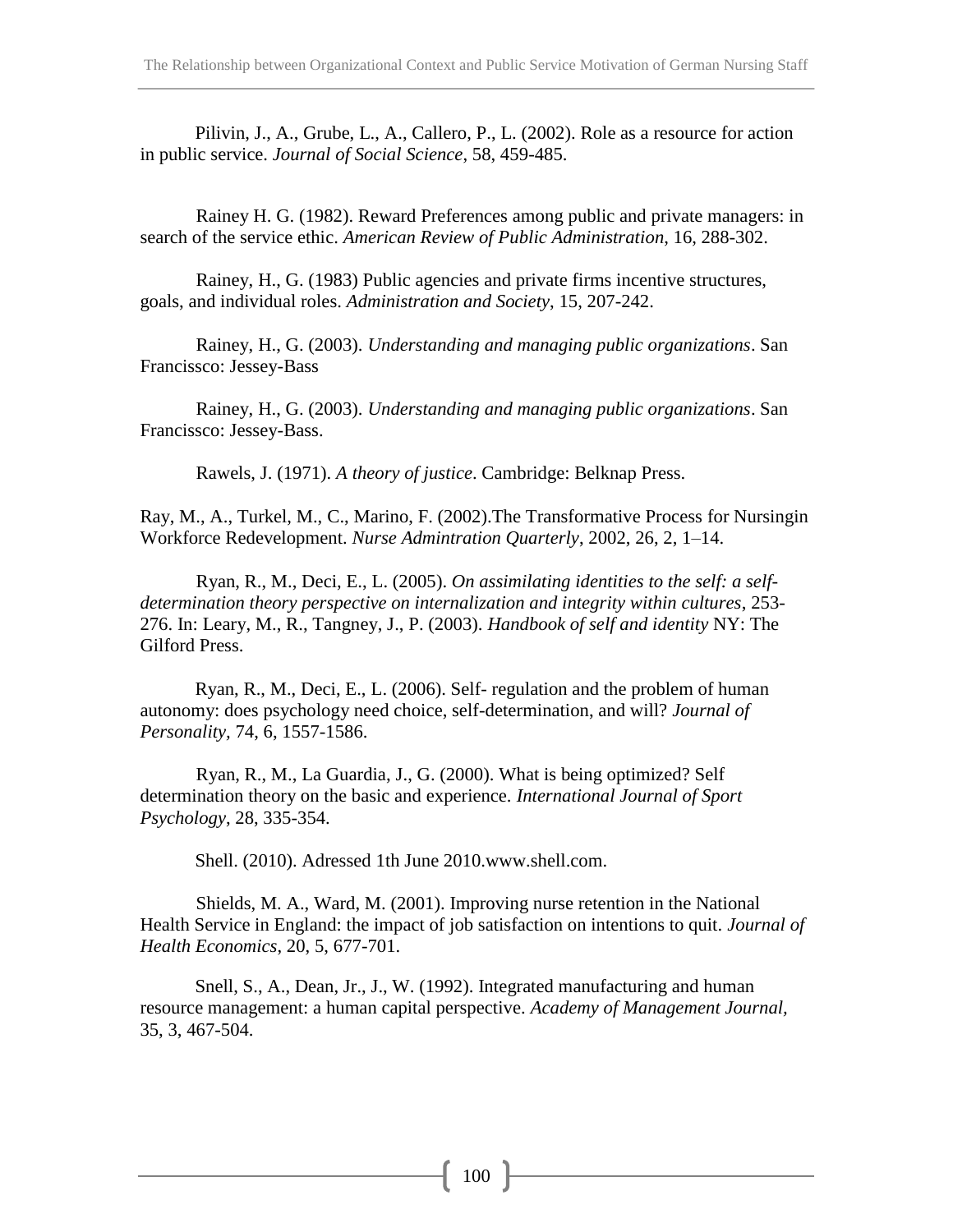Pilivin, J., A., Grube, L., A., Callero, P., L. (2002). Role as a resource for action in public service. *Journal of Social Science*, 58, 459-485.

Rainey H. G. (1982). Reward Preferences among public and private managers: in search of the service ethic. *American Review of Public Administration*, 16, 288-302.

Rainey, H., G. (1983) Public agencies and private firms incentive structures, goals, and individual roles. *Administration and Society*, 15, 207-242.

Rainey, H., G. (2003). *Understanding and managing public organizations*. San Francissco: Jessey-Bass

Rainey, H., G. (2003). *Understanding and managing public organizations*. San Francissco: Jessey-Bass.

Rawels, J. (1971). *A theory of justice*. Cambridge: Belknap Press.

Ray, M., A., Turkel, M., C., Marino, F. (2002).The Transformative Process for Nursingin Workforce Redevelopment. *Nurse Admintration Quarterly*, 2002, 26, 2, 1–14.

Ryan, R., M., Deci, E., L. (2005). *On assimilating identities to the self: a self-determination theory perspective on internalization and integrity within cultures*, 253-276. In: Leary, M., R., Tangney, J., P. (2003). *Handbook of self and identity* NY: The Gilford Press.

Ryan, R., M., Deci, E., L. (2006). Self- regulation and the problem of human autonomy: does psychology need choice, self-determination, and will? *Journal of Personality*, 74, 6, 1557-1586.

Ryan, R., M., La Guardia, J., G. (2000). What is being optimized? Self determination theory on the basic and experience. *International Journal of Sport Psychology*, 28, 335-354.

Shell. (2010). Adressed 1th June 2010.www.shell.com.

Shields, M. A., Ward, M. (2001). Improving nurse retention in the National Health Service in England: the impact of job satisfaction on intentions to quit. *Journal of Health Economics*, 20, 5, 677-701.

Snell, S., A., Dean, Jr., J., W. (1992). Integrated manufacturing and human resource management: a human capital perspective. *Academy of Management Journal*, 35, 3, 467-504.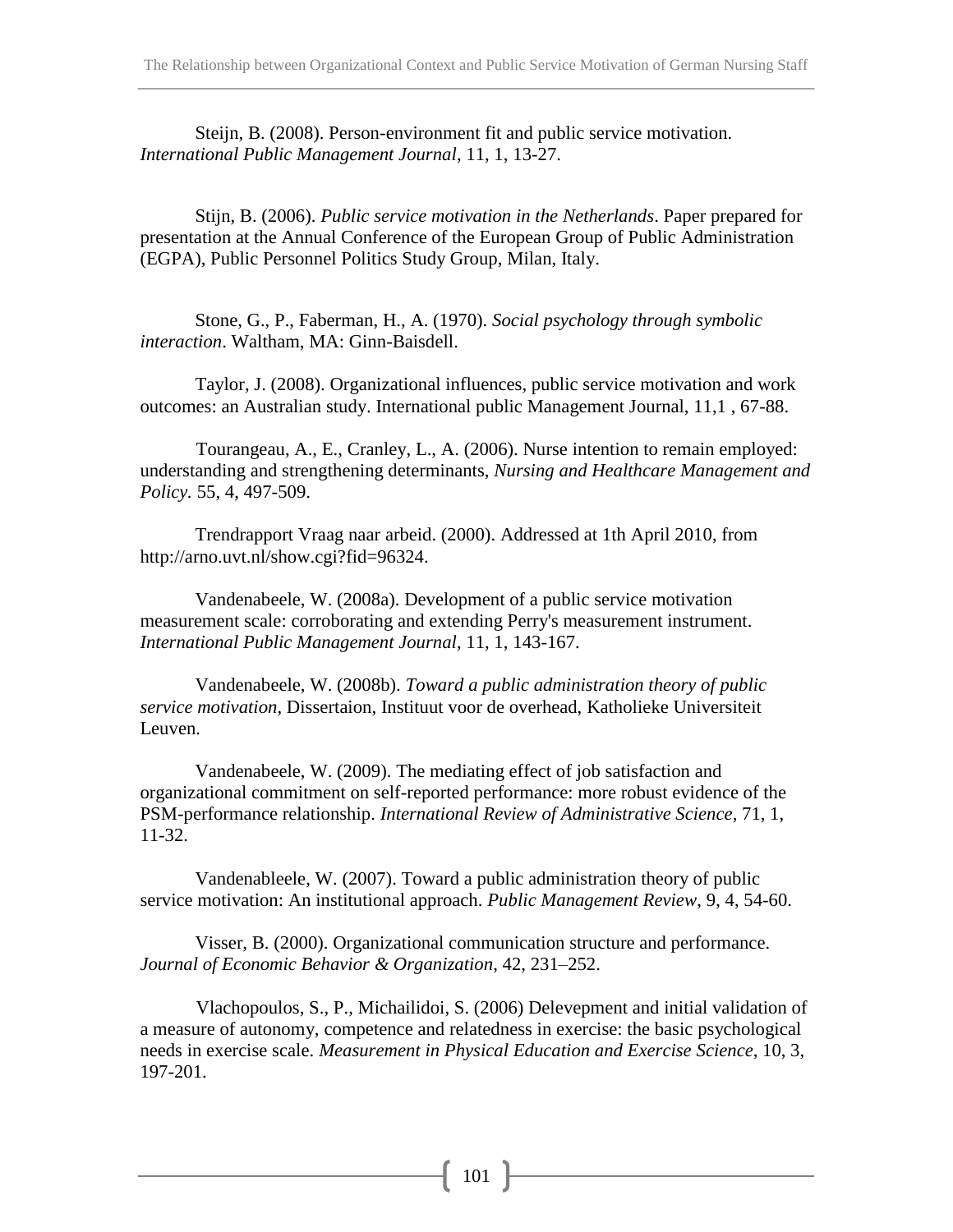Steijn, B. (2008). Person-environment fit and public service motivation. *International Public Management Journal*, 11, 1, 13-27.

Stijn, B. (2006). *Public service motivation in the Netherlands*. Paper prepared for presentation at the Annual Conference of the European Group of Public Administration (EGPA), Public Personnel Politics Study Group, Milan, Italy.

Stone, G., P., Faberman, H., A. (1970). *Social psychology through symbolic interaction*. Waltham, MA: Ginn-Baisdell.

Taylor, J. (2008). Organizational influences, public service motivation and work outcomes: an Australian study. International public Management Journal, 11,1 , 67-88.

Tourangeau, A., E., Cranley, L., A. (2006). Nurse intention to remain employed: understanding and strengthening determinants, *Nursing and Healthcare Management and Policy.* 55, 4, 497-509.

Trendrapport Vraag naar arbeid. (2000). Addressed at 1th April 2010, from http://arno.uvt.nl/show.cgi?fid=96324.

Vandenabeele, W. (2008a). Development of a public service motivation measurement scale: corroborating and extending Perry's measurement instrument. *International Public Management Journal*, 11, 1, 143-167.

Vandenabeele, W. (2008b). *Toward a public administration theory of public service motivation*, Dissertaion, Instituut voor de overhead, Katholieke Universiteit Leuven.

Vandenabeele, W. (2009). The mediating effect of job satisfaction and organizational commitment on self-reported performance: more robust evidence of the PSM-performance relationship. *International Review of Administrative Science*, 71, 1, 11-32.

Vandenableele, W. (2007). Toward a public administration theory of public service motivation: An institutional approach. *Public Management Review*, 9, 4, 54-60.

Visser, B. (2000). Organizational communication structure and performance. *Journal of Economic Behavior & Organization*, 42, 231–252.

Vlachopoulos, S., P., Michailidoi, S. (2006) Delevepment and initial validation of a measure of autonomy, competence and relatedness in exercise: the basic psychological needs in exercise scale. *Measurement in Physical Education and Exercise Science*, 10, 3, 197-201.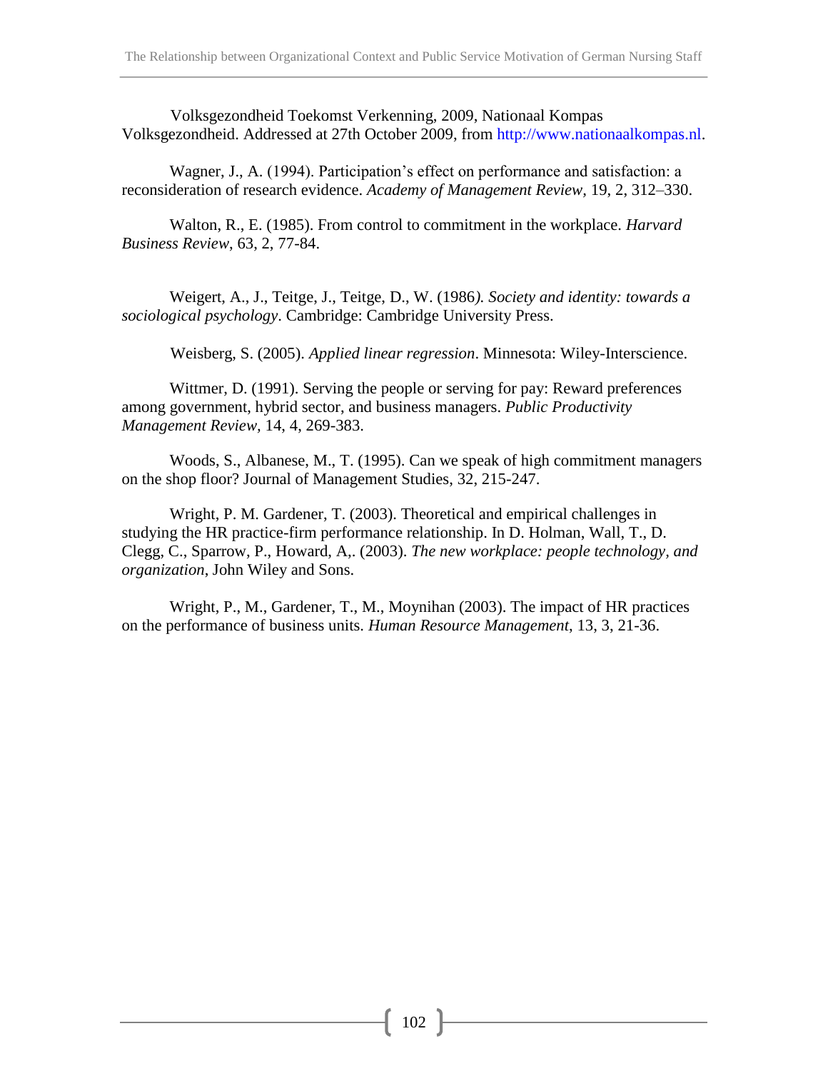Volksgezondheid Toekomst Verkenning, 2009, Nationaal Kompas Volksgezondheid. Addressed at 27th October 2009, from http://www.nationaalkompas.nl.

Wagner, J., A. (1994). Participation's effect on performance and satisfaction: a reconsideration of research evidence. *Academy of Management Review,* 19, 2, 312–330.

Walton, R., E. (1985). From control to commitment in the workplace. *Harvard Business Review*, 63, 2, 77-84.

Weigert, A., J., Teitge, J., Teitge, D., W. (1986*). Society and identity: towards a sociological psychology*. Cambridge: Cambridge University Press.

Weisberg, S. (2005). *Applied linear regression*. Minnesota: Wiley-Interscience.

Wittmer, D. (1991). Serving the people or serving for pay: Reward preferences among government, hybrid sector, and business managers. *Public Productivity Management Review,* 14, 4, 269-383.

Woods, S., Albanese, M., T. (1995). Can we speak of high commitment managers on the shop floor? Journal of Management Studies, 32, 215-247.

Wright, P. M. Gardener, T. (2003). Theoretical and empirical challenges in studying the HR practice-firm performance relationship. In D. Holman, Wall, T., D. Clegg, C., Sparrow, P., Howard, A,. (2003). *The new workplace: people technology, and organization*, John Wiley and Sons.

Wright, P., M., Gardener, T., M., Moynihan (2003). The impact of HR practices on the performance of business units. *Human Resource Management*, 13, 3, 21-36.